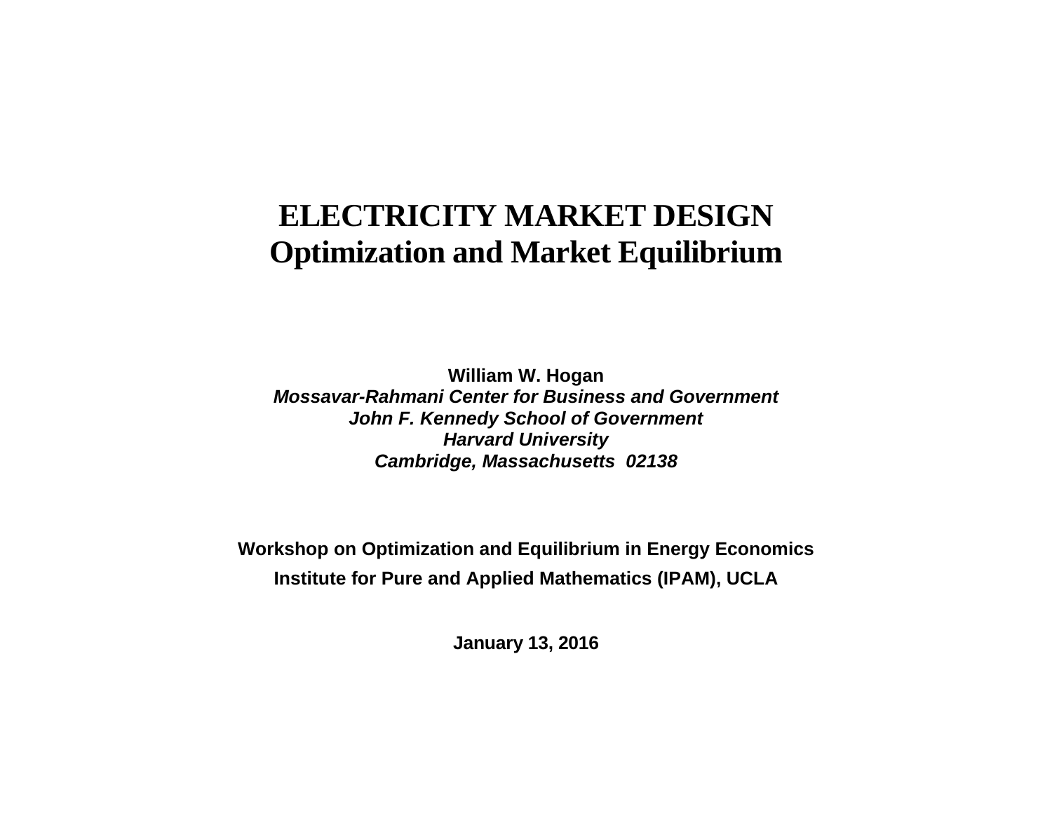# ELECTRICITY MARKET DESIGN
# Optimization and Market Equilibrium

**William W. Hogan**
***Mossavar-Rahmani Center for Business and Government***
***John F. Kennedy School of Government***
***Harvard University***
***Cambridge, Massachusetts 02138***

**Workshop on Optimization and Equilibrium in Energy Economics**

**Institute for Pure and Applied Mathematics (IPAM), UCLA**

**January 13, 2016**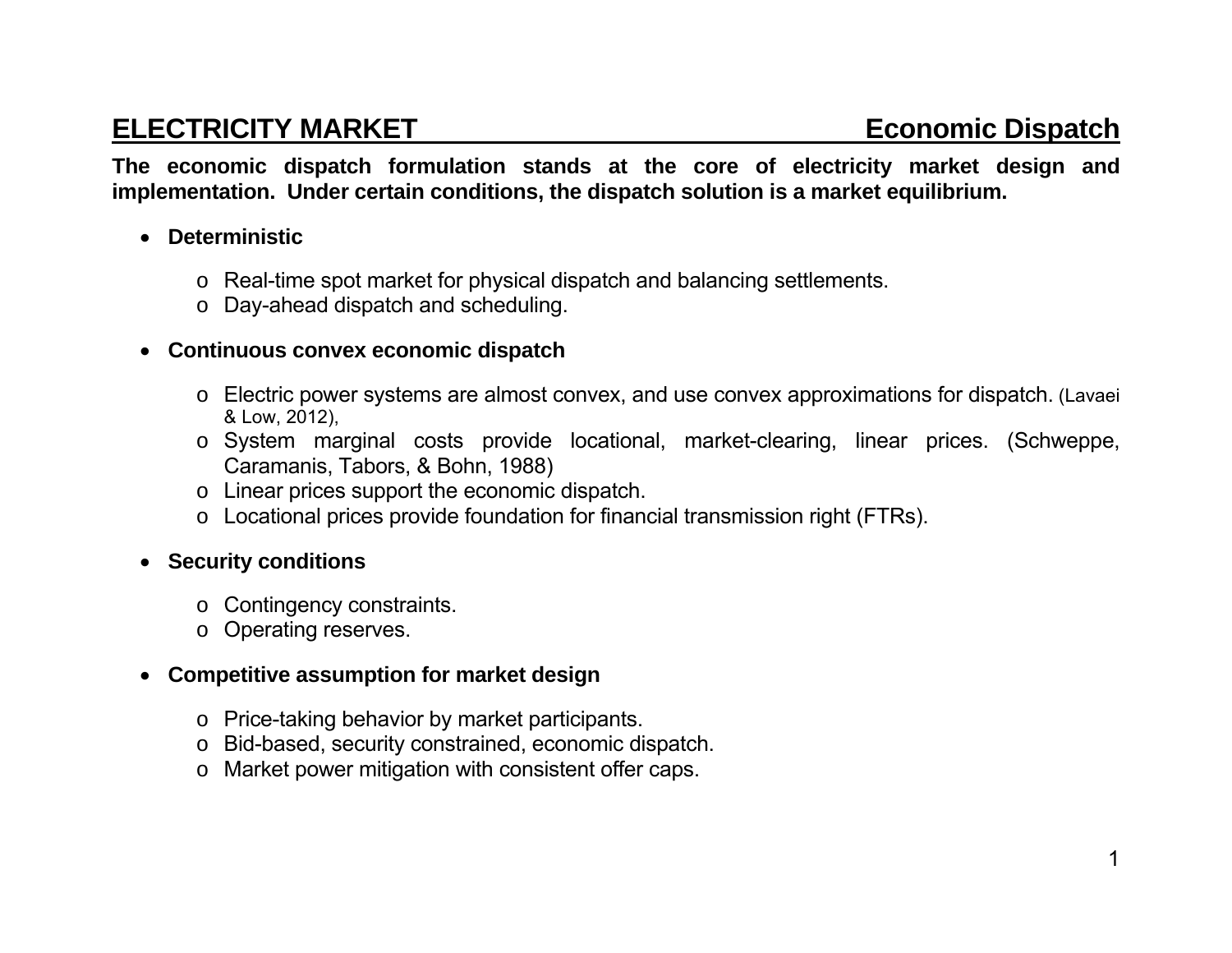## ELECTRICITY MARKET — Economic Dispatch

**The economic dispatch formulation stands at the core of electricity market design and implementation. Under certain conditions, the dispatch solution is a market equilibrium.**

- **Deterministic**
  - Real-time spot market for physical dispatch and balancing settlements.
  - Day-ahead dispatch and scheduling.

- **Continuous convex economic dispatch**
  - Electric power systems are almost convex, and use convex approximations for dispatch. (Lavaei & Low, 2012),
  - System marginal costs provide locational, market-clearing, linear prices. (Schweppe, Caramanis, Tabors, & Bohn, 1988)
  - Linear prices support the economic dispatch.
  - Locational prices provide foundation for financial transmission right (FTRs).

- **Security conditions**
  - Contingency constraints.
  - Operating reserves.

- **Competitive assumption for market design**
  - Price-taking behavior by market participants.
  - Bid-based, security constrained, economic dispatch.
  - Market power mitigation with consistent offer caps.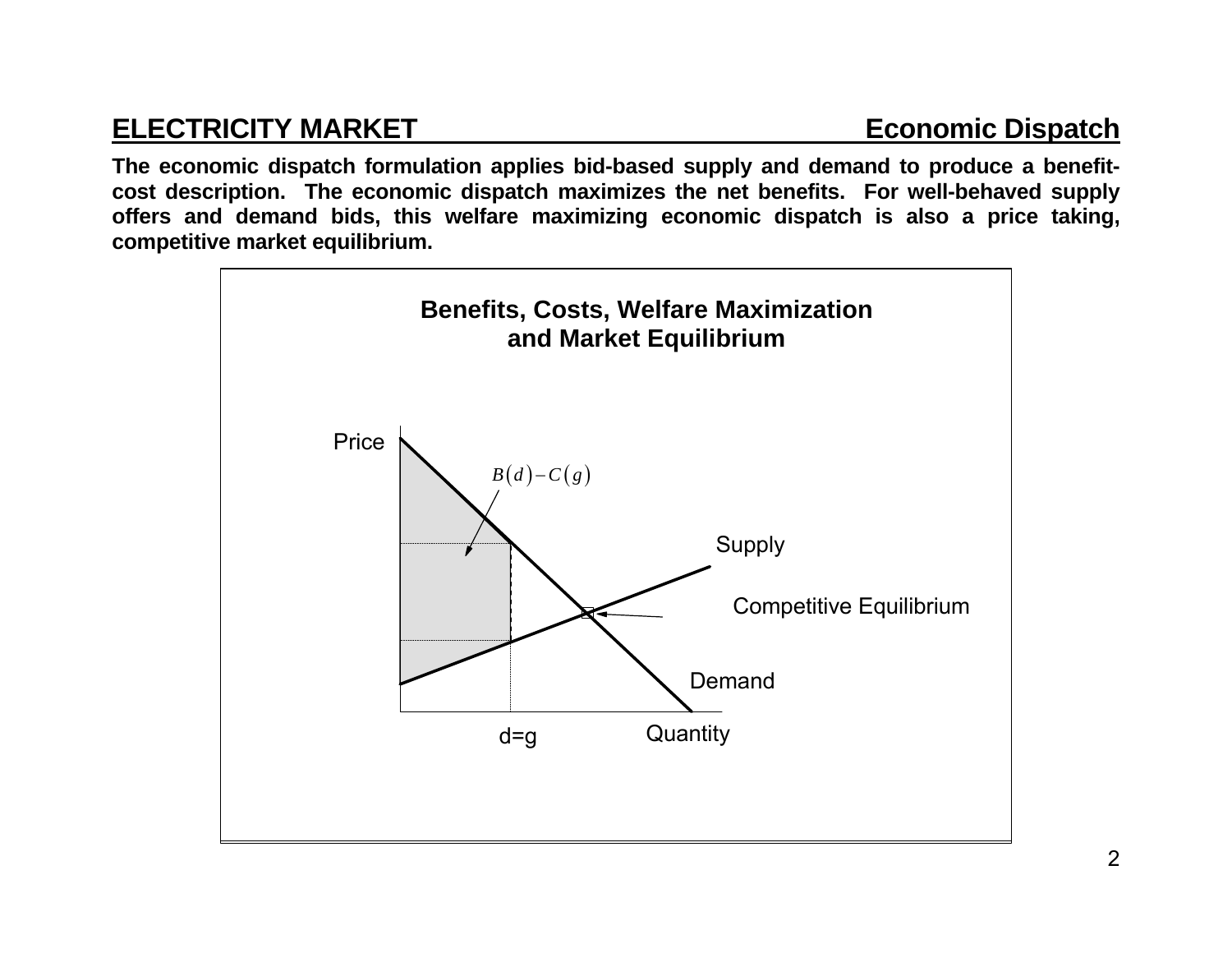**ELECTRICITY MARKET** **Economic Dispatch**

**The economic dispatch formulation applies bid-based supply and demand to produce a benefit-cost description. The economic dispatch maximizes the net benefits. For well-behaved supply offers and demand bids, this welfare maximizing economic dispatch is also a price taking, competitive market equilibrium.**

**Benefits, Costs, Welfare Maximization and Market Equilibrium**

Price

$B(d) - C(g)$

Supply

Competitive Equilibrium

Demand

d=g

Quantity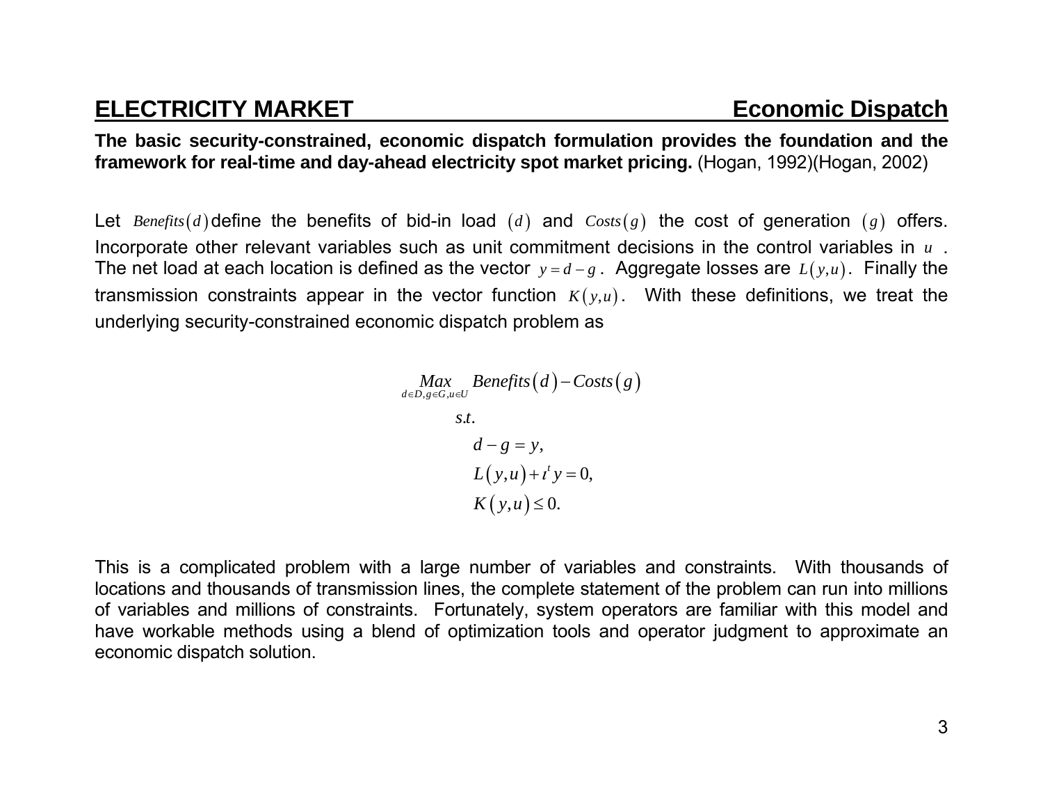## ELECTRICITY MARKET — Economic Dispatch

**The basic security-constrained, economic dispatch formulation provides the foundation and the framework for real-time and day-ahead electricity spot market pricing.** (Hogan, 1992)(Hogan, 2002)

Let $Benefits(d)$ define the benefits of bid-in load $(d)$ and $Costs(g)$ the cost of generation $(g)$ offers. Incorporate other relevant variables such as unit commitment decisions in the control variables in $u$. The net load at each location is defined as the vector $y = d - g$. Aggregate losses are $L(y,u)$. Finally the transmission constraints appear in the vector function $K(y,u)$. With these definitions, we treat the underlying security-constrained economic dispatch problem as

$$
\begin{aligned}
\underset{d \in D, g \in G, u \in U}{Max} \; & Benefits(d) - Costs(g) \\
s.t. \quad & \\
& d - g = y, \\
& L(y,u) + \iota^t y = 0, \\
& K(y,u) \leq 0.
\end{aligned}
$$

This is a complicated problem with a large number of variables and constraints. With thousands of locations and thousands of transmission lines, the complete statement of the problem can run into millions of variables and millions of constraints. Fortunately, system operators are familiar with this model and have workable methods using a blend of optimization tools and operator judgment to approximate an economic dispatch solution.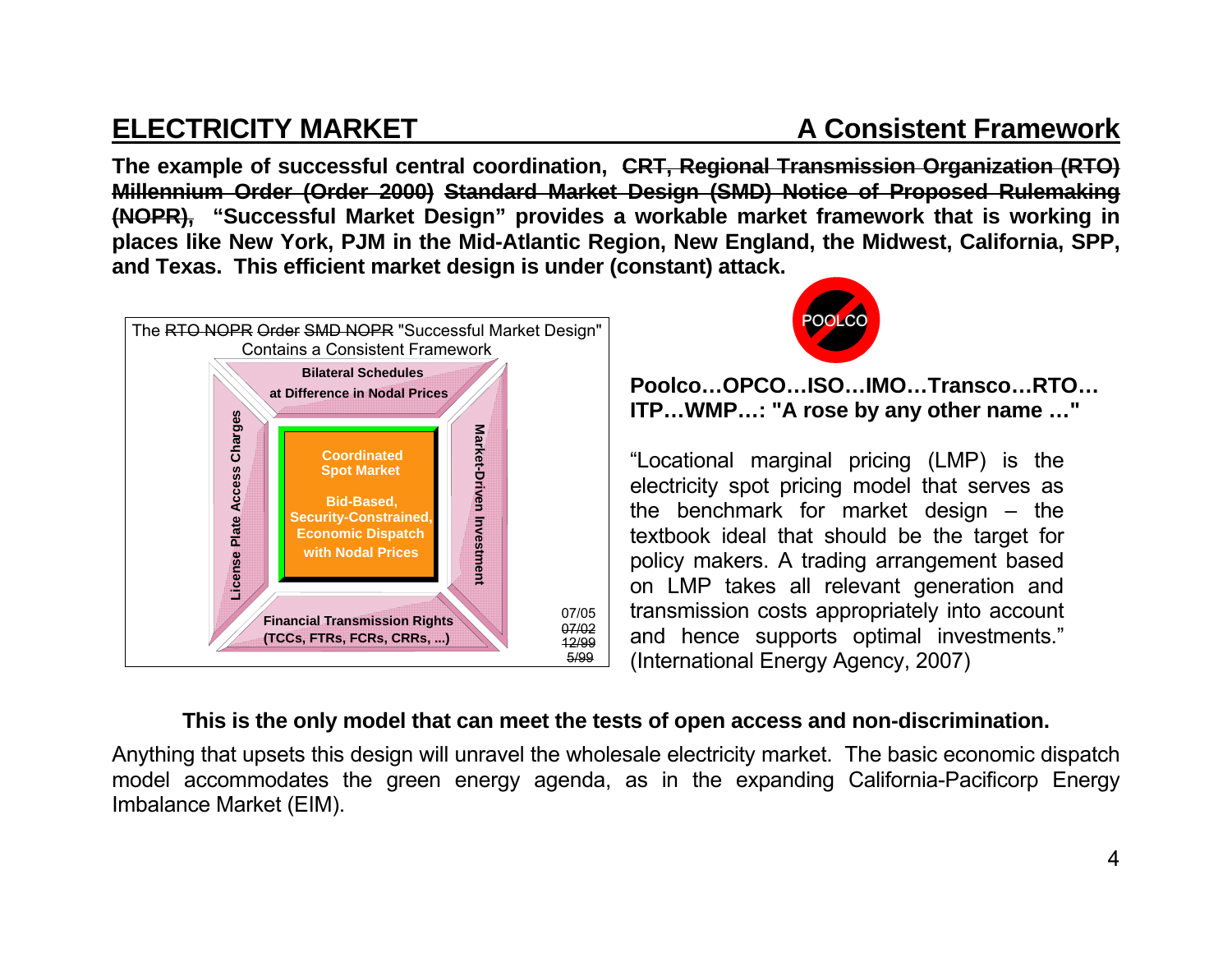## ELECTRICITY MARKET — A Consistent Framework

**The example of successful central coordination, ~~CRT, Regional Transmission Organization (RTO) Millennium Order (Order 2000) Standard Market Design (SMD) Notice of Proposed Rulemaking (NOPR),~~ "Successful Market Design" provides a workable market framework that is working in places like New York, PJM in the Mid-Atlantic Region, New England, the Midwest, California, SPP, and Texas. This efficient market design is under (constant) attack.**

The ~~RTO NOPR~~ ~~Order~~ ~~SMD NOPR~~ "Successful Market Design" Contains a Consistent Framework

- **Bilateral Schedules at Difference in Nodal Prices**
- **License Plate Access Charges**
- **Coordinated Spot Market — Bid-Based, Security-Constrained, Economic Dispatch with Nodal Prices**
- **Market-Driven Investment**
- **Financial Transmission Rights (TCCs, FTRs, FCRs, CRRs, ...)**

07/05 ~~07/02~~ ~~12/99~~ ~~5/99~~

POOLCO

**Poolco…OPCO…ISO…IMO…Transco…RTO…ITP…WMP…: "A rose by any other name …"**

"Locational marginal pricing (LMP) is the electricity spot pricing model that serves as the benchmark for market design – the textbook ideal that should be the target for policy makers. A trading arrangement based on LMP takes all relevant generation and transmission costs appropriately into account and hence supports optimal investments." (International Energy Agency, 2007)

**This is the only model that can meet the tests of open access and non-discrimination.**

Anything that upsets this design will unravel the wholesale electricity market. The basic economic dispatch model accommodates the green energy agenda, as in the expanding California-Pacificorp Energy Imbalance Market (EIM).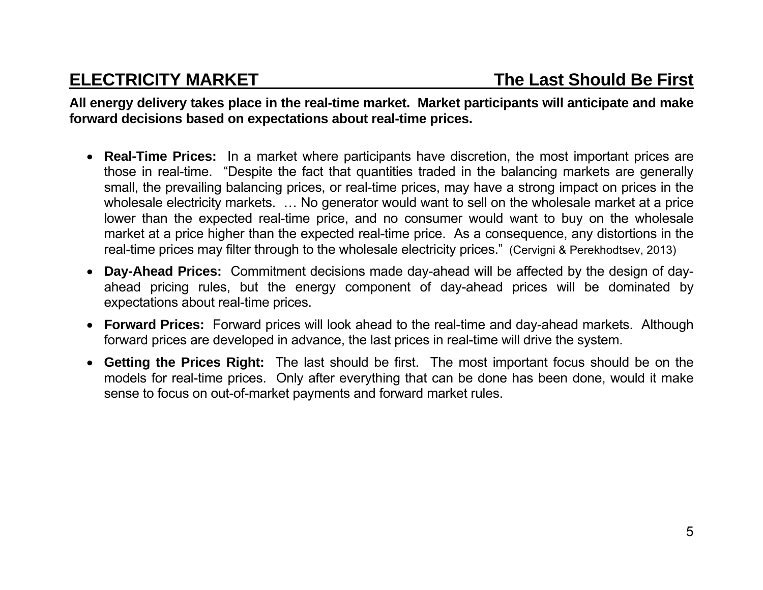## ELECTRICITY MARKET — The Last Should Be First

**All energy delivery takes place in the real-time market. Market participants will anticipate and make forward decisions based on expectations about real-time prices.**

- **Real-Time Prices:** In a market where participants have discretion, the most important prices are those in real-time. "Despite the fact that quantities traded in the balancing markets are generally small, the prevailing balancing prices, or real-time prices, may have a strong impact on prices in the wholesale electricity markets. … No generator would want to sell on the wholesale market at a price lower than the expected real-time price, and no consumer would want to buy on the wholesale market at a price higher than the expected real-time price. As a consequence, any distortions in the real-time prices may filter through to the wholesale electricity prices." (Cervigni & Perekhodtsev, 2013)
- **Day-Ahead Prices:** Commitment decisions made day-ahead will be affected by the design of day-ahead pricing rules, but the energy component of day-ahead prices will be dominated by expectations about real-time prices.
- **Forward Prices:** Forward prices will look ahead to the real-time and day-ahead markets. Although forward prices are developed in advance, the last prices in real-time will drive the system.
- **Getting the Prices Right:** The last should be first. The most important focus should be on the models for real-time prices. Only after everything that can be done has been done, would it make sense to focus on out-of-market payments and forward market rules.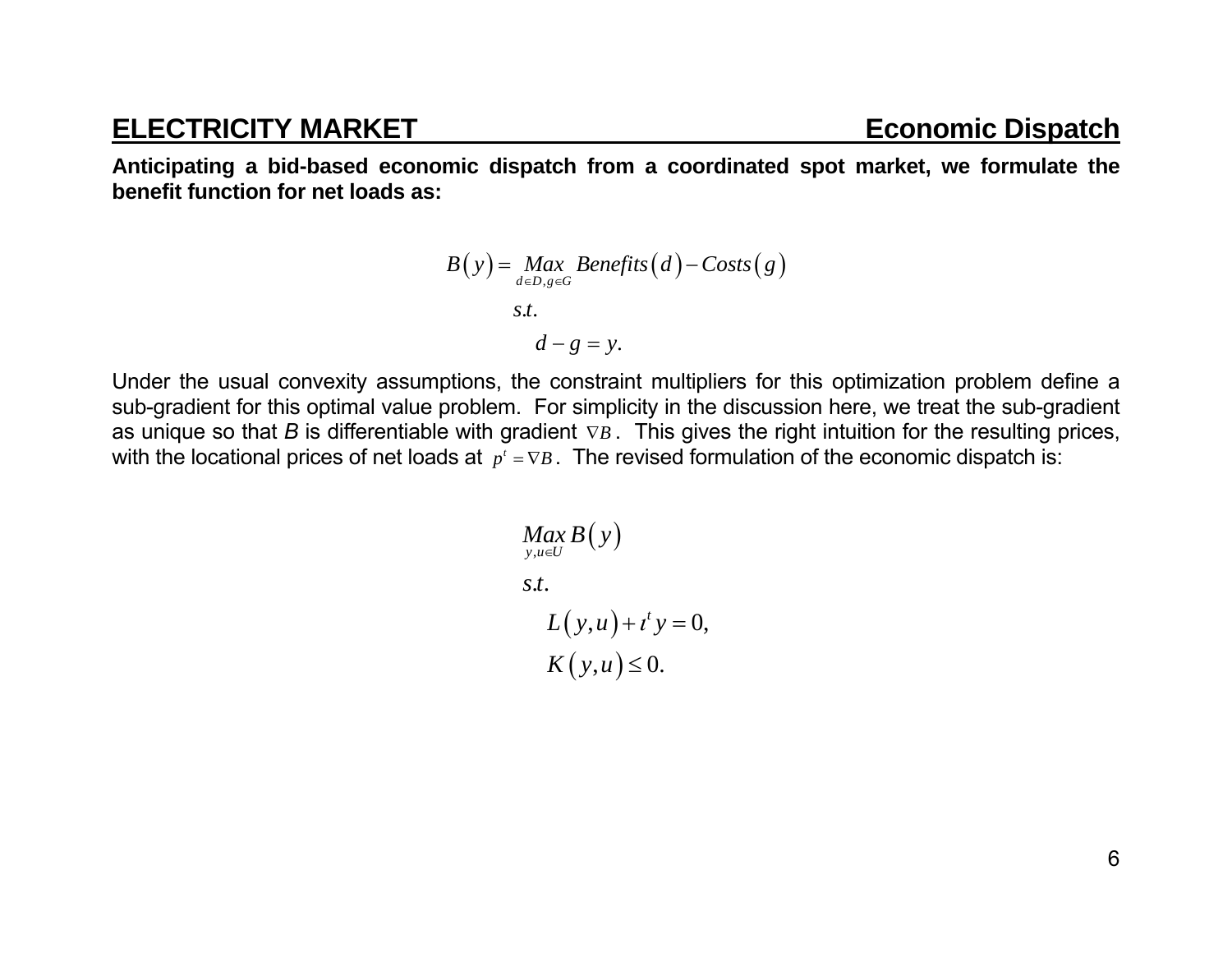## ELECTRICITY MARKET — Economic Dispatch

**Anticipating a bid-based economic dispatch from a coordinated spot market, we formulate the benefit function for net loads as:**

$$
\begin{aligned}
B(y) = \; & \underset{d \in D, g \in G}{Max} \; Benefits(d) - Costs(g) \\
& s.t. \\
& \quad d - g = y.
\end{aligned}
$$

Under the usual convexity assumptions, the constraint multipliers for this optimization problem define a sub-gradient for this optimal value problem. For simplicity in the discussion here, we treat the sub-gradient as unique so that *B* is differentiable with gradient $\nabla B$. This gives the right intuition for the resulting prices, with the locational prices of net loads at $p^t = \nabla B$. The revised formulation of the economic dispatch is:

$$
\begin{aligned}
& \underset{y, u \in U}{Max} \; B(y) \\
& s.t. \\
& \quad L(y,u) + \iota^t y = 0, \\
& \quad K(y,u) \leq 0.
\end{aligned}
$$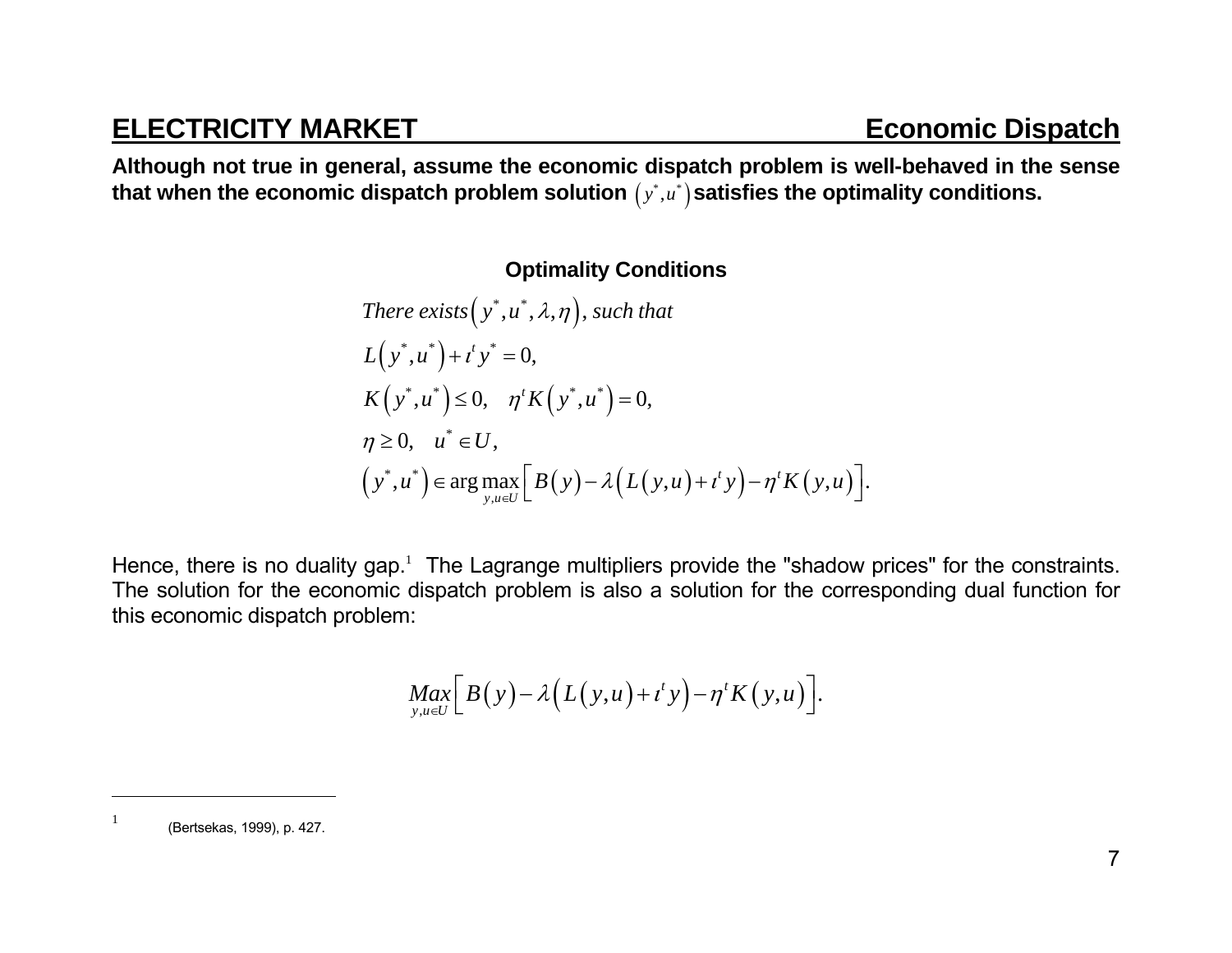**ELECTRICITY MARKET** **Economic Dispatch**

**Although not true in general, assume the economic dispatch problem is well-behaved in the sense that when the economic dispatch problem solution $\left(y^*, u^*\right)$ satisfies the optimality conditions.**

**Optimality Conditions**

$$
\begin{aligned}
&\textit{There exists}\left(y^*, u^*, \lambda, \eta\right), \textit{such that} \\
&L\left(y^*, u^*\right) + \iota^t y^* = 0, \\
&K\left(y^*, u^*\right) \le 0, \quad \eta^t K\left(y^*, u^*\right) = 0, \\
&\eta \ge 0, \quad u^* \in U, \\
&\left(y^*, u^*\right) \in \arg\max_{y, u \in U} \left[ B\left(y\right) - \lambda\left(L\left(y, u\right) + \iota^t y\right) - \eta^t K\left(y, u\right) \right].
\end{aligned}
$$

Hence, there is no duality gap.[1] The Lagrange multipliers provide the "shadow prices" for the constraints. The solution for the economic dispatch problem is also a solution for the corresponding dual function for this economic dispatch problem:

$$
\underset{y, u \in U}{Max} \left[ B\left(y\right) - \lambda\left(L\left(y, u\right) + \iota^t y\right) - \eta^t K\left(y, u\right) \right].
$$

---

[1] (Bertsekas, 1999), p. 427.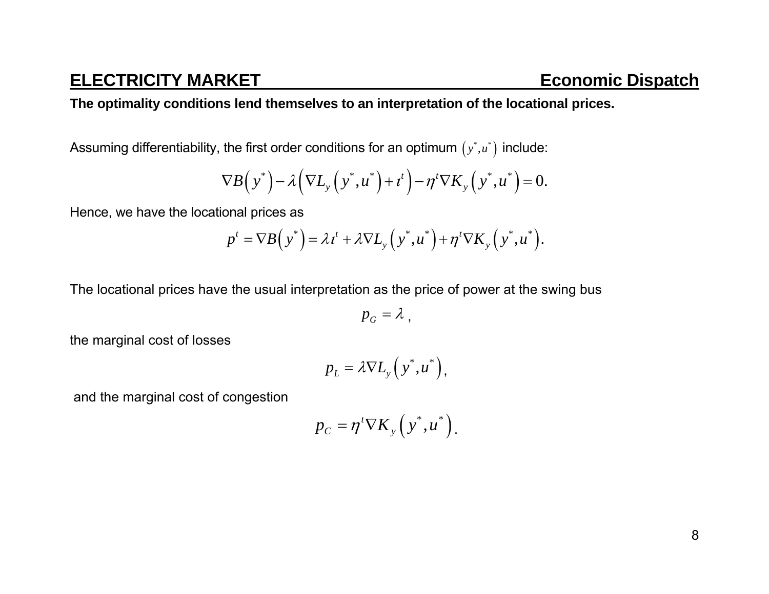## ELECTRICITY MARKET — Economic Dispatch

**The optimality conditions lend themselves to an interpretation of the locational prices.**

Assuming differentiability, the first order conditions for an optimum $(y^*, u^*)$ include:

$$\nabla B(y^*) - \lambda\left(\nabla L_y(y^*, u^*) + \iota^t\right) - \eta^t \nabla K_y(y^*, u^*) = 0.$$

Hence, we have the locational prices as

$$p^t = \nabla B(y^*) = \lambda \iota^t + \lambda \nabla L_y(y^*, u^*) + \eta^t \nabla K_y(y^*, u^*).$$

The locational prices have the usual interpretation as the price of power at the swing bus

$$p_G = \lambda\,,$$

the marginal cost of losses

$$p_L = \lambda \nabla L_y(y^*, u^*),$$

and the marginal cost of congestion

$$p_C = \eta^t \nabla K_y(y^*, u^*).$$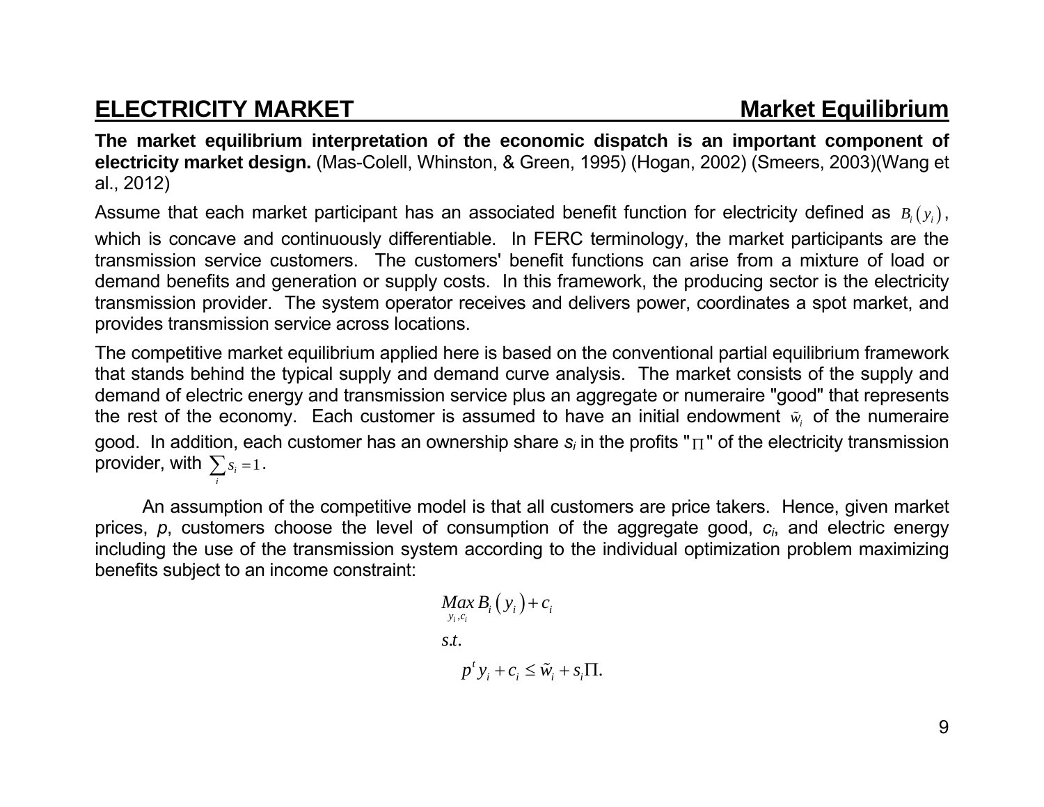## ELECTRICITY MARKET — Market Equilibrium

**The market equilibrium interpretation of the economic dispatch is an important component of electricity market design.** (Mas-Colell, Whinston, & Green, 1995) (Hogan, 2002) (Smeers, 2003)(Wang et al., 2012)

Assume that each market participant has an associated benefit function for electricity defined as $B_i(y_i)$, which is concave and continuously differentiable. In FERC terminology, the market participants are the transmission service customers. The customers' benefit functions can arise from a mixture of load or demand benefits and generation or supply costs. In this framework, the producing sector is the electricity transmission provider. The system operator receives and delivers power, coordinates a spot market, and provides transmission service across locations.

The competitive market equilibrium applied here is based on the conventional partial equilibrium framework that stands behind the typical supply and demand curve analysis. The market consists of the supply and demand of electric energy and transmission service plus an aggregate or numeraire "good" that represents the rest of the economy. Each customer is assumed to have an initial endowment $\tilde{w}_i$ of the numeraire good. In addition, each customer has an ownership share $s_i$ in the profits "$\Pi$" of the electricity transmission provider, with $\sum_i s_i = 1$.

An assumption of the competitive model is that all customers are price takers. Hence, given market prices, $p$, customers choose the level of consumption of the aggregate good, $c_i$, and electric energy including the use of the transmission system according to the individual optimization problem maximizing benefits subject to an income constraint:

$$
\begin{aligned}
&\underset{y_i, c_i}{Max}\, B_i(y_i) + c_i \\
&s.t. \\
&\quad p^t y_i + c_i \leq \tilde{w}_i + s_i \Pi.
\end{aligned}
$$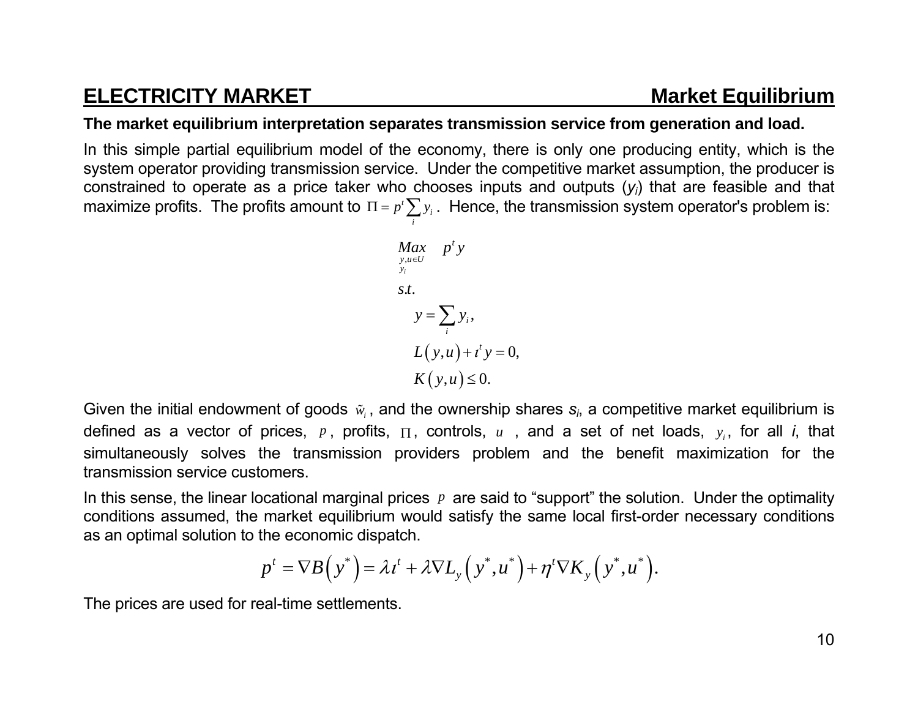# ELECTRICITY MARKET — Market Equilibrium

**The market equilibrium interpretation separates transmission service from generation and load.**

In this simple partial equilibrium model of the economy, there is only one producing entity, which is the system operator providing transmission service. Under the competitive market assumption, the producer is constrained to operate as a price taker who chooses inputs and outputs ($y_i$) that are feasible and that maximize profits. The profits amount to $\Pi = p^t \sum_i y_i$. Hence, the transmission system operator's problem is:

$$
\begin{aligned}
&\underset{\substack{y,u \in U \\ y_i}}{Max} \quad p^t y \\
&s.t. \\
&\quad y = \sum_i y_i, \\
&\quad L(y,u) + \iota^t y = 0, \\
&\quad K(y,u) \le 0.
\end{aligned}
$$

Given the initial endowment of goods $\tilde{w}_i$, and the ownership shares $s_i$, a competitive market equilibrium is defined as a vector of prices, $p$, profits, $\Pi$, controls, $u$, and a set of net loads, $y_i$, for all *i*, that simultaneously solves the transmission providers problem and the benefit maximization for the transmission service customers.

In this sense, the linear locational marginal prices $p$ are said to "support" the solution. Under the optimality conditions assumed, the market equilibrium would satisfy the same local first-order necessary conditions as an optimal solution to the economic dispatch.

$$
p^t = \nabla B\left(y^*\right) = \lambda \iota^t + \lambda \nabla L_y\left(y^*, u^*\right) + \eta^t \nabla K_y\left(y^*, u^*\right).
$$

The prices are used for real-time settlements.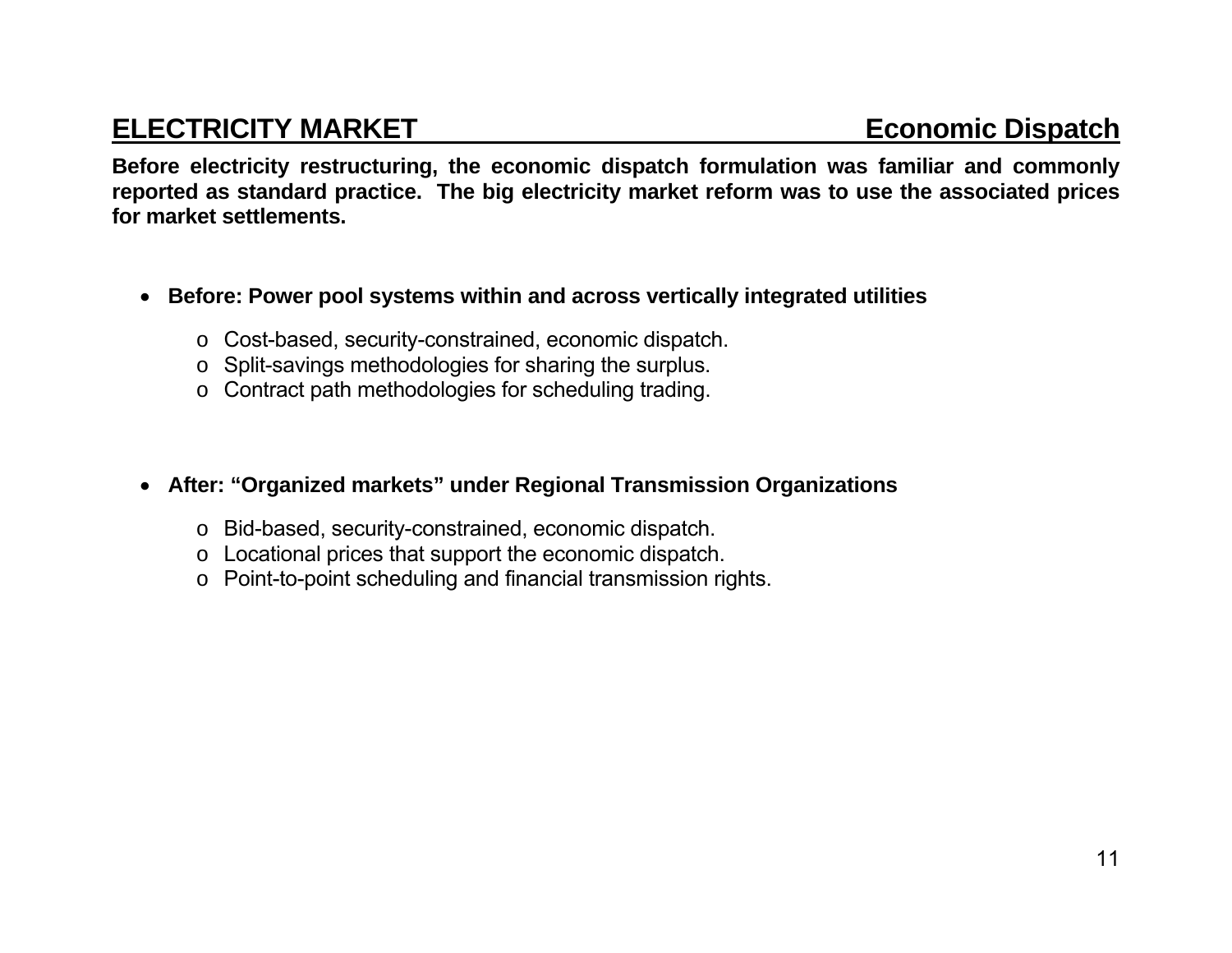## ELECTRICITY MARKET — Economic Dispatch

**Before electricity restructuring, the economic dispatch formulation was familiar and commonly reported as standard practice. The big electricity market reform was to use the associated prices for market settlements.**

- **Before: Power pool systems within and across vertically integrated utilities**
  - Cost-based, security-constrained, economic dispatch.
  - Split-savings methodologies for sharing the surplus.
  - Contract path methodologies for scheduling trading.

- **After: "Organized markets" under Regional Transmission Organizations**
  - Bid-based, security-constrained, economic dispatch.
  - Locational prices that support the economic dispatch.
  - Point-to-point scheduling and financial transmission rights.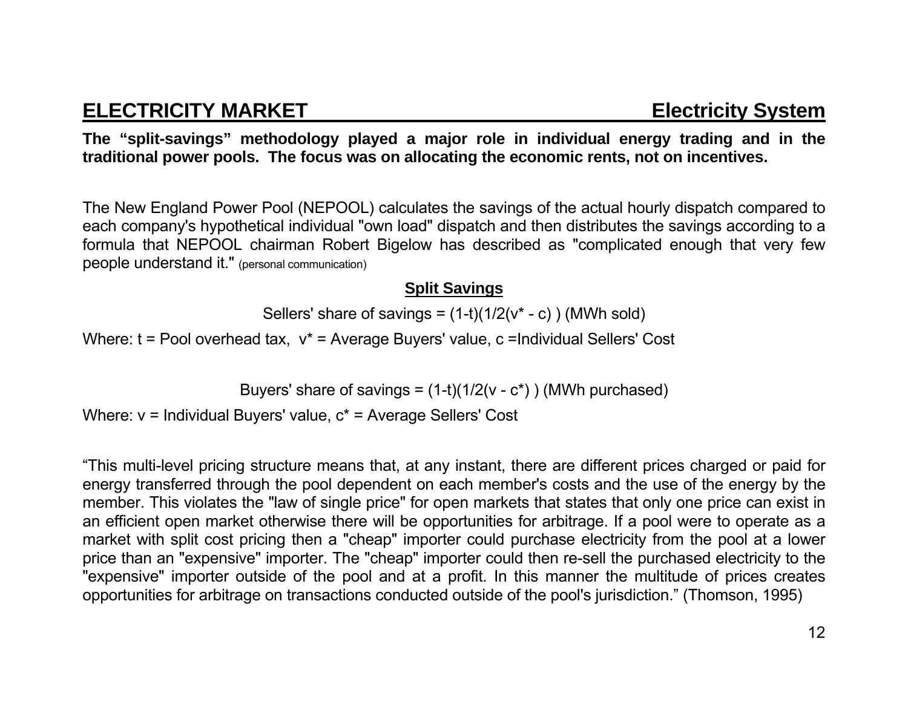## ELECTRICITY MARKET — Electricity System

**The "split-savings" methodology played a major role in individual energy trading and in the traditional power pools. The focus was on allocating the economic rents, not on incentives.**

The New England Power Pool (NEPOOL) calculates the savings of the actual hourly dispatch compared to each company's hypothetical individual "own load" dispatch and then distributes the savings according to a formula that NEPOOL chairman Robert Bigelow has described as "complicated enough that very few people understand it." (personal communication)

### Split Savings

$$\text{Sellers' share of savings} = (1-t)(1/2(v^* - c))\ (\text{MWh sold})$$

Where: $t$ = Pool overhead tax, $v^*$ = Average Buyers' value, $c$ = Individual Sellers' Cost

$$\text{Buyers' share of savings} = (1-t)(1/2(v - c^*))\ (\text{MWh purchased})$$

Where: $v$ = Individual Buyers' value, $c^*$ = Average Sellers' Cost

"This multi-level pricing structure means that, at any instant, there are different prices charged or paid for energy transferred through the pool dependent on each member's costs and the use of the energy by the member. This violates the "law of single price" for open markets that states that only one price can exist in an efficient open market otherwise there will be opportunities for arbitrage. If a pool were to operate as a market with split cost pricing then a "cheap" importer could purchase electricity from the pool at a lower price than an "expensive" importer. The "cheap" importer could then re-sell the purchased electricity to the "expensive" importer outside of the pool and at a profit. In this manner the multitude of prices creates opportunities for arbitrage on transactions conducted outside of the pool's jurisdiction." (Thomson, 1995)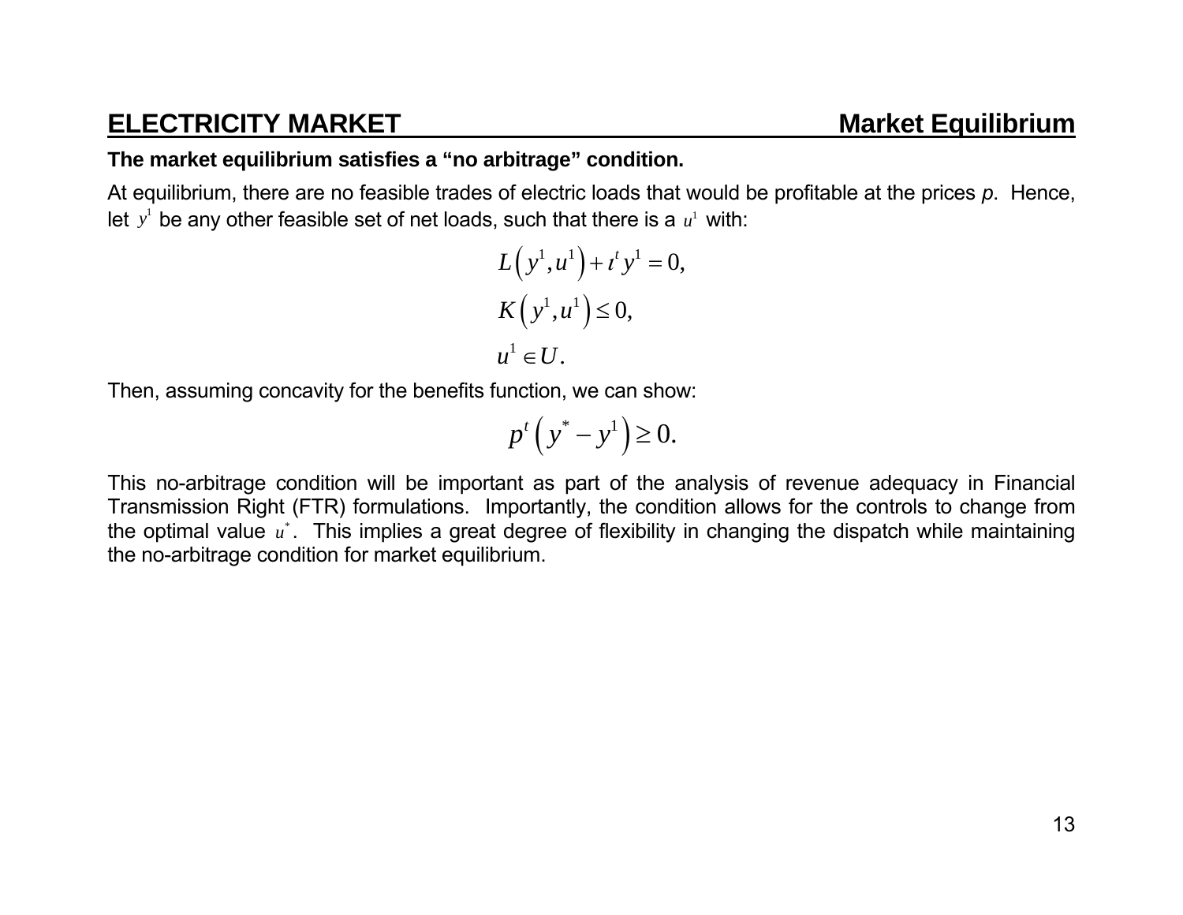## ELECTRICITY MARKET — Market Equilibrium

**The market equilibrium satisfies a "no arbitrage" condition.**

At equilibrium, there are no feasible trades of electric loads that would be profitable at the prices *p*. Hence, let $y^1$ be any other feasible set of net loads, such that there is a $u^1$ with:

$$L\left(y^1,u^1\right)+\iota^t y^1 = 0,$$
$$K\left(y^1,u^1\right)\leq 0,$$
$$u^1 \in U.$$

Then, assuming concavity for the benefits function, we can show:

$$p^t\left(y^* - y^1\right)\geq 0.$$

This no-arbitrage condition will be important as part of the analysis of revenue adequacy in Financial Transmission Right (FTR) formulations. Importantly, the condition allows for the controls to change from the optimal value $u^*$. This implies a great degree of flexibility in changing the dispatch while maintaining the no-arbitrage condition for market equilibrium.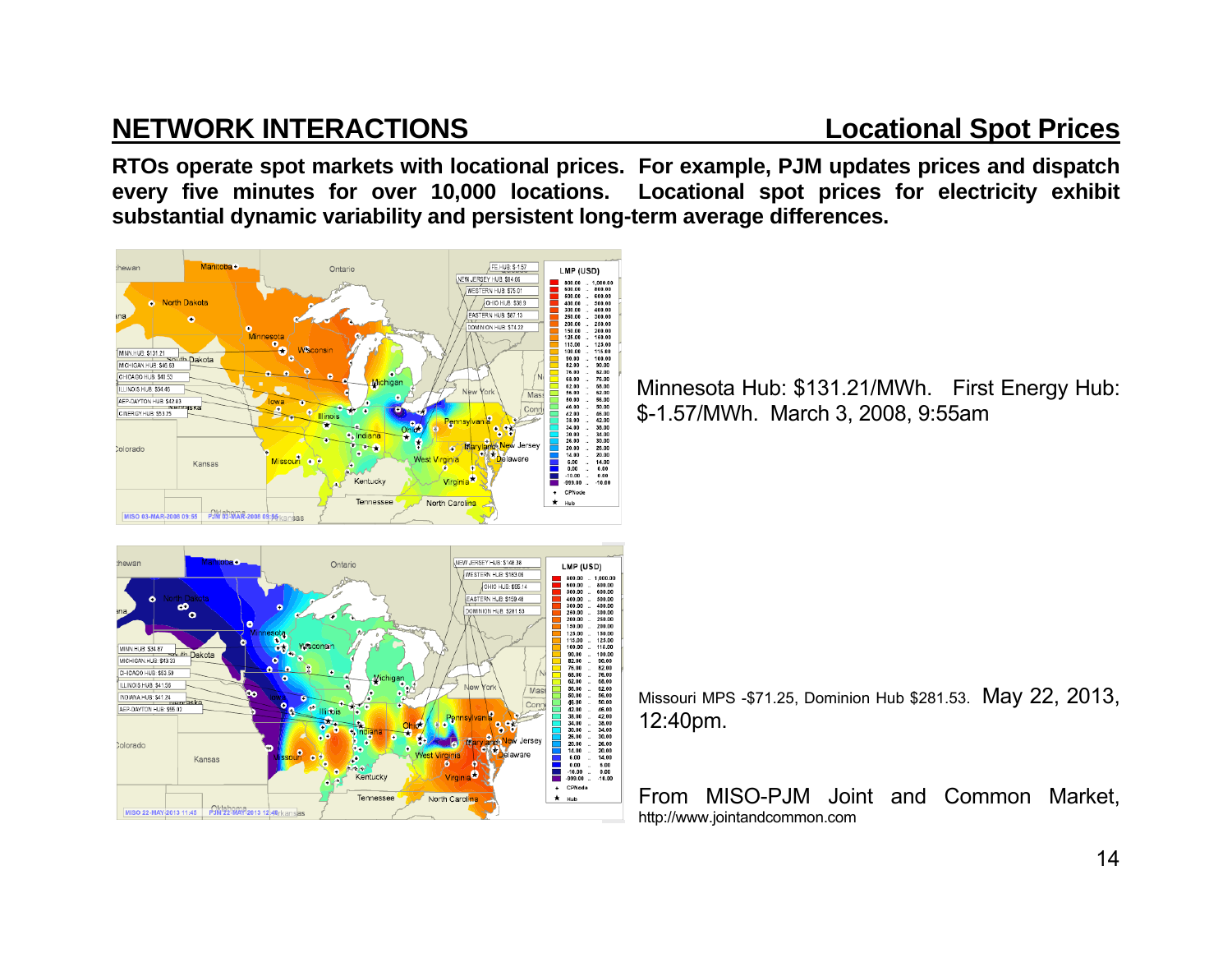# NETWORK INTERACTIONS — Locational Spot Prices

**RTOs operate spot markets with locational prices. For example, PJM updates prices and dispatch every five minutes for over 10,000 locations. Locational spot prices for electricity exhibit substantial dynamic variability and persistent long-term average differences.**

Minnesota Hub: $131.21/MWh. First Energy Hub: $-1.57/MWh. March 3, 2008, 9:55am

Missouri MPS -$71.25, Dominion Hub $281.53. May 22, 2013, 12:40pm.

From MISO-PJM Joint and Common Market, http://www.jointandcommon.com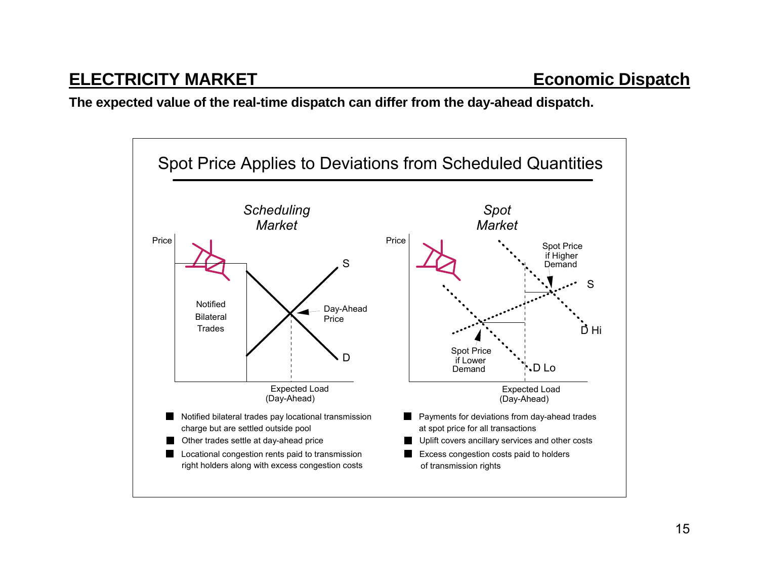## ELECTRICITY MARKET — Economic Dispatch

**The expected value of the real-time dispatch can differ from the day-ahead dispatch.**

### Spot Price Applies to Deviations from Scheduled Quantities

*Scheduling Market*

Price

Notified Bilateral Trades

S

Day-Ahead Price

D

Expected Load (Day-Ahead)

- Notified bilateral trades pay locational transmission charge but are settled outside pool
- Other trades settle at day-ahead price
- Locational congestion rents paid to transmission right holders along with excess congestion costs

*Spot Market*

Price

Spot Price if Higher Demand

S

D Hi

Spot Price if Lower Demand

D Lo

Expected Load (Day-Ahead)

- Payments for deviations from day-ahead trades at spot price for all transactions
- Uplift covers ancillary services and other costs
- Excess congestion costs paid to holders of transmission rights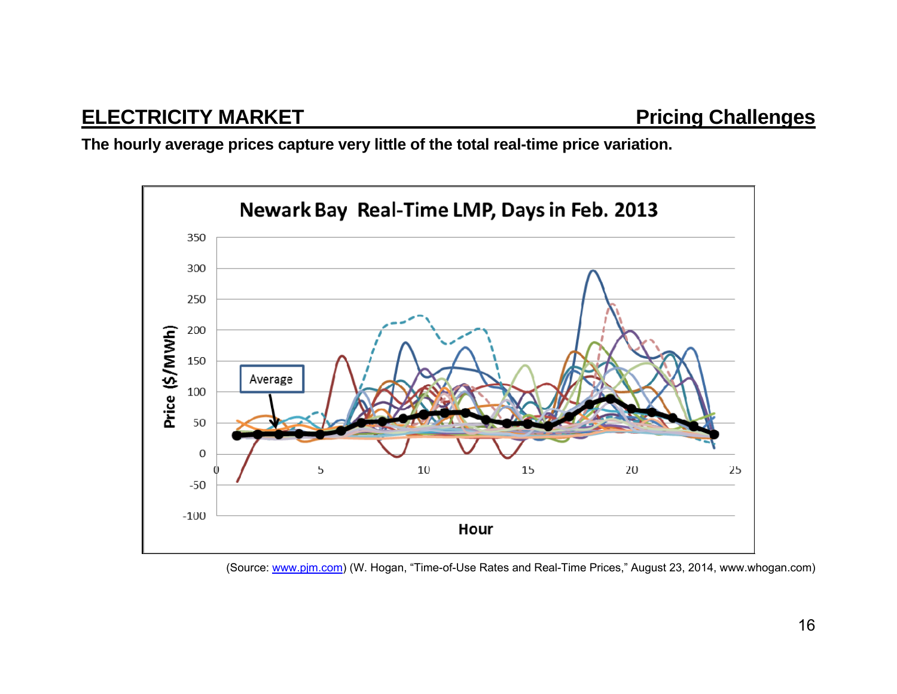## ELECTRICITY MARKET — Pricing Challenges

**The hourly average prices capture very little of the total real-time price variation.**

(Source: www.pjm.com) (W. Hogan, “Time-of-Use Rates and Real-Time Prices,” August 23, 2014, www.whogan.com)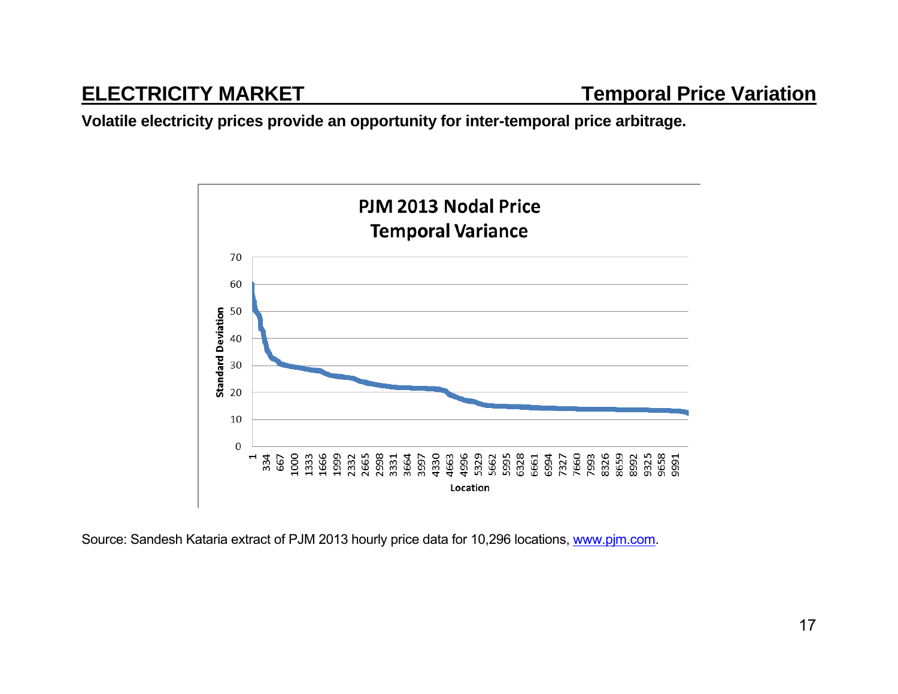## ELECTRICITY MARKET — Temporal Price Variation

**Volatile electricity prices provide an opportunity for inter-temporal price arbitrage.**

**PJM 2013 Nodal Price Temporal Variance**

Source: Sandesh Kataria extract of PJM 2013 hourly price data for 10,296 locations, www.pjm.com.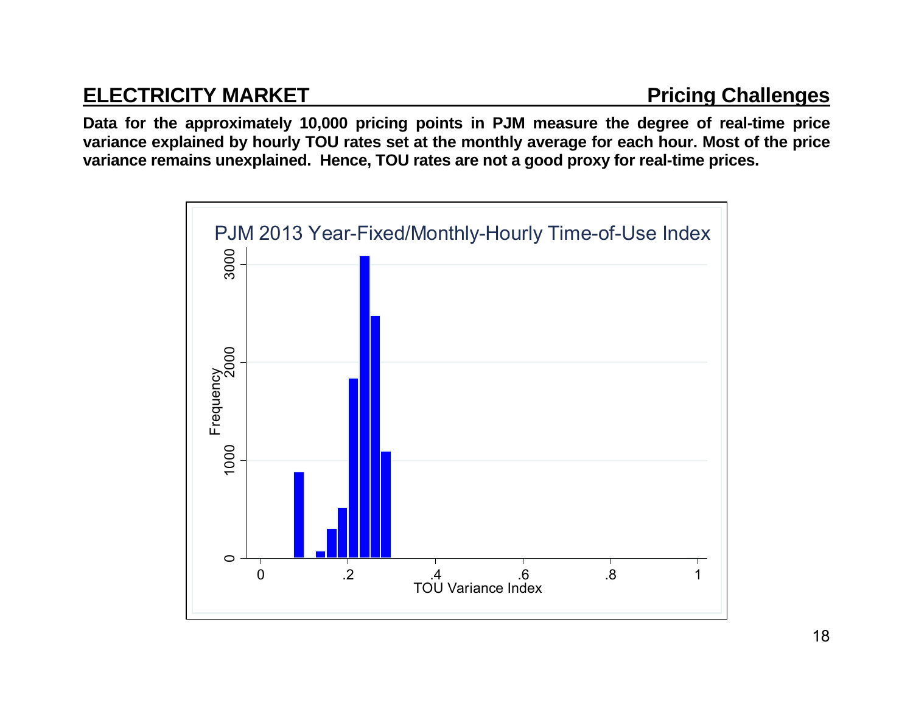## ELECTRICITY MARKET — Pricing Challenges

**Data for the approximately 10,000 pricing points in PJM measure the degree of real-time price variance explained by hourly TOU rates set at the monthly average for each hour. Most of the price variance remains unexplained. Hence, TOU rates are not a good proxy for real-time prices.**

PJM 2013 Year-Fixed/Monthly-Hourly Time-of-Use Index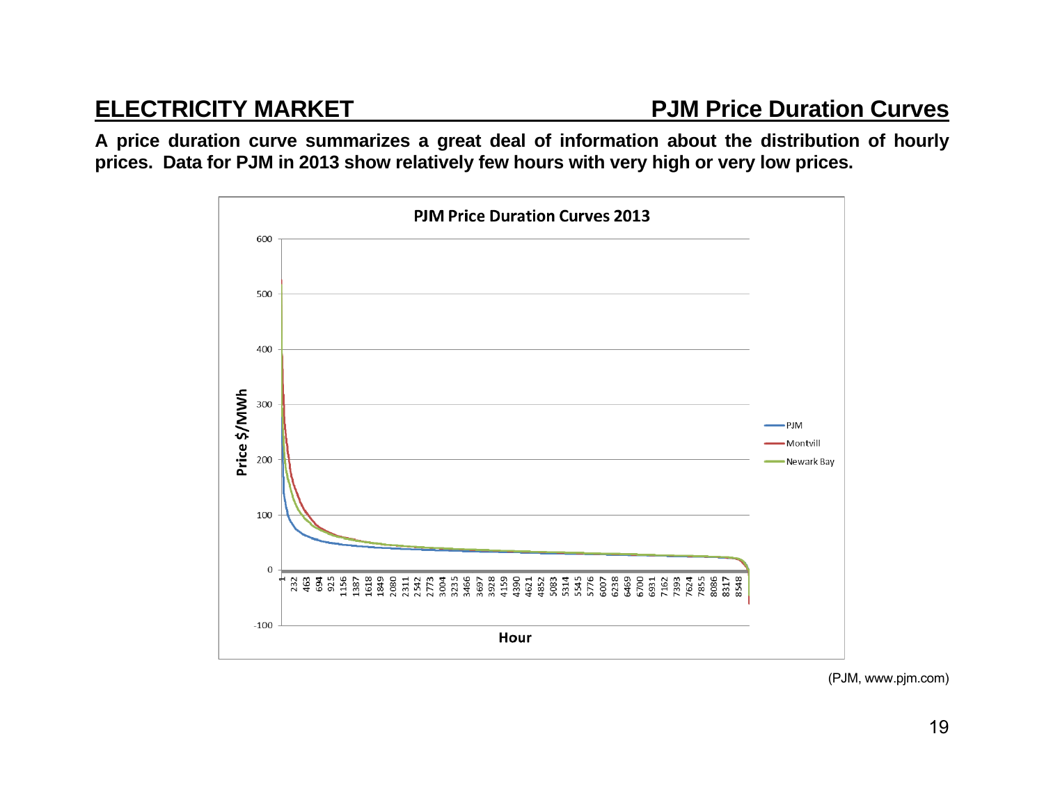## ELECTRICITY MARKET — PJM Price Duration Curves

**A price duration curve summarizes a great deal of information about the distribution of hourly prices. Data for PJM in 2013 show relatively few hours with very high or very low prices.**

(PJM, www.pjm.com)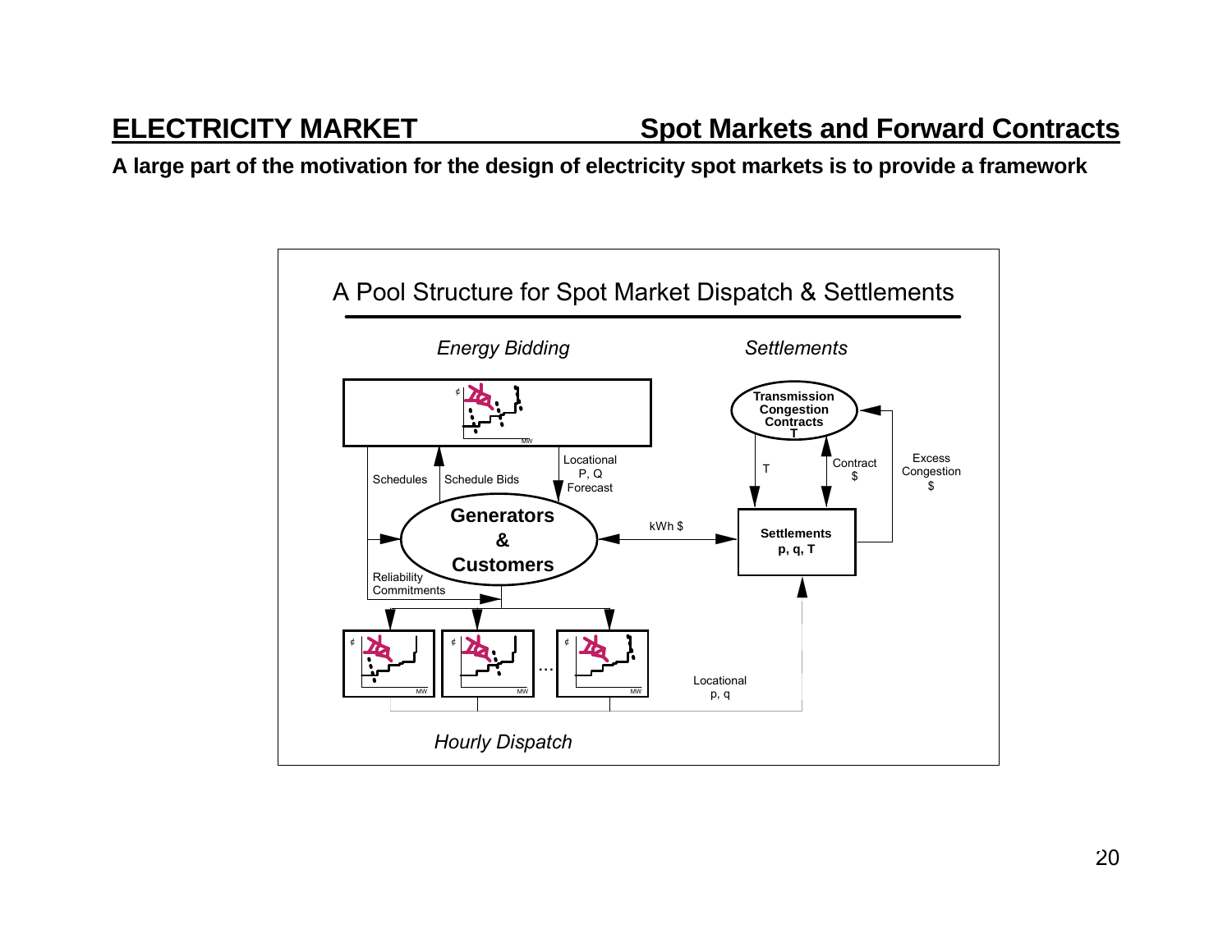## ELECTRICITY MARKET — Spot Markets and Forward Contracts

**A large part of the motivation for the design of electricity spot markets is to provide a framework**

A Pool Structure for Spot Market Dispatch & Settlements

*Energy Bidding*

*Settlements*

Transmission Congestion Contracts T

Schedules

Schedule Bids

Locational P, Q Forecast

T

Contract $

Excess Congestion $

**Generators & Customers**

kWh $

**Settlements p, q, T**

Reliability Commitments

Locational p, q

*Hourly Dispatch*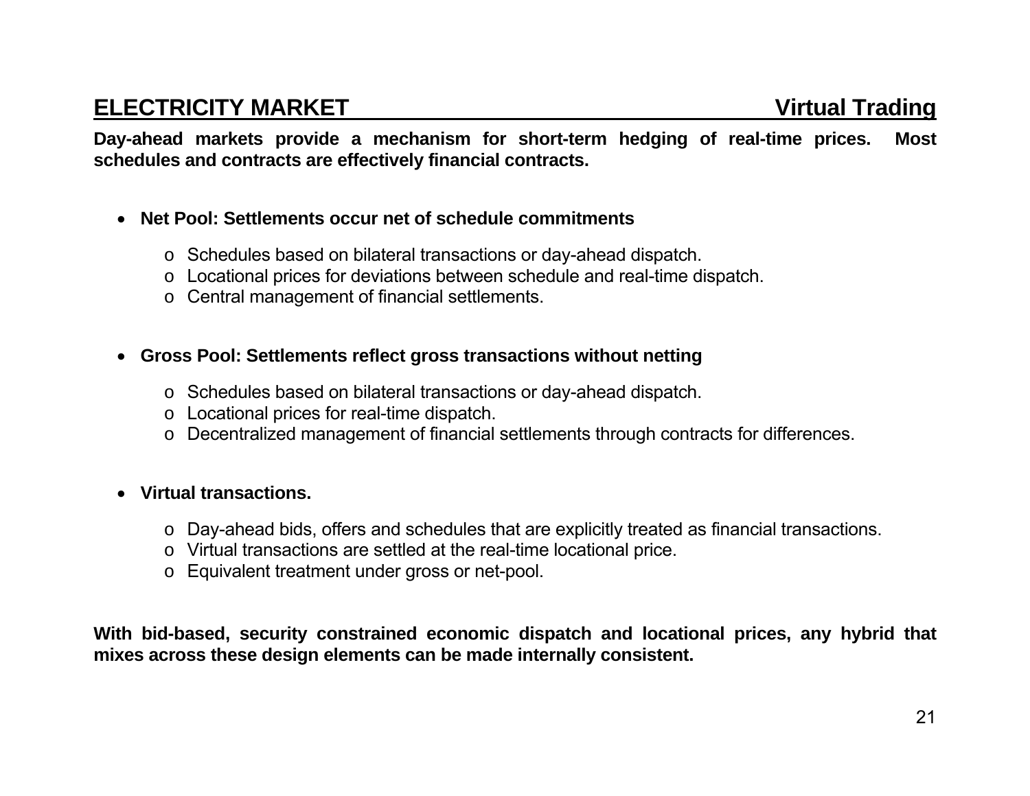## ELECTRICITY MARKET — Virtual Trading

**Day-ahead markets provide a mechanism for short-term hedging of real-time prices. Most schedules and contracts are effectively financial contracts.**

- **Net Pool: Settlements occur net of schedule commitments**
    - Schedules based on bilateral transactions or day-ahead dispatch.
    - Locational prices for deviations between schedule and real-time dispatch.
    - Central management of financial settlements.

- **Gross Pool: Settlements reflect gross transactions without netting**
    - Schedules based on bilateral transactions or day-ahead dispatch.
    - Locational prices for real-time dispatch.
    - Decentralized management of financial settlements through contracts for differences.

- **Virtual transactions.**
    - Day-ahead bids, offers and schedules that are explicitly treated as financial transactions.
    - Virtual transactions are settled at the real-time locational price.
    - Equivalent treatment under gross or net-pool.

**With bid-based, security constrained economic dispatch and locational prices, any hybrid that mixes across these design elements can be made internally consistent.**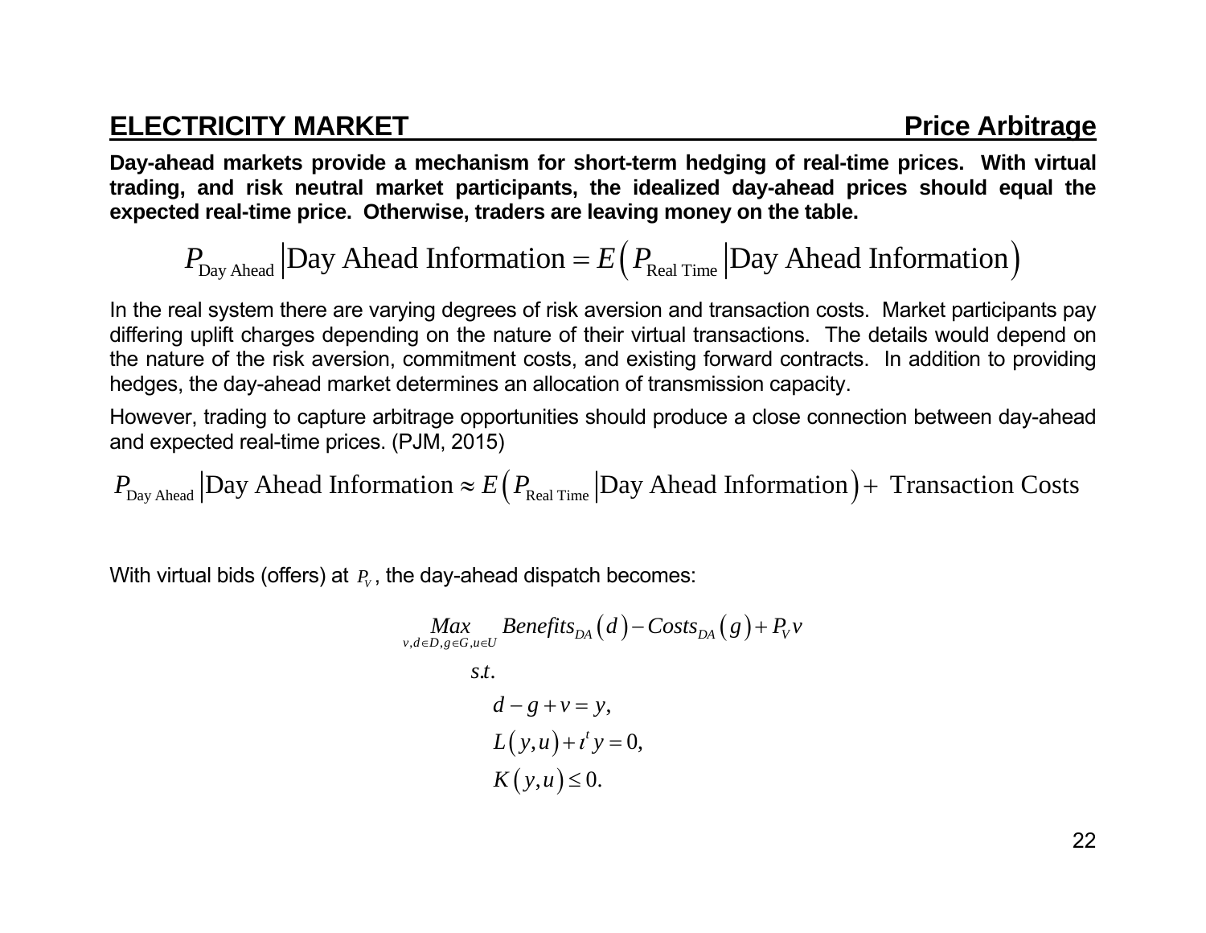## ELECTRICITY MARKET — Price Arbitrage

**Day-ahead markets provide a mechanism for short-term hedging of real-time prices. With virtual trading, and risk neutral market participants, the idealized day-ahead prices should equal the expected real-time price. Otherwise, traders are leaving money on the table.**

$$P_{\text{Day Ahead}} \left| \text{Day Ahead Information} = E\left( P_{\text{Real Time}} \left| \text{Day Ahead Information} \right. \right) \right.$$

In the real system there are varying degrees of risk aversion and transaction costs. Market participants pay differing uplift charges depending on the nature of their virtual transactions. The details would depend on the nature of the risk aversion, commitment costs, and existing forward contracts. In addition to providing hedges, the day-ahead market determines an allocation of transmission capacity.

However, trading to capture arbitrage opportunities should produce a close connection between day-ahead and expected real-time prices. (PJM, 2015)

$$P_{\text{Day Ahead}} \left| \text{Day Ahead Information} \approx E\left( P_{\text{Real Time}} \left| \text{Day Ahead Information} \right. \right) + \text{ Transaction Costs} \right.$$

With virtual bids (offers) at $P_V$, the day-ahead dispatch becomes:

$$\begin{aligned}
\underset{v, d \in D, g \in G, u \in U}{Max} \quad & Benefits_{DA}\left(d\right) - Costs_{DA}\left(g\right) + P_V v \\
s.t. \quad & \\
& d - g + v = y, \\
& L\left(y, u\right) + \iota^t y = 0, \\
& K\left(y, u\right) \leq 0.
\end{aligned}$$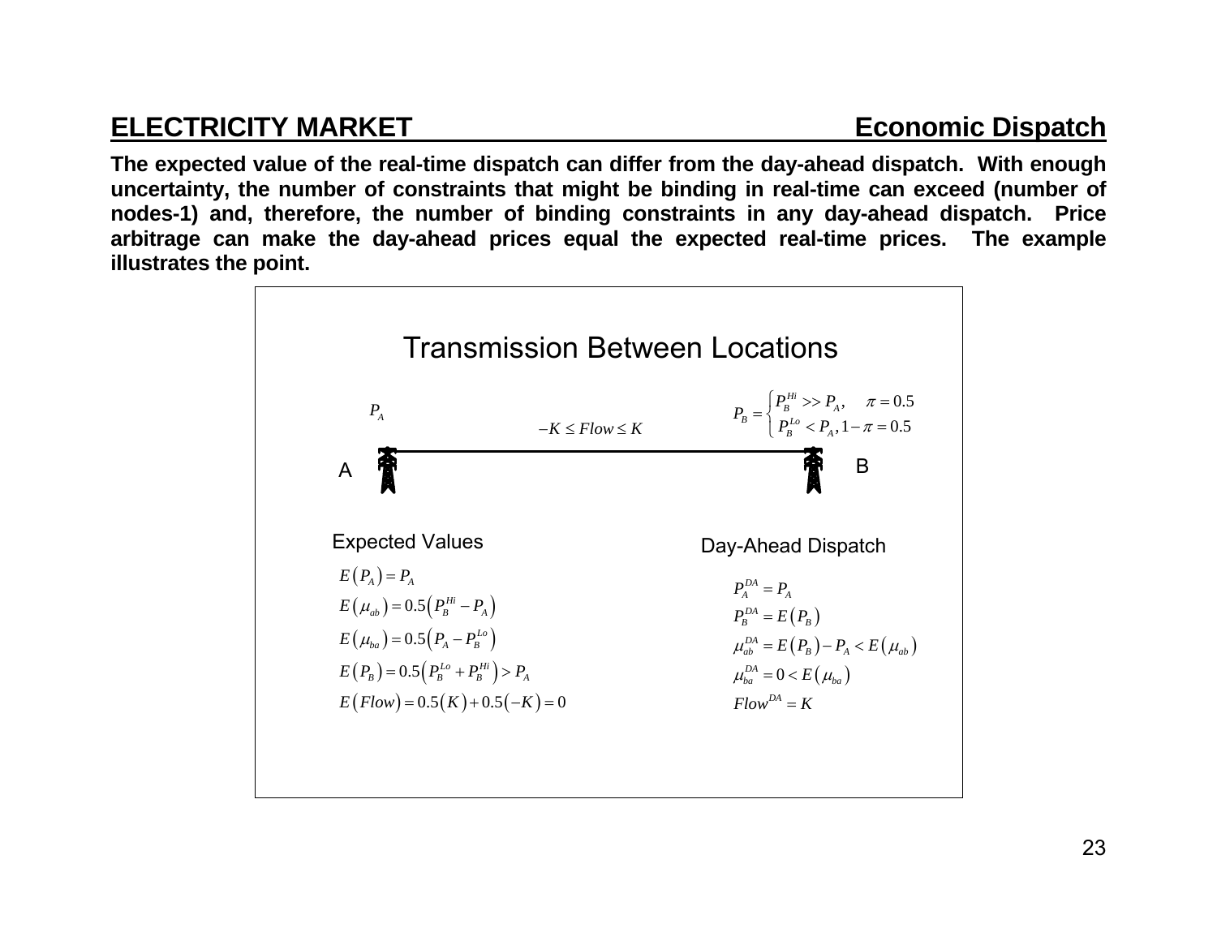## ELECTRICITY MARKET — Economic Dispatch

**The expected value of the real-time dispatch can differ from the day-ahead dispatch. With enough uncertainty, the number of constraints that might be binding in real-time can exceed (number of nodes-1) and, therefore, the number of binding constraints in any day-ahead dispatch. Price arbitrage can make the day-ahead prices equal the expected real-time prices. The example illustrates the point.**

### Transmission Between Locations

A: $P_A$

$-K \leq Flow \leq K$

B: $P_B = \begin{cases} P_B^{Hi} >> P_A, & \pi = 0.5 \\ P_B^{Lo} < P_A, & 1-\pi = 0.5 \end{cases}$

**Expected Values**

$$E(P_A) = P_A$$
$$E(\mu_{ab}) = 0.5\left(P_B^{Hi} - P_A\right)$$
$$E(\mu_{ba}) = 0.5\left(P_A - P_B^{Lo}\right)$$
$$E(P_B) = 0.5\left(P_B^{Lo} + P_B^{Hi}\right) > P_A$$
$$E(Flow) = 0.5(K) + 0.5(-K) = 0$$

**Day-Ahead Dispatch**

$$P_A^{DA} = P_A$$
$$P_B^{DA} = E(P_B)$$
$$\mu_{ab}^{DA} = E(P_B) - P_A < E(\mu_{ab})$$
$$\mu_{ba}^{DA} = 0 < E(\mu_{ba})$$
$$Flow^{DA} = K$$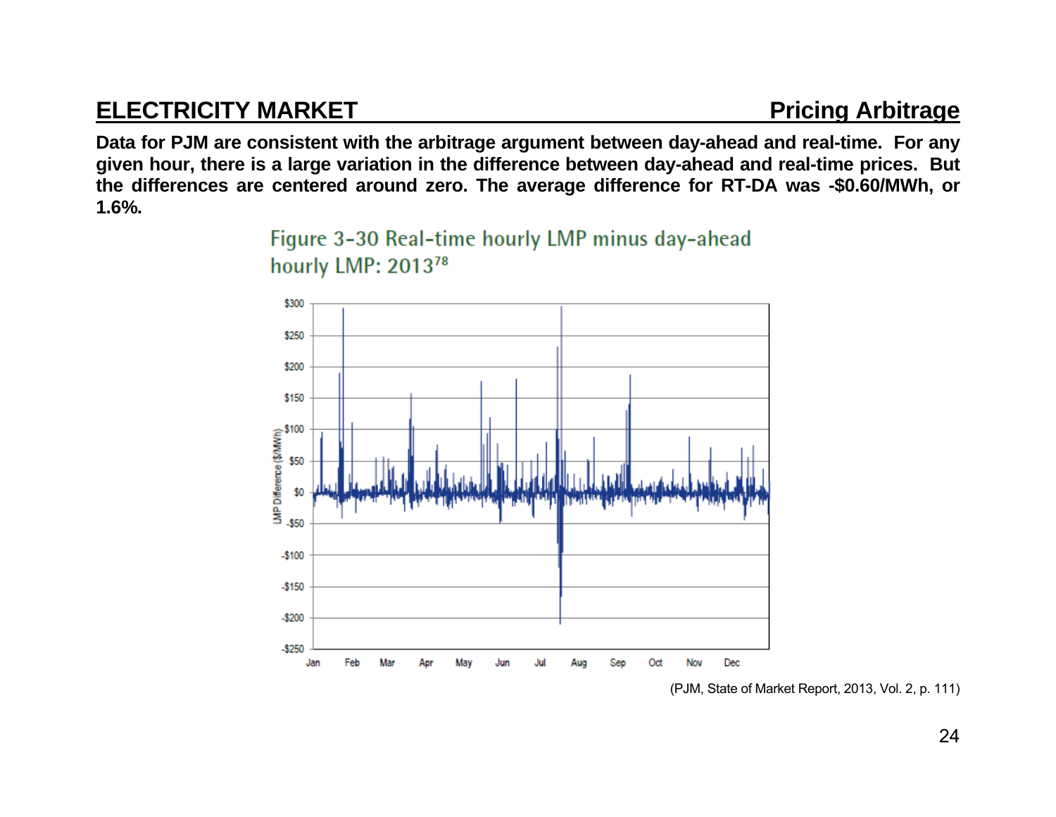## ELECTRICITY MARKET — Pricing Arbitrage

**Data for PJM are consistent with the arbitrage argument between day-ahead and real-time. For any given hour, there is a large variation in the difference between day-ahead and real-time prices. But the differences are centered around zero. The average difference for RT-DA was -\$0.60/MWh, or 1.6%.**

Figure 3-30 Real-time hourly LMP minus day-ahead hourly LMP: 2013[78]

(PJM, State of Market Report, 2013, Vol. 2, p. 111)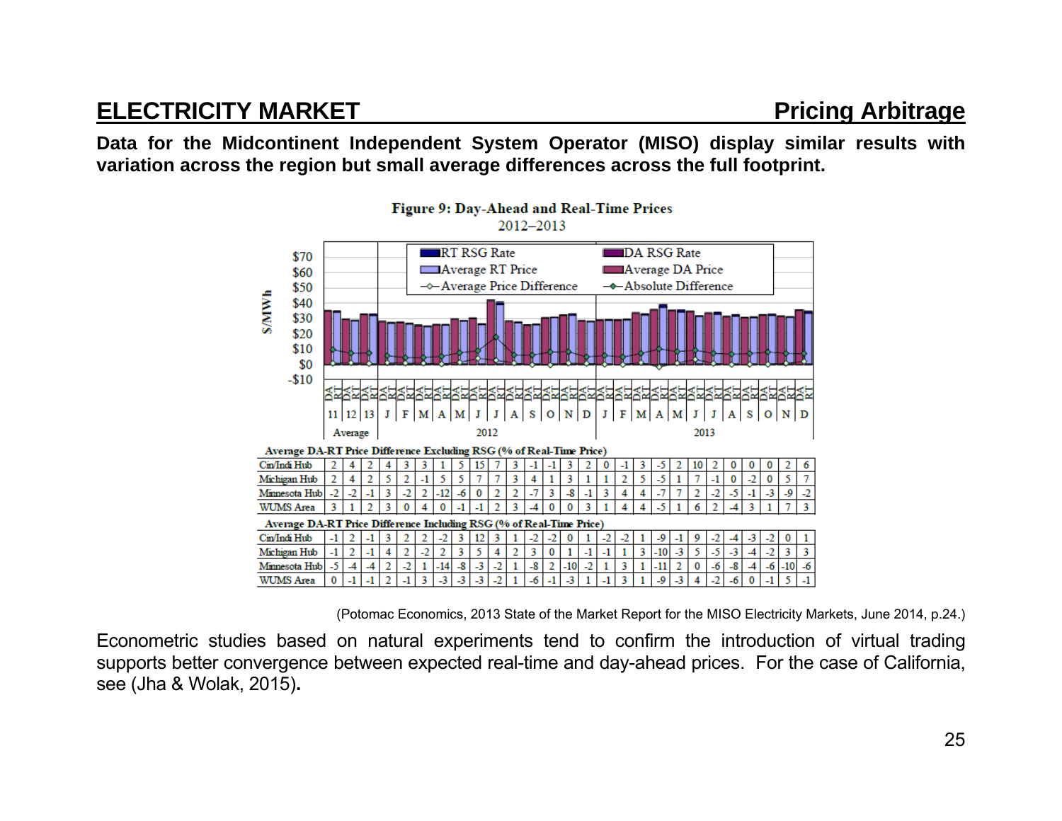## ELECTRICITY MARKET — Pricing Arbitrage

**Data for the Midcontinent Independent System Operator (MISO) display similar results with variation across the region but small average differences across the full footprint.**

**Figure 9: Day-Ahead and Real-Time Prices**

2012–2013

**Average DA-RT Price Difference Excluding RSG (% of Real-Time Price)**

| | Avg 11 | Avg 12 | Avg 13 | 2012 J | 2012 F | 2012 M | 2012 A | 2012 M | 2012 J | 2012 J | 2012 A | 2012 S | 2012 O | 2012 N | 2012 D | 2013 J | 2013 F | 2013 M | 2013 A | 2013 M | 2013 J | 2013 J | 2013 A | 2013 S | 2013 O | 2013 N | 2013 D |
|---|---|---|---|---|---|---|---|---|---|---|---|---|---|---|---|---|---|---|---|---|---|---|---|---|---|---|---|
| Cin/Indi Hub | 2 | 4 | 2 | 4 | 3 | 3 | 1 | 5 | 15 | 7 | 3 | -1 | -1 | 3 | 2 | 0 | -1 | 3 | -5 | 2 | 10 | 2 | 0 | 0 | 0 | 2 | 6 |
| Michigan Hub | 2 | 4 | 2 | 5 | 2 | -1 | 5 | 5 | 7 | 7 | 3 | 4 | 1 | 3 | 1 | 1 | 2 | 5 | -5 | 1 | 7 | -1 | 0 | -2 | 0 | 5 | 7 |
| Minnesota Hub | -2 | -2 | -1 | 3 | -2 | 2 | -12 | -6 | 0 | 2 | 2 | -7 | 3 | -8 | -1 | 3 | 4 | 4 | -7 | 7 | 2 | -2 | -5 | -1 | -3 | -9 | -2 |
| WUMS Area | 3 | 1 | 2 | 3 | 0 | 4 | 0 | -1 | -1 | 2 | 3 | -4 | 0 | 0 | 3 | 1 | 4 | 4 | -5 | 1 | 6 | 2 | -4 | 3 | 1 | 7 | 3 |

**Average DA-RT Price Difference Including RSG (% of Real-Time Price)**

| | Avg 11 | Avg 12 | Avg 13 | 2012 J | 2012 F | 2012 M | 2012 A | 2012 M | 2012 J | 2012 J | 2012 A | 2012 S | 2012 O | 2012 N | 2012 D | 2013 J | 2013 F | 2013 M | 2013 A | 2013 M | 2013 J | 2013 J | 2013 A | 2013 S | 2013 O | 2013 N | 2013 D |
|---|---|---|---|---|---|---|---|---|---|---|---|---|---|---|---|---|---|---|---|---|---|---|---|---|---|---|---|
| Cin/Indi Hub | -1 | 2 | -1 | 3 | 2 | 2 | -2 | 3 | 12 | 3 | 1 | -2 | -2 | 0 | 1 | -2 | -2 | 1 | -9 | -1 | 9 | -2 | -4 | -3 | -2 | 0 | 1 |
| Michigan Hub | -1 | 2 | -1 | 4 | 2 | -2 | 2 | 3 | 5 | 4 | 2 | 3 | 0 | 1 | -1 | -1 | 1 | 3 | -10 | -3 | 5 | -5 | -3 | -4 | -2 | 3 | 3 |
| Minnesota Hub | -5 | -4 | -4 | 2 | -2 | 1 | -14 | -8 | -3 | -2 | 1 | -8 | 2 | -10 | -2 | 1 | 3 | 1 | -11 | 2 | 0 | -6 | -8 | -4 | -6 | -10 | -6 |
| WUMS Area | 0 | -1 | -1 | 2 | -1 | 3 | -3 | -3 | -3 | -2 | 1 | -6 | -1 | -3 | 1 | -1 | 3 | 1 | -9 | -3 | 4 | -2 | -6 | 0 | -1 | 5 | -1 |

(Potomac Economics, 2013 State of the Market Report for the MISO Electricity Markets, June 2014, p.24.)

Econometric studies based on natural experiments tend to confirm the introduction of virtual trading supports better convergence between expected real-time and day-ahead prices. For the case of California, see (Jha & Wolak, 2015)**.**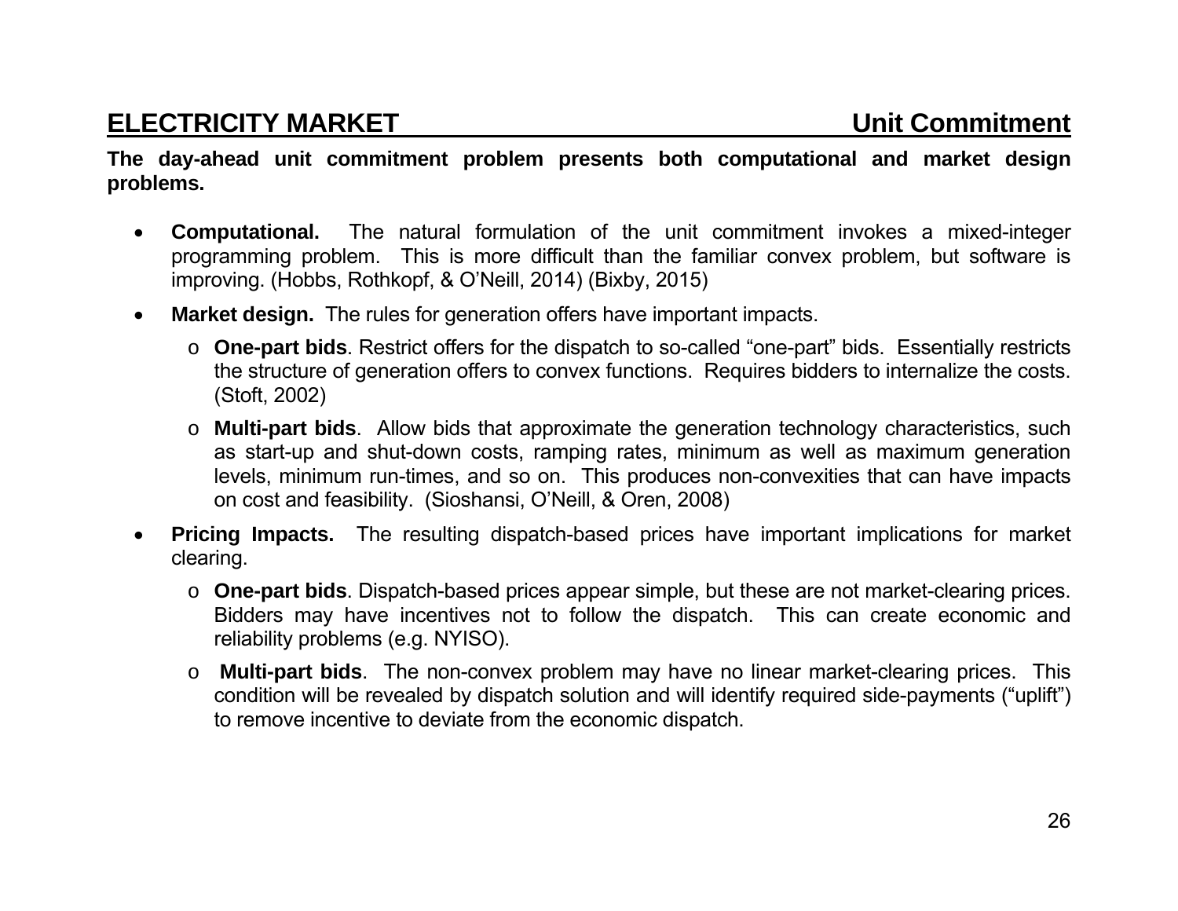## ELECTRICITY MARKET — Unit Commitment

**The day-ahead unit commitment problem presents both computational and market design problems.**

- **Computational.** The natural formulation of the unit commitment invokes a mixed-integer programming problem. This is more difficult than the familiar convex problem, but software is improving. (Hobbs, Rothkopf, & O'Neill, 2014) (Bixby, 2015)
- **Market design.** The rules for generation offers have important impacts.
  - **One-part bids**. Restrict offers for the dispatch to so-called "one-part" bids. Essentially restricts the structure of generation offers to convex functions. Requires bidders to internalize the costs. (Stoft, 2002)
  - **Multi-part bids**. Allow bids that approximate the generation technology characteristics, such as start-up and shut-down costs, ramping rates, minimum as well as maximum generation levels, minimum run-times, and so on. This produces non-convexities that can have impacts on cost and feasibility. (Sioshansi, O'Neill, & Oren, 2008)
- **Pricing Impacts.** The resulting dispatch-based prices have important implications for market clearing.
  - **One-part bids**. Dispatch-based prices appear simple, but these are not market-clearing prices. Bidders may have incentives not to follow the dispatch. This can create economic and reliability problems (e.g. NYISO).
  - **Multi-part bids**. The non-convex problem may have no linear market-clearing prices. This condition will be revealed by dispatch solution and will identify required side-payments ("uplift") to remove incentive to deviate from the economic dispatch.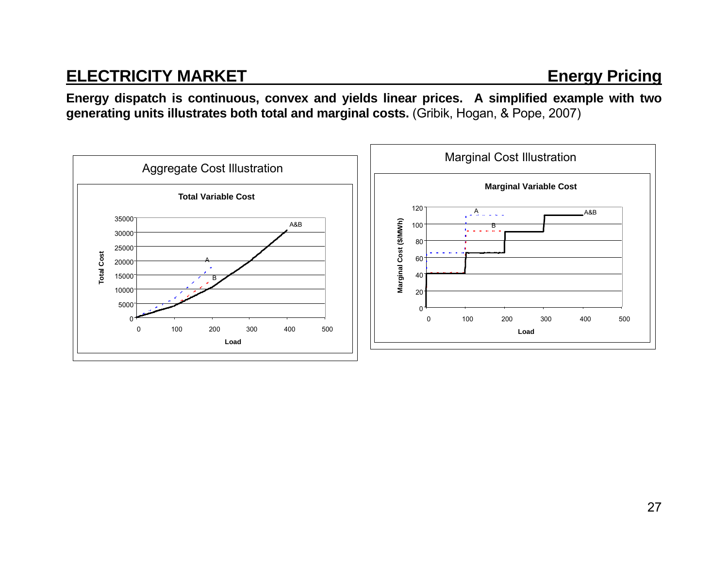## ELECTRICITY MARKET — Energy Pricing

**Energy dispatch is continuous, convex and yields linear prices. A simplified example with two generating units illustrates both total and marginal costs.** (Gribik, Hogan, & Pope, 2007)

Aggregate Cost Illustration

Marginal Cost Illustration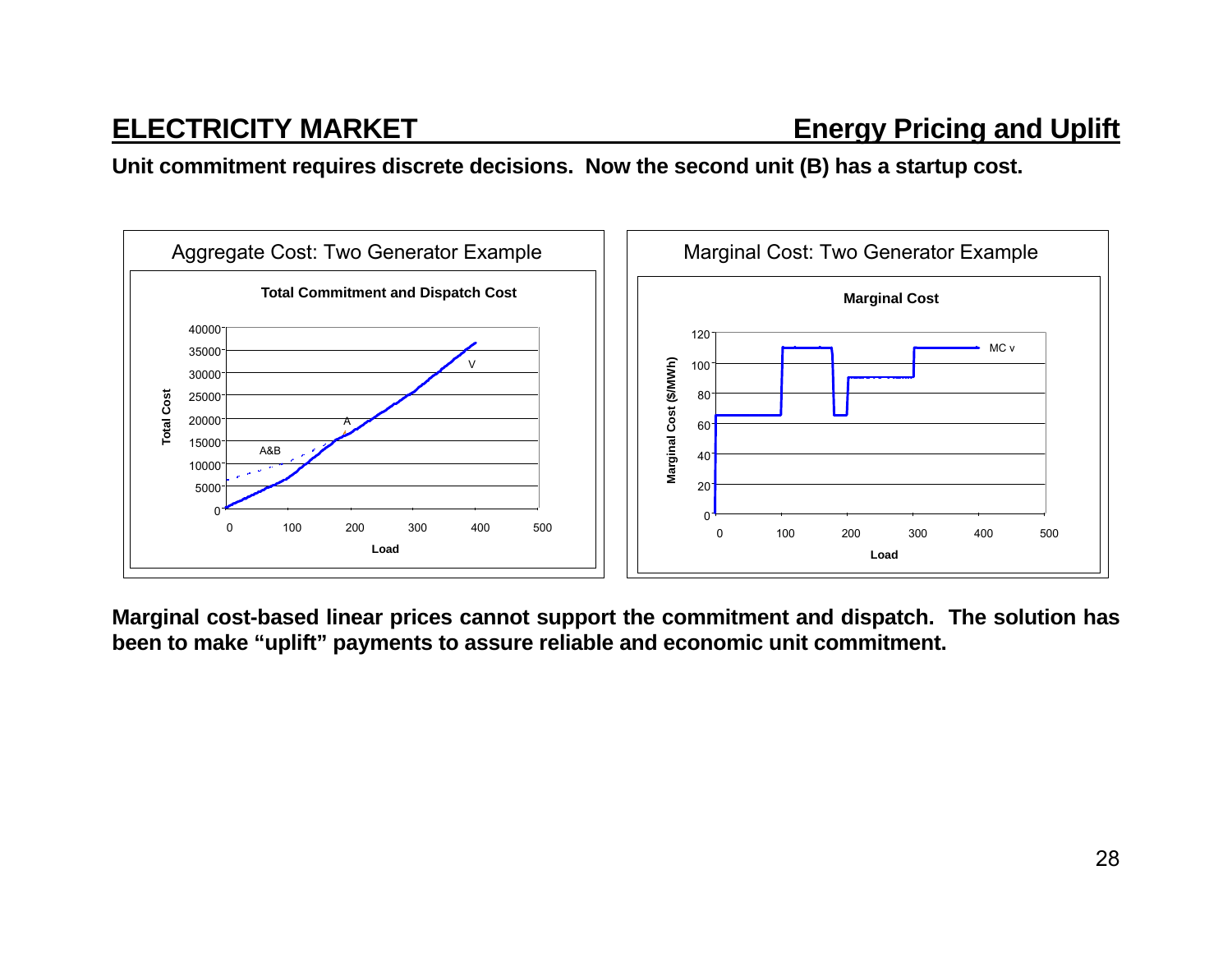## ELECTRICITY MARKET — Energy Pricing and Uplift

**Unit commitment requires discrete decisions. Now the second unit (B) has a startup cost.**

Aggregate Cost: Two Generator Example

**Total Commitment and Dispatch Cost**

Marginal Cost: Two Generator Example

**Marginal Cost**

**Marginal cost-based linear prices cannot support the commitment and dispatch. The solution has been to make "uplift" payments to assure reliable and economic unit commitment.**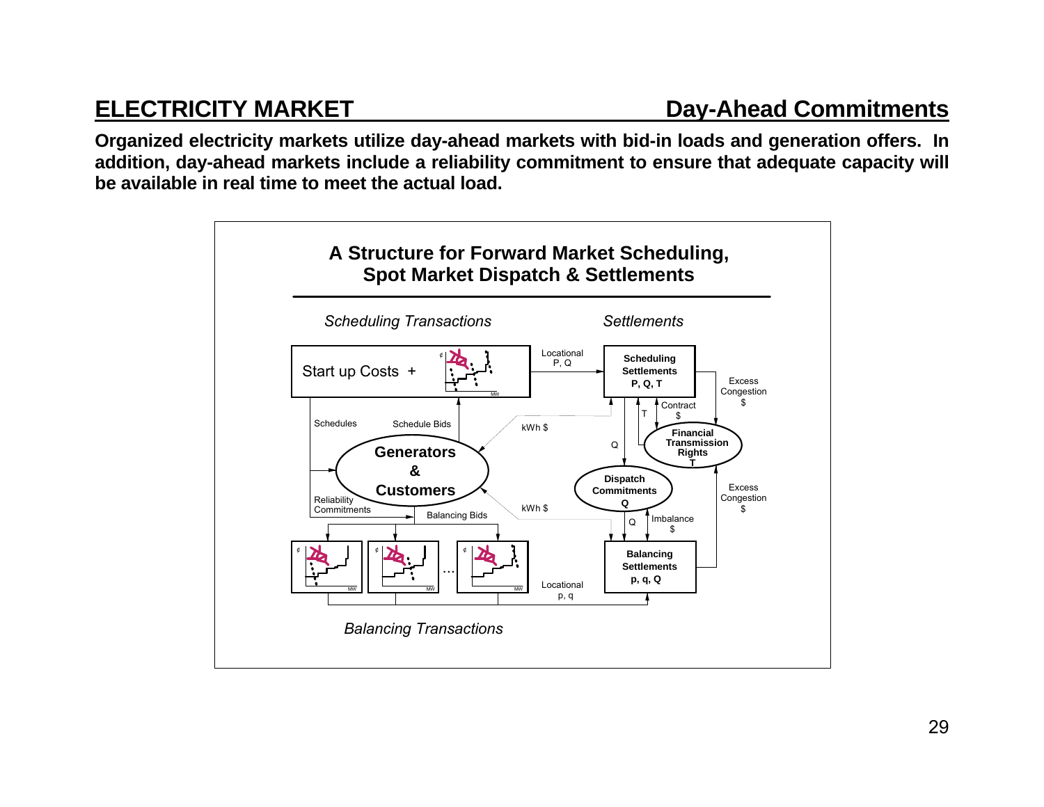## ELECTRICITY MARKET — Day-Ahead Commitments

**Organized electricity markets utilize day-ahead markets with bid-in loads and generation offers. In addition, day-ahead markets include a reliability commitment to ensure that adequate capacity will be available in real time to meet the actual load.**

**A Structure for Forward Market Scheduling, Spot Market Dispatch & Settlements**

*Scheduling Transactions* — *Settlements*

Start up Costs +

Locational P, Q

**Scheduling Settlements P, Q, T**

Excess Congestion $

Schedules — Schedule Bids — kWh $ — Contract $ — T — Q

**Financial Transmission Rights T**

**Generators & Customers**

**Dispatch Commitments Q**

Excess Congestion $

Reliability Commitments — Balancing Bids — kWh $ — Q — Imbalance $

**Balancing Settlements p, q, Q**

Locational p, q

...

*Balancing Transactions*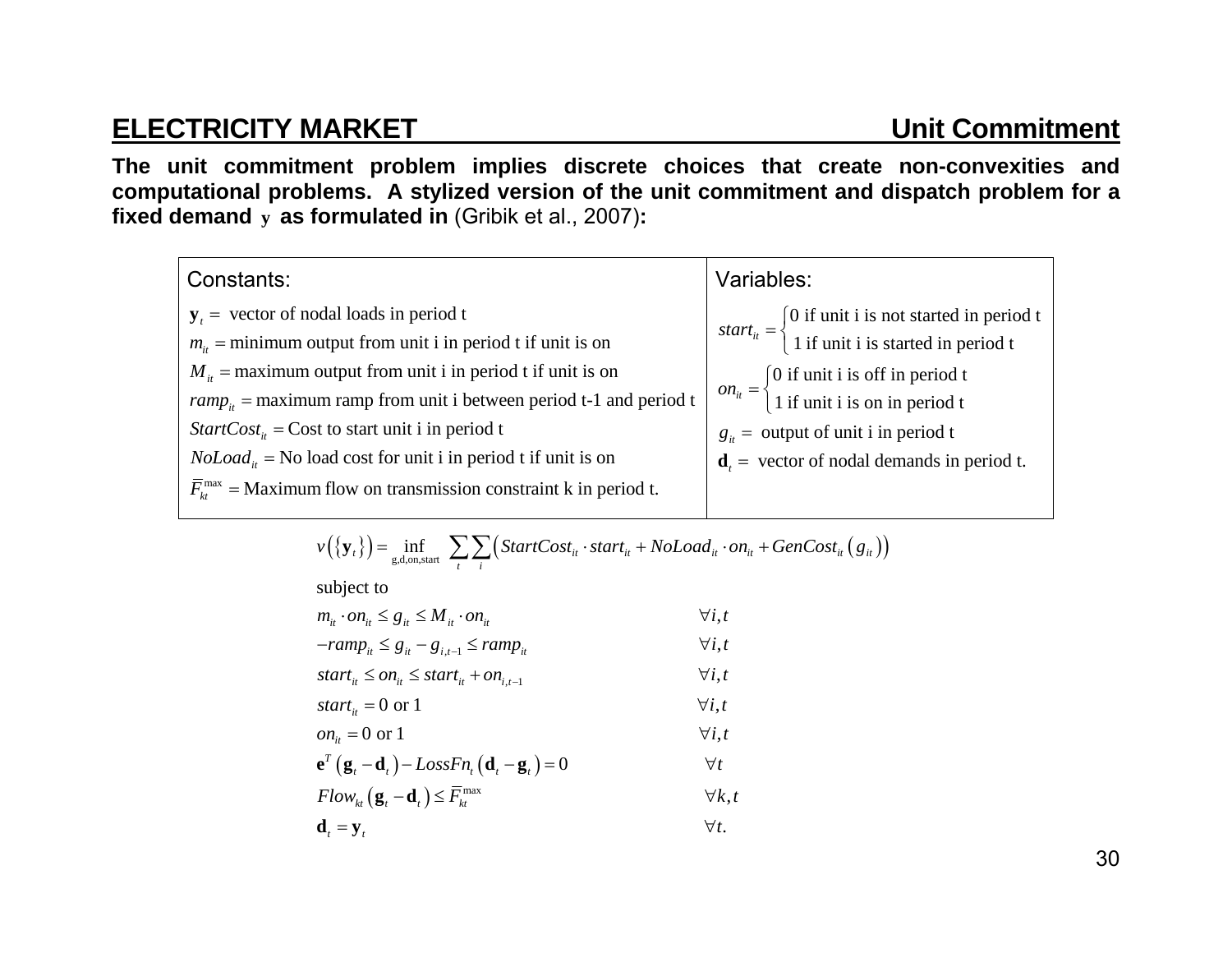## ELECTRICITY MARKET — Unit Commitment

**The unit commitment problem implies discrete choices that create non-convexities and computational problems. A stylized version of the unit commitment and dispatch problem for a fixed demand $\mathbf{y}$ as formulated in** (Gribik et al., 2007)**:**

| Constants: | Variables: |
|---|---|
| $\mathbf{y}_t =$ vector of nodal loads in period t | $start_{it} = \begin{cases} 0 \text{ if unit i is not started in period t} \\ 1 \text{ if unit i is started in period t} \end{cases}$ |
| $m_{it} =$ minimum output from unit i in period t if unit is on | $on_{it} = \begin{cases} 0 \text{ if unit i is off in period t} \\ 1 \text{ if unit i is on in period t} \end{cases}$ |
| $M_{it} =$ maximum output from unit i in period t if unit is on | $g_{it} =$ output of unit i in period t |
| $ramp_{it} =$ maximum ramp from unit i between period t-1 and period t | $\mathbf{d}_t =$ vector of nodal demands in period t. |
| $StartCost_{it} =$ Cost to start unit i in period t | |
| $NoLoad_{it} =$ No load cost for unit i in period t if unit is on | |
| $\overline{F}_{kt}^{\max} =$ Maximum flow on transmission constraint k in period t. | |

$$v\left(\{\mathbf{y}_t\}\right) = \inf_{\text{g,d,on,start}} \sum_t \sum_i \left( StartCost_{it} \cdot start_{it} + NoLoad_{it} \cdot on_{it} + GenCost_{it}\left(g_{it}\right)\right)$$

subject to

$$
\begin{aligned}
& m_{it} \cdot on_{it} \le g_{it} \le M_{it} \cdot on_{it} && \forall i,t \\
& -ramp_{it} \le g_{it} - g_{i,t-1} \le ramp_{it} && \forall i,t \\
& start_{it} \le on_{it} \le start_{it} + on_{i,t-1} && \forall i,t \\
& start_{it} = 0 \text{ or } 1 && \forall i,t \\
& on_{it} = 0 \text{ or } 1 && \forall i,t \\
& \mathbf{e}^T\left(\mathbf{g}_t - \mathbf{d}_t\right) - LossFn_t\left(\mathbf{d}_t - \mathbf{g}_t\right) = 0 && \forall t \\
& Flow_{kt}\left(\mathbf{g}_t - \mathbf{d}_t\right) \le \overline{F}_{kt}^{\max} && \forall k,t \\
& \mathbf{d}_t = \mathbf{y}_t && \forall t.
\end{aligned}
$$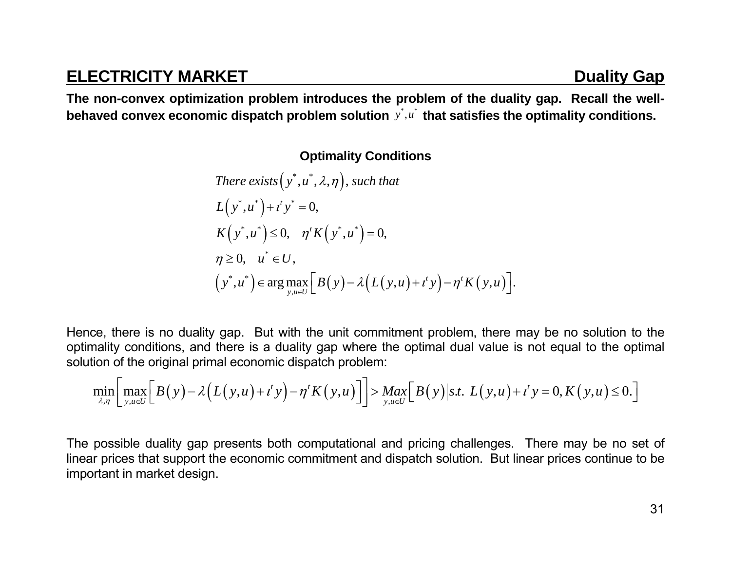## ELECTRICITY MARKET — Duality Gap

**The non-convex optimization problem introduces the problem of the duality gap. Recall the well-behaved convex economic dispatch problem solution $y^*, u^*$ that satisfies the optimality conditions.**

**Optimality Conditions**

$$
\begin{aligned}
&\textit{There exists}\left(y^*, u^*, \lambda, \eta\right), \textit{ such that} \\
&L\left(y^*, u^*\right) + \iota^t y^* = 0, \\
&K\left(y^*, u^*\right) \leq 0, \quad \eta^t K\left(y^*, u^*\right) = 0, \\
&\eta \geq 0, \quad u^* \in U, \\
&\left(y^*, u^*\right) \in \arg\max_{y, u \in U}\left[B(y) - \lambda\left(L(y,u) + \iota^t y\right) - \eta^t K(y,u)\right].
\end{aligned}
$$

Hence, there is no duality gap. But with the unit commitment problem, there may be no solution to the optimality conditions, and there is a duality gap where the optimal dual value is not equal to the optimal solution of the original primal economic dispatch problem:

$$
\min_{\lambda,\eta}\left[\max_{y,u\in U}\left[B(y) - \lambda\left(L(y,u) + \iota^t y\right) - \eta^t K(y,u)\right]\right] > \underset{y,u\in U}{Max}\left[B(y) \,\middle|\, s.t.\ L(y,u) + \iota^t y = 0, K(y,u) \leq 0.\right]
$$

The possible duality gap presents both computational and pricing challenges. There may be no set of linear prices that support the economic commitment and dispatch solution. But linear prices continue to be important in market design.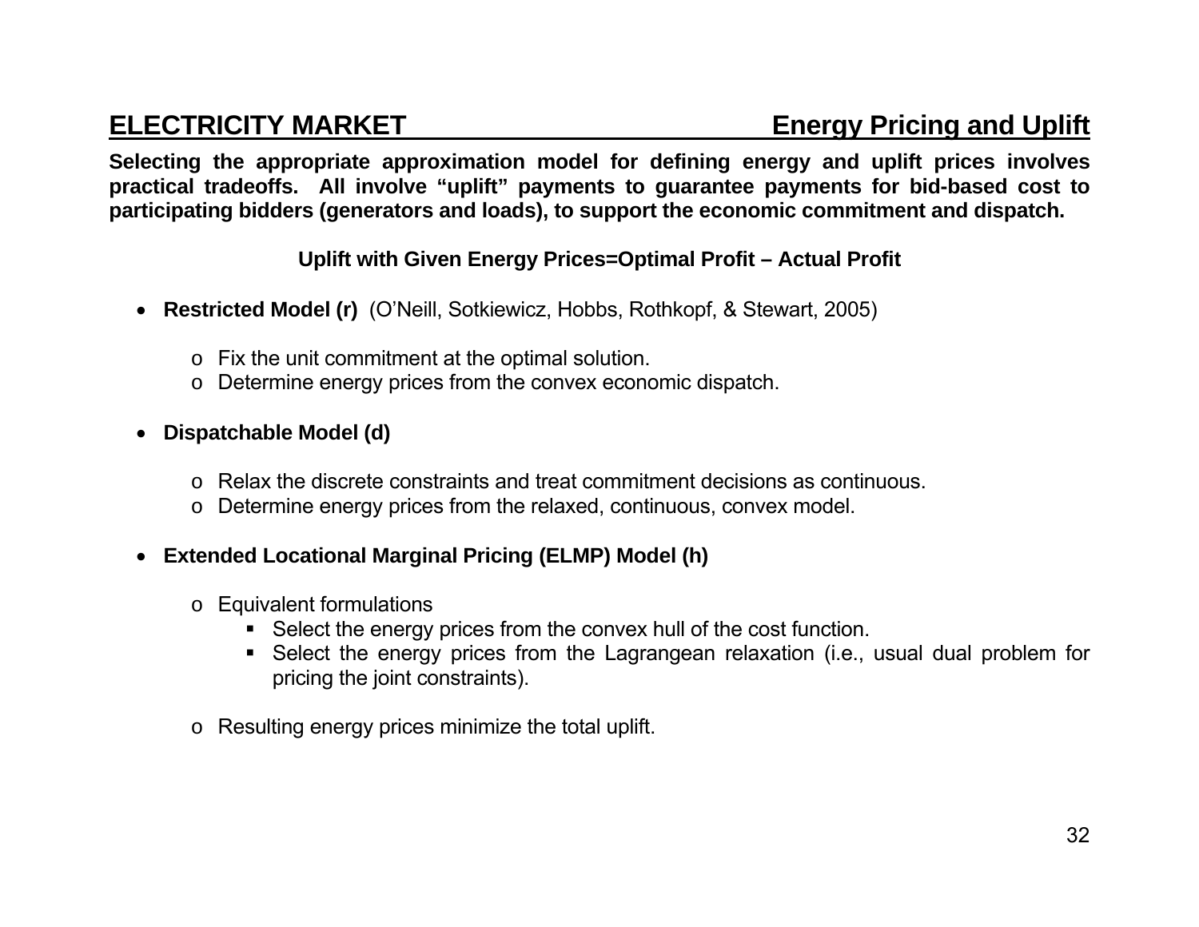## ELECTRICITY MARKET — Energy Pricing and Uplift

**Selecting the appropriate approximation model for defining energy and uplift prices involves practical tradeoffs. All involve "uplift" payments to guarantee payments for bid-based cost to participating bidders (generators and loads), to support the economic commitment and dispatch.**

**Uplift with Given Energy Prices=Optimal Profit – Actual Profit**

- **Restricted Model (r)** (O'Neill, Sotkiewicz, Hobbs, Rothkopf, & Stewart, 2005)
  - Fix the unit commitment at the optimal solution.
  - Determine energy prices from the convex economic dispatch.

- **Dispatchable Model (d)**
  - Relax the discrete constraints and treat commitment decisions as continuous.
  - Determine energy prices from the relaxed, continuous, convex model.

- **Extended Locational Marginal Pricing (ELMP) Model (h)**
  - Equivalent formulations
    - Select the energy prices from the convex hull of the cost function.
    - Select the energy prices from the Lagrangean relaxation (i.e., usual dual problem for pricing the joint constraints).
  - Resulting energy prices minimize the total uplift.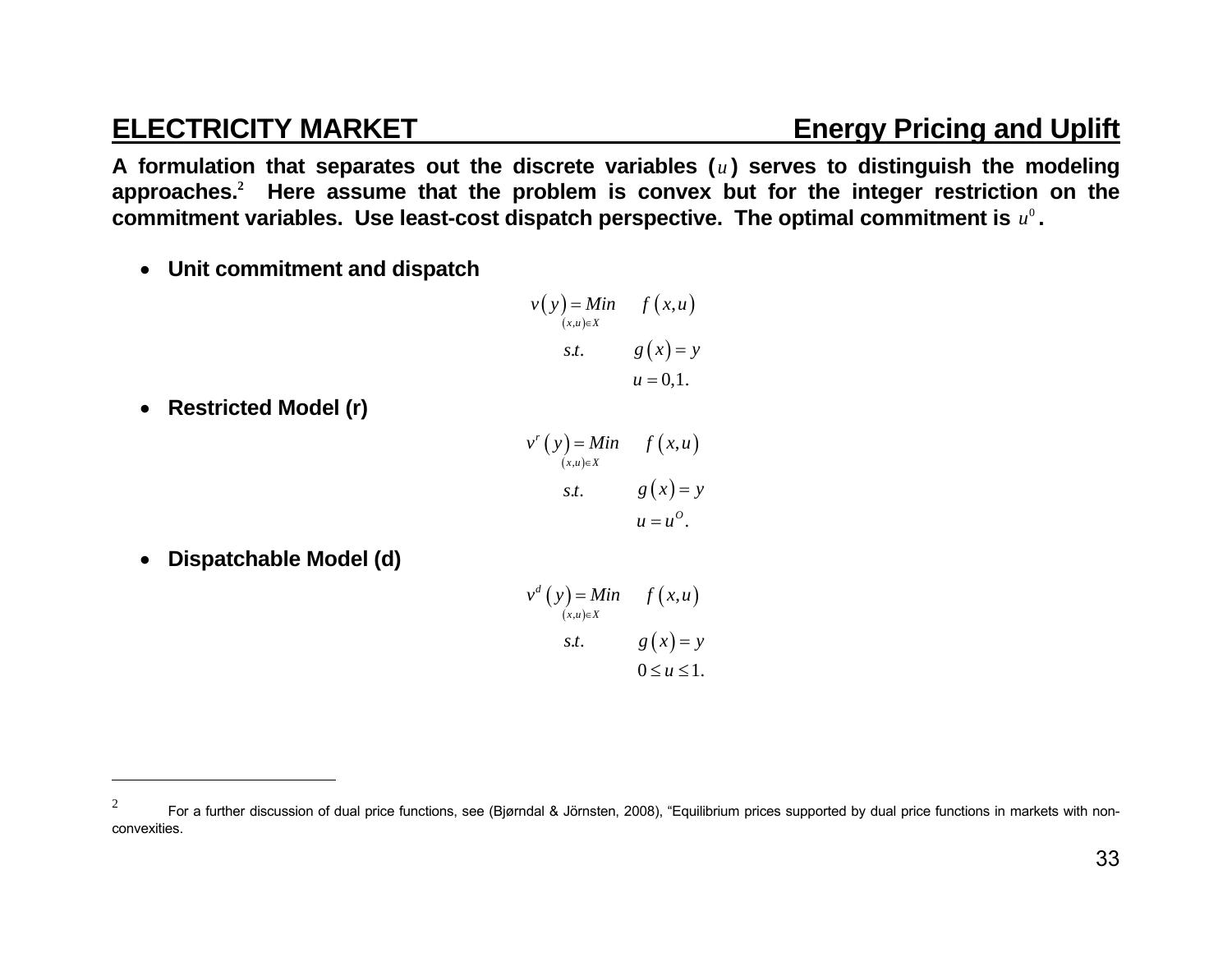**A formulation that separates out the discrete variables ($u$) serves to distinguish the modeling approaches.[2] Here assume that the problem is convex but for the integer restriction on the commitment variables. Use least-cost dispatch perspective. The optimal commitment is $u^0$.**

- **Unit commitment and dispatch**

$$
\begin{aligned}
v(y) = \underset{(x,u)\in X}{Min} \quad & f(x,u) \\
s.t. \quad & g(x) = y \\
& u = 0,1.
\end{aligned}
$$

- **Restricted Model (r)**

$$
\begin{aligned}
v^r(y) = \underset{(x,u)\in X}{Min} \quad & f(x,u) \\
s.t. \quad & g(x) = y \\
& u = u^O.
\end{aligned}
$$

- **Dispatchable Model (d)**

$$
\begin{aligned}
v^d(y) = \underset{(x,u)\in X}{Min} \quad & f(x,u) \\
s.t. \quad & g(x) = y \\
& 0 \le u \le 1.
\end{aligned}
$$

---

[2] For a further discussion of dual price functions, see (Bjørndal & Jörnsten, 2008), “Equilibrium prices supported by dual price functions in markets with non-convexities.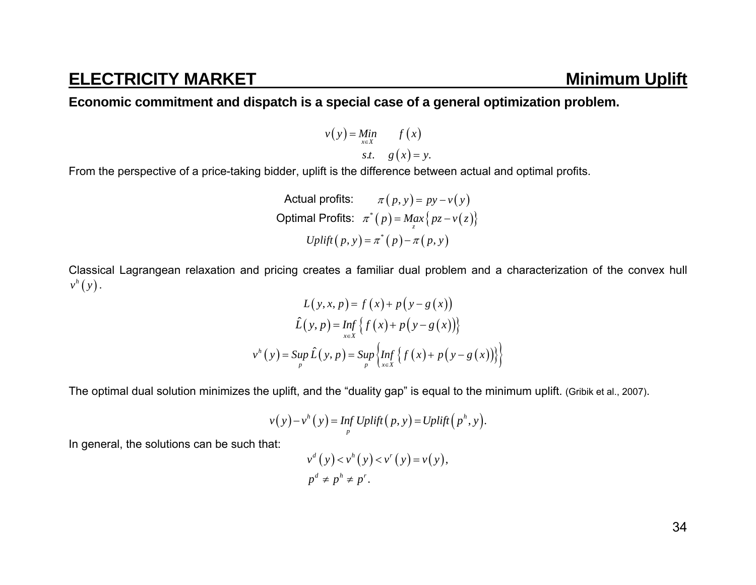## ELECTRICITY MARKET — Minimum Uplift

**Economic commitment and dispatch is a special case of a general optimization problem.**

$$
\begin{aligned}
v(y) = \underset{x \in X}{Min} \quad & f(x) \\
s.t. \quad & g(x) = y.
\end{aligned}
$$

From the perspective of a price-taking bidder, uplift is the difference between actual and optimal profits.

$$
\begin{aligned}
\text{Actual profits:} \quad & \pi(p, y) = py - v(y) \\
\text{Optimal Profits:} \quad & \pi^*(p) = \underset{z}{Max}\{pz - v(z)\} \\
& Uplift(p, y) = \pi^*(p) - \pi(p, y)
\end{aligned}
$$

Classical Lagrangean relaxation and pricing creates a familiar dual problem and a characterization of the convex hull $v^h(y)$.

$$
\begin{aligned}
L(y, x, p) &= f(x) + p(y - g(x)) \\
\hat{L}(y, p) &= \underset{x \in X}{Inf}\left\{ f(x) + p(y - g(x)) \right\} \\
v^h(y) = \underset{p}{Sup}\, \hat{L}(y, p) &= \underset{p}{Sup}\left\{ \underset{x \in X}{Inf}\left\{ f(x) + p(y - g(x)) \right\} \right\}
\end{aligned}
$$

The optimal dual solution minimizes the uplift, and the "duality gap" is equal to the minimum uplift. (Gribik et al., 2007).

$$
v(y) - v^h(y) = \underset{p}{Inf}\, Uplift(p, y) = Uplift(p^h, y).
$$

In general, the solutions can be such that:

$$
\begin{aligned}
& v^d(y) < v^h(y) < v^r(y) = v(y), \\
& p^d \neq p^h \neq p^r.
\end{aligned}
$$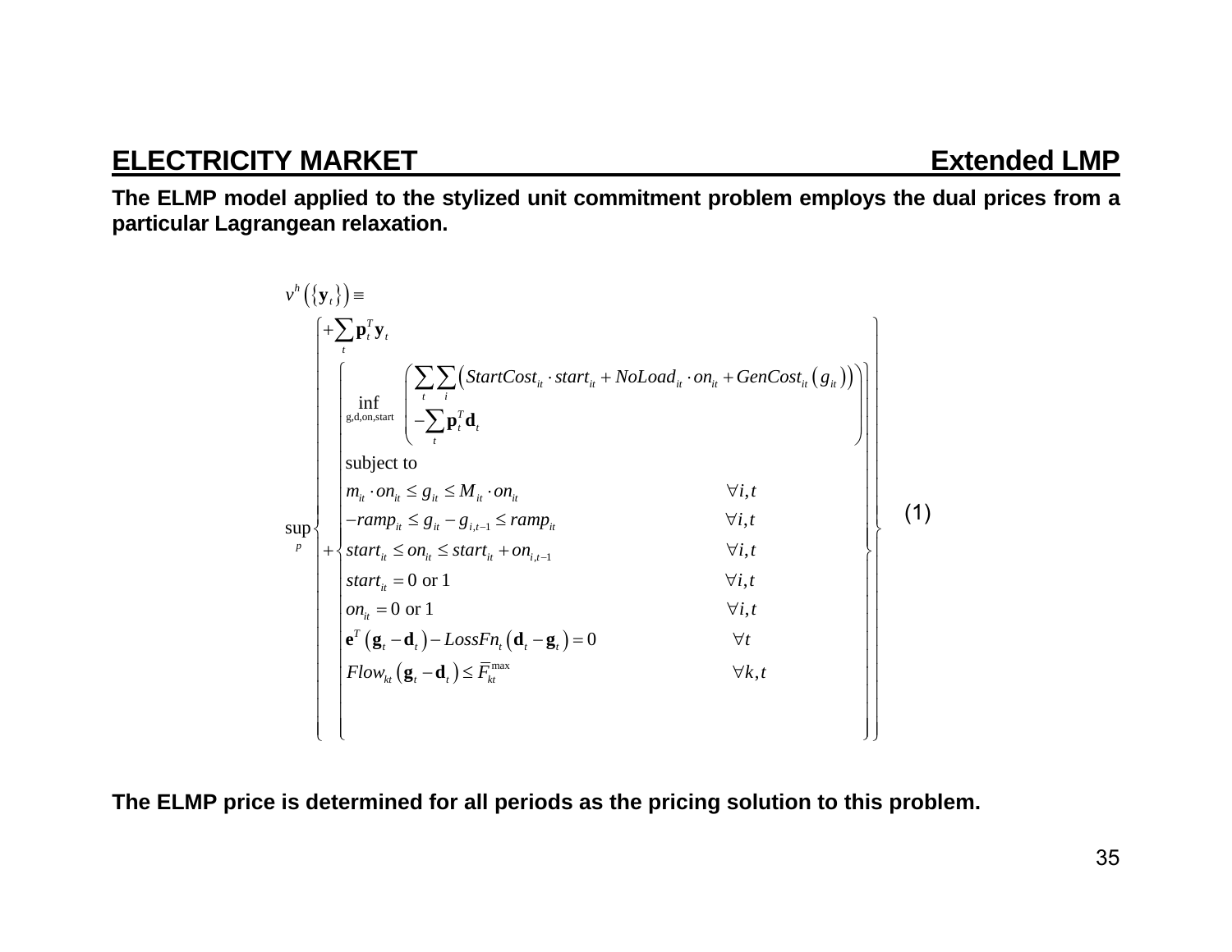## ELECTRICITY MARKET — Extended LMP

**The ELMP model applied to the stylized unit commitment problem employs the dual prices from a particular Lagrangean relaxation.**

$$
v^h\left(\{\mathbf{y}_t\}\right) \equiv
$$

$$
\sup_{p}\left\{
\begin{array}{l}
+\sum_t \mathbf{p}_t^T \mathbf{y}_t \\
+\left\{
\begin{array}{ll}
\inf\limits_{\text{g,d,on,start}} \left(
\begin{array}{l}
\sum_t \sum_i \left( StartCost_{it} \cdot start_{it} + NoLoad_{it} \cdot on_{it} + GenCost_{it}\left(g_{it}\right)\right) \\
-\sum_t \mathbf{p}_t^T \mathbf{d}_t
\end{array}
\right) & \\
\text{subject to} & \\
m_{it} \cdot on_{it} \le g_{it} \le M_{it} \cdot on_{it} & \forall i,t \\
-ramp_{it} \le g_{it} - g_{i,t-1} \le ramp_{it} & \forall i,t \\
start_{it} \le on_{it} \le start_{it} + on_{i,t-1} & \forall i,t \\
start_{it} = 0 \text{ or } 1 & \forall i,t \\
on_{it} = 0 \text{ or } 1 & \forall i,t \\
\mathbf{e}^T\left(\mathbf{g}_t - \mathbf{d}_t\right) - LossFn_t\left(\mathbf{d}_t - \mathbf{g}_t\right) = 0 & \forall t \\
Flow_{kt}\left(\mathbf{g}_t - \mathbf{d}_t\right) \le \overline{F}_{kt}^{\max} & \forall k,t
\end{array}
\right\}
\end{array}
\right\} \tag{1}
$$

**The ELMP price is determined for all periods as the pricing solution to this problem.**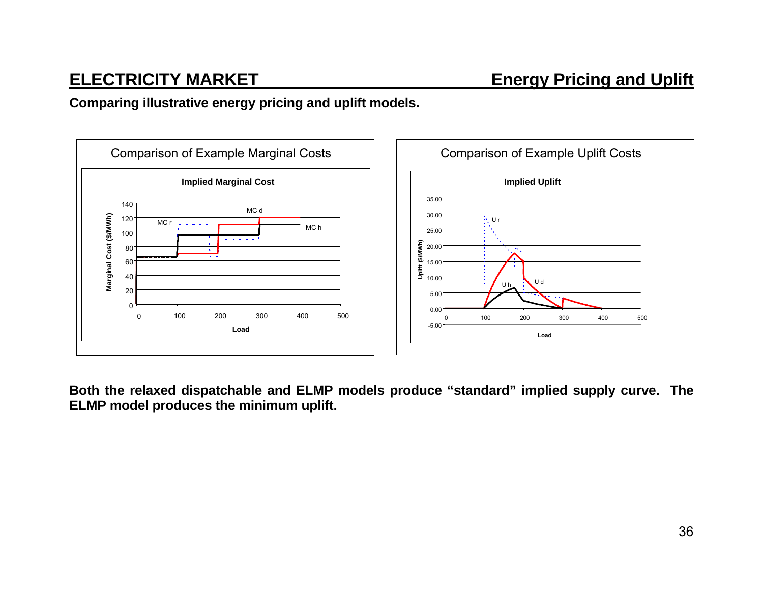## ELECTRICITY MARKET — Energy Pricing and Uplift

**Comparing illustrative energy pricing and uplift models.**

Comparison of Example Marginal Costs

Comparison of Example Uplift Costs

**Both the relaxed dispatchable and ELMP models produce "standard" implied supply curve. The ELMP model produces the minimum uplift.**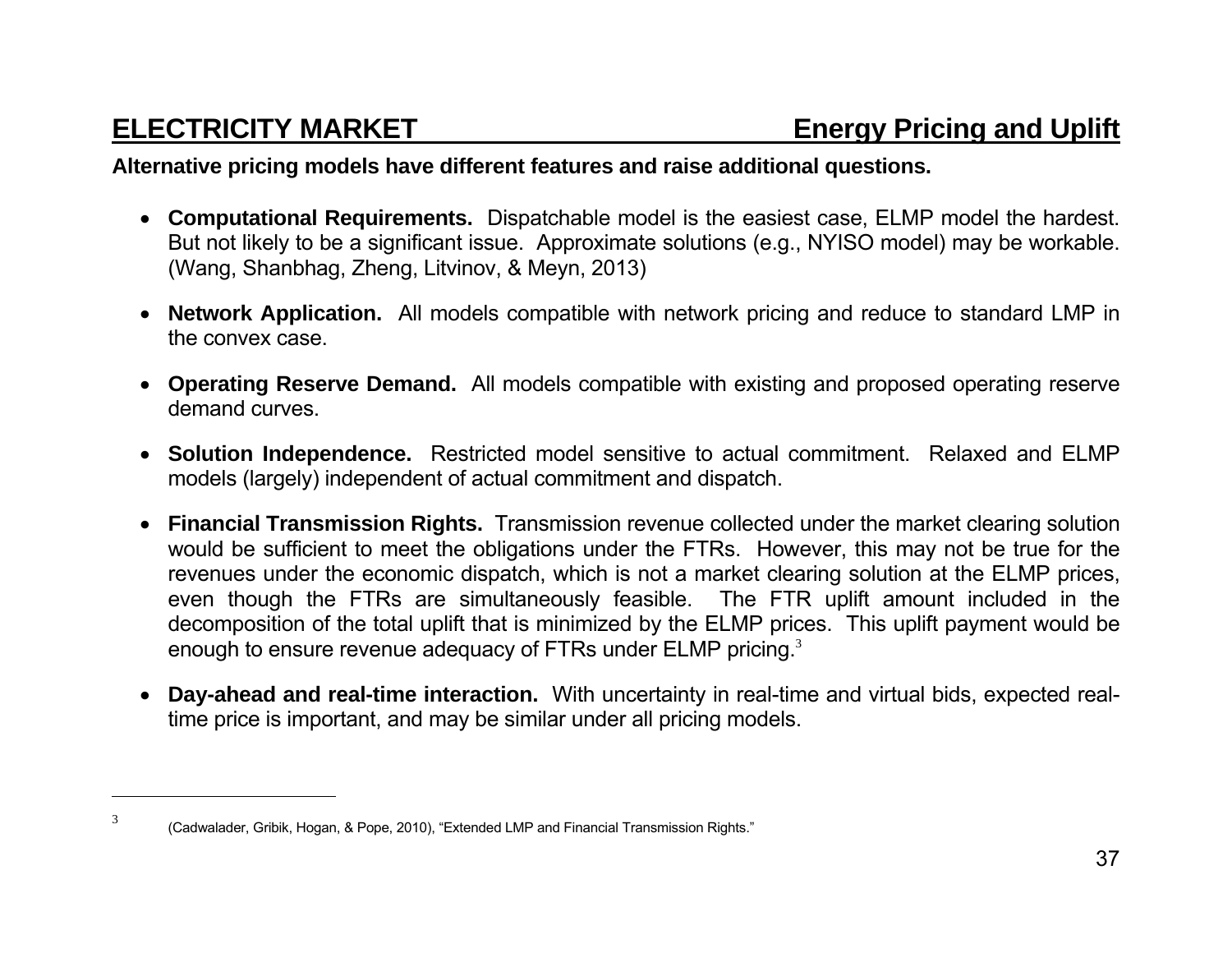## ELECTRICITY MARKET — Energy Pricing and Uplift

**Alternative pricing models have different features and raise additional questions.**

- **Computational Requirements.** Dispatchable model is the easiest case, ELMP model the hardest. But not likely to be a significant issue. Approximate solutions (e.g., NYISO model) may be workable. (Wang, Shanbhag, Zheng, Litvinov, & Meyn, 2013)

- **Network Application.** All models compatible with network pricing and reduce to standard LMP in the convex case.

- **Operating Reserve Demand.** All models compatible with existing and proposed operating reserve demand curves.

- **Solution Independence.** Restricted model sensitive to actual commitment. Relaxed and ELMP models (largely) independent of actual commitment and dispatch.

- **Financial Transmission Rights.** Transmission revenue collected under the market clearing solution would be sufficient to meet the obligations under the FTRs. However, this may not be true for the revenues under the economic dispatch, which is not a market clearing solution at the ELMP prices, even though the FTRs are simultaneously feasible. The FTR uplift amount included in the decomposition of the total uplift that is minimized by the ELMP prices. This uplift payment would be enough to ensure revenue adequacy of FTRs under ELMP pricing.[3]

- **Day-ahead and real-time interaction.** With uncertainty in real-time and virtual bids, expected real-time price is important, and may be similar under all pricing models.

---

[3] (Cadwalader, Gribik, Hogan, & Pope, 2010), "Extended LMP and Financial Transmission Rights."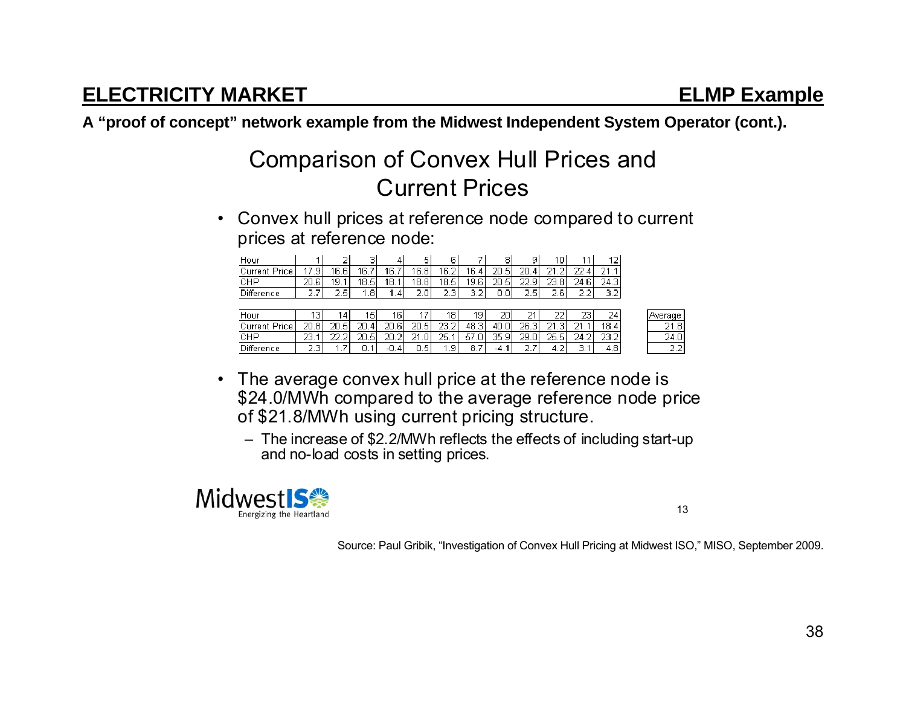## ELECTRICITY MARKET — ELMP Example

**A "proof of concept" network example from the Midwest Independent System Operator (cont.).**

### Comparison of Convex Hull Prices and Current Prices

- Convex hull prices at reference node compared to current prices at reference node:

| Hour | 1 | 2 | 3 | 4 | 5 | 6 | 7 | 8 | 9 | 10 | 11 | 12 |
|---|---|---|---|---|---|---|---|---|---|---|---|---|
| Current Price | 17.9 | 16.6 | 16.7 | 16.7 | 16.8 | 16.2 | 16.4 | 20.5 | 20.4 | 21.2 | 22.4 | 21.1 |
| CHP | 20.6 | 19.1 | 18.5 | 18.1 | 18.8 | 18.5 | 19.6 | 20.5 | 22.9 | 23.8 | 24.6 | 24.3 |
| Difference | 2.7 | 2.5 | 1.8 | 1.4 | 2.0 | 2.3 | 3.2 | 0.0 | 2.5 | 2.6 | 2.2 | 3.2 |

| Hour | 13 | 14 | 15 | 16 | 17 | 18 | 19 | 20 | 21 | 22 | 23 | 24 | Average |
|---|---|---|---|---|---|---|---|---|---|---|---|---|---|
| Current Price | 20.8 | 20.5 | 20.4 | 20.6 | 20.5 | 23.2 | 48.3 | 40.0 | 26.3 | 21.3 | 21.1 | 18.4 | 21.8 |
| CHP | 23.1 | 22.2 | 20.5 | 20.2 | 21.0 | 25.1 | 57.0 | 35.9 | 29.0 | 25.5 | 24.2 | 23.2 | 24.0 |
| Difference | 2.3 | 1.7 | 0.1 | -0.4 | 0.5 | 1.9 | 8.7 | -4.1 | 2.7 | 4.2 | 3.1 | 4.8 | 2.2 |

- The average convex hull price at the reference node is \$24.0/MWh compared to the average reference node price of \$21.8/MWh using current pricing structure.
  - The increase of \$2.2/MWh reflects the effects of including start-up and no-load costs in setting prices.

MidwestISO — Energizing the Heartland

Source: Paul Gribik, "Investigation of Convex Hull Pricing at Midwest ISO," MISO, September 2009.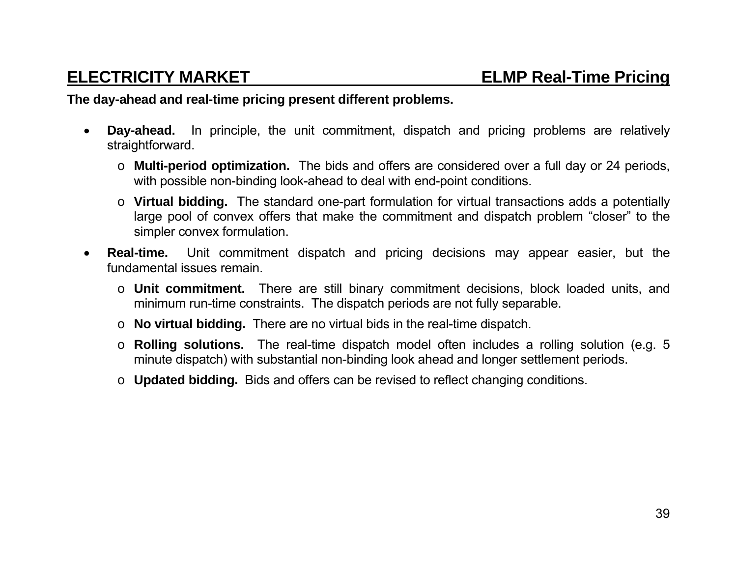## ELECTRICITY MARKET — ELMP Real-Time Pricing

**The day-ahead and real-time pricing present different problems.**

- **Day-ahead.** In principle, the unit commitment, dispatch and pricing problems are relatively straightforward.
  - **Multi-period optimization.** The bids and offers are considered over a full day or 24 periods, with possible non-binding look-ahead to deal with end-point conditions.
  - **Virtual bidding.** The standard one-part formulation for virtual transactions adds a potentially large pool of convex offers that make the commitment and dispatch problem "closer" to the simpler convex formulation.
- **Real-time.** Unit commitment dispatch and pricing decisions may appear easier, but the fundamental issues remain.
  - **Unit commitment.** There are still binary commitment decisions, block loaded units, and minimum run-time constraints. The dispatch periods are not fully separable.
  - **No virtual bidding.** There are no virtual bids in the real-time dispatch.
  - **Rolling solutions.** The real-time dispatch model often includes a rolling solution (e.g. 5 minute dispatch) with substantial non-binding look ahead and longer settlement periods.
  - **Updated bidding.** Bids and offers can be revised to reflect changing conditions.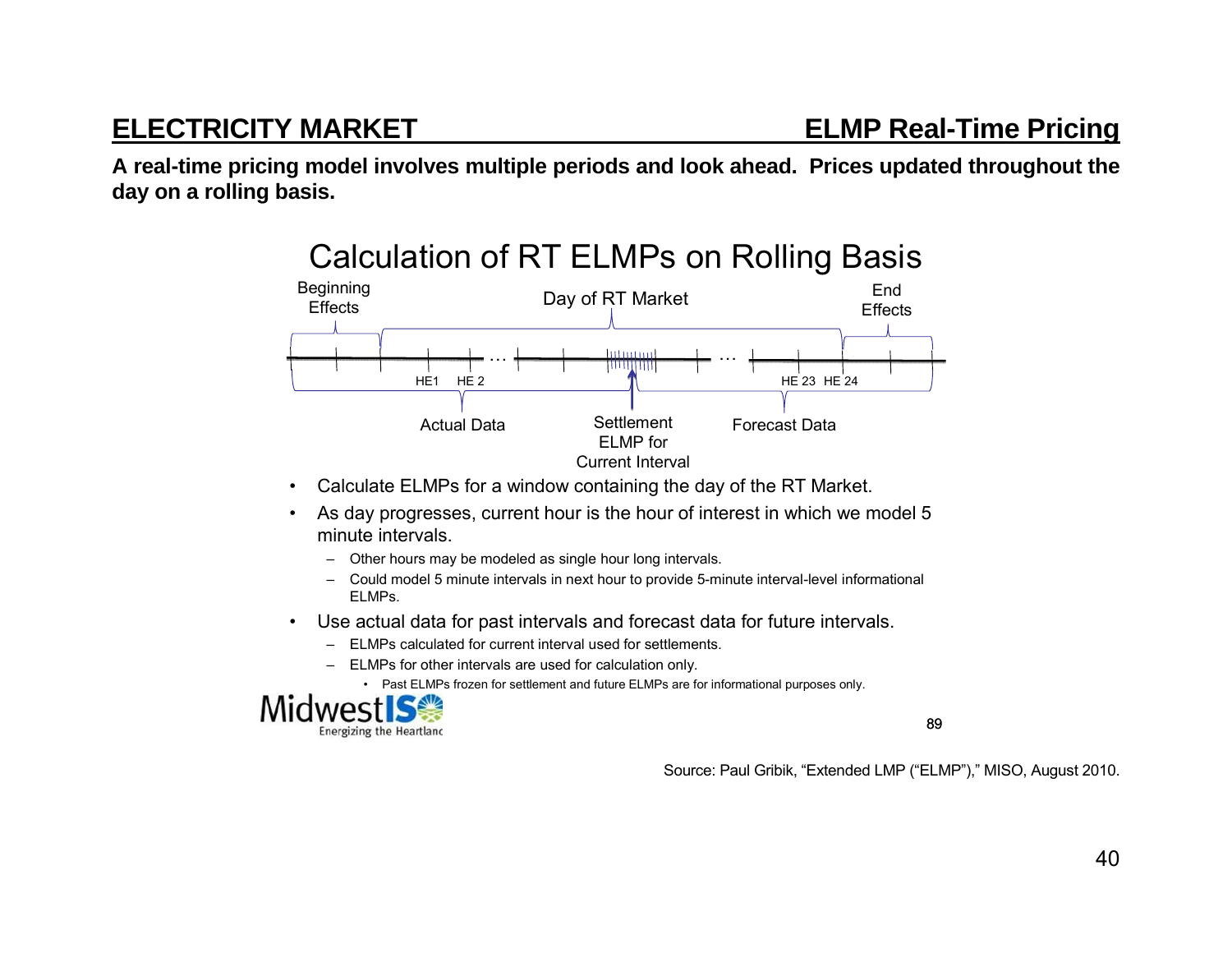## ELECTRICITY MARKET — ELMP Real-Time Pricing

**A real-time pricing model involves multiple periods and look ahead. Prices updated throughout the day on a rolling basis.**

### Calculation of RT ELMPs on Rolling Basis

Beginning Effects | Day of RT Market | End Effects

HE1 HE 2 … HE 23 HE 24

Actual Data | Settlement ELMP for Current Interval | Forecast Data

- Calculate ELMPs for a window containing the day of the RT Market.
- As day progresses, current hour is the hour of interest in which we model 5 minute intervals.
  - Other hours may be modeled as single hour long intervals.
  - Could model 5 minute intervals in next hour to provide 5-minute interval-level informational ELMPs.
- Use actual data for past intervals and forecast data for future intervals.
  - ELMPs calculated for current interval used for settlements.
  - ELMPs for other intervals are used for calculation only.
    - Past ELMPs frozen for settlement and future ELMPs are for informational purposes only.

MidwestISO — Energizing the Heartland

89

Source: Paul Gribik, "Extended LMP ("ELMP")," MISO, August 2010.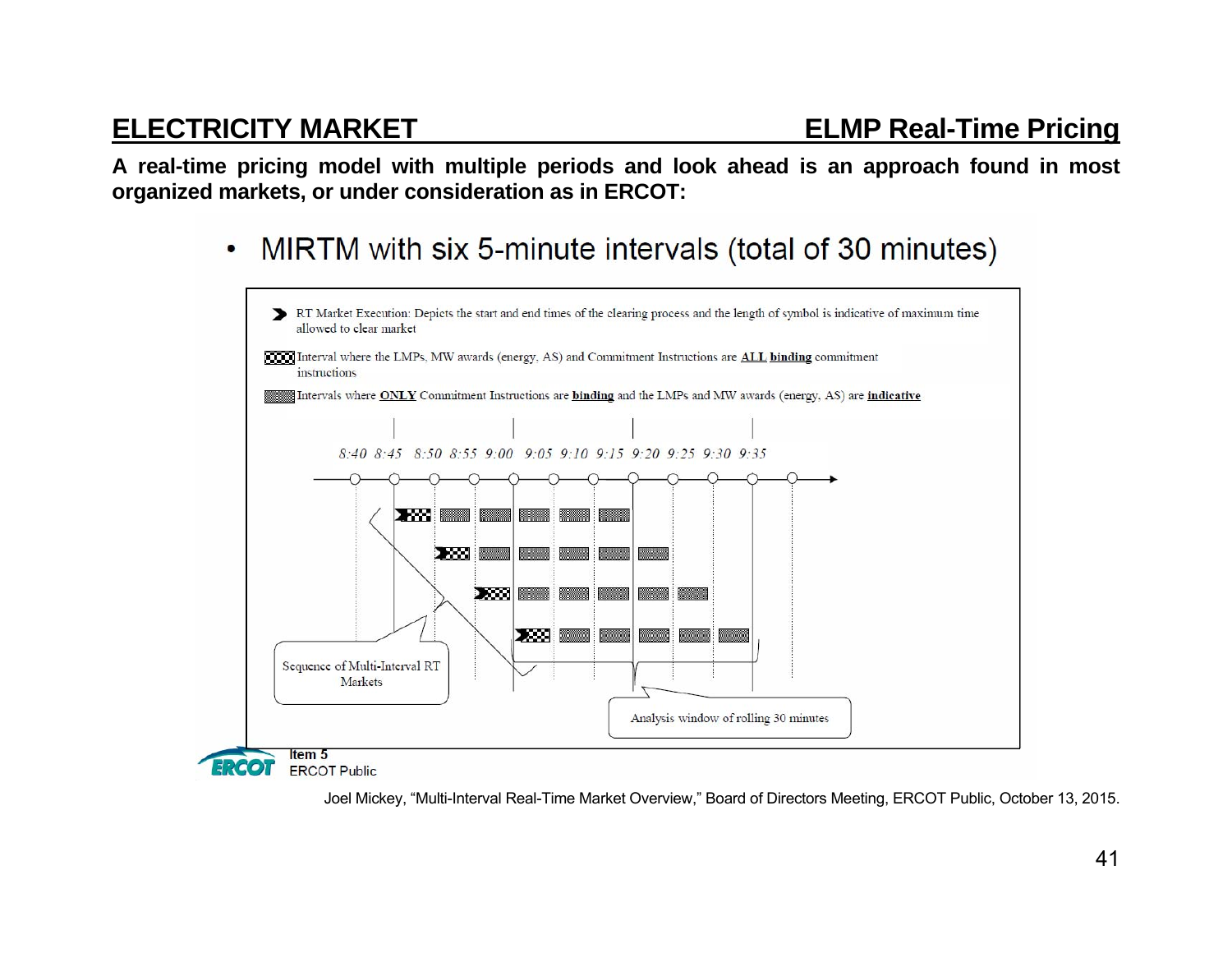## ELECTRICITY MARKET — ELMP Real-Time Pricing

**A real-time pricing model with multiple periods and look ahead is an approach found in most organized markets, or under consideration as in ERCOT:**

- MIRTM with six 5-minute intervals (total of 30 minutes)

RT Market Execution: Depicts the start and end times of the clearing process and the length of symbol is indicative of maximum time allowed to clear market

Interval where the LMPs, MW awards (energy, AS) and Commitment Instructions are **ALL binding** commitment instructions

Intervals where **ONLY** Commitment Instructions are **binding** and the LMPs and MW awards (energy, AS) are **indicative**

8:40 8:45 8:50 8:55 9:00 9:05 9:10 9:15 9:20 9:25 9:30 9:35

Sequence of Multi-Interval RT Markets

Analysis window of rolling 30 minutes

Item 5

ERCOT Public

Joel Mickey, "Multi-Interval Real-Time Market Overview," Board of Directors Meeting, ERCOT Public, October 13, 2015.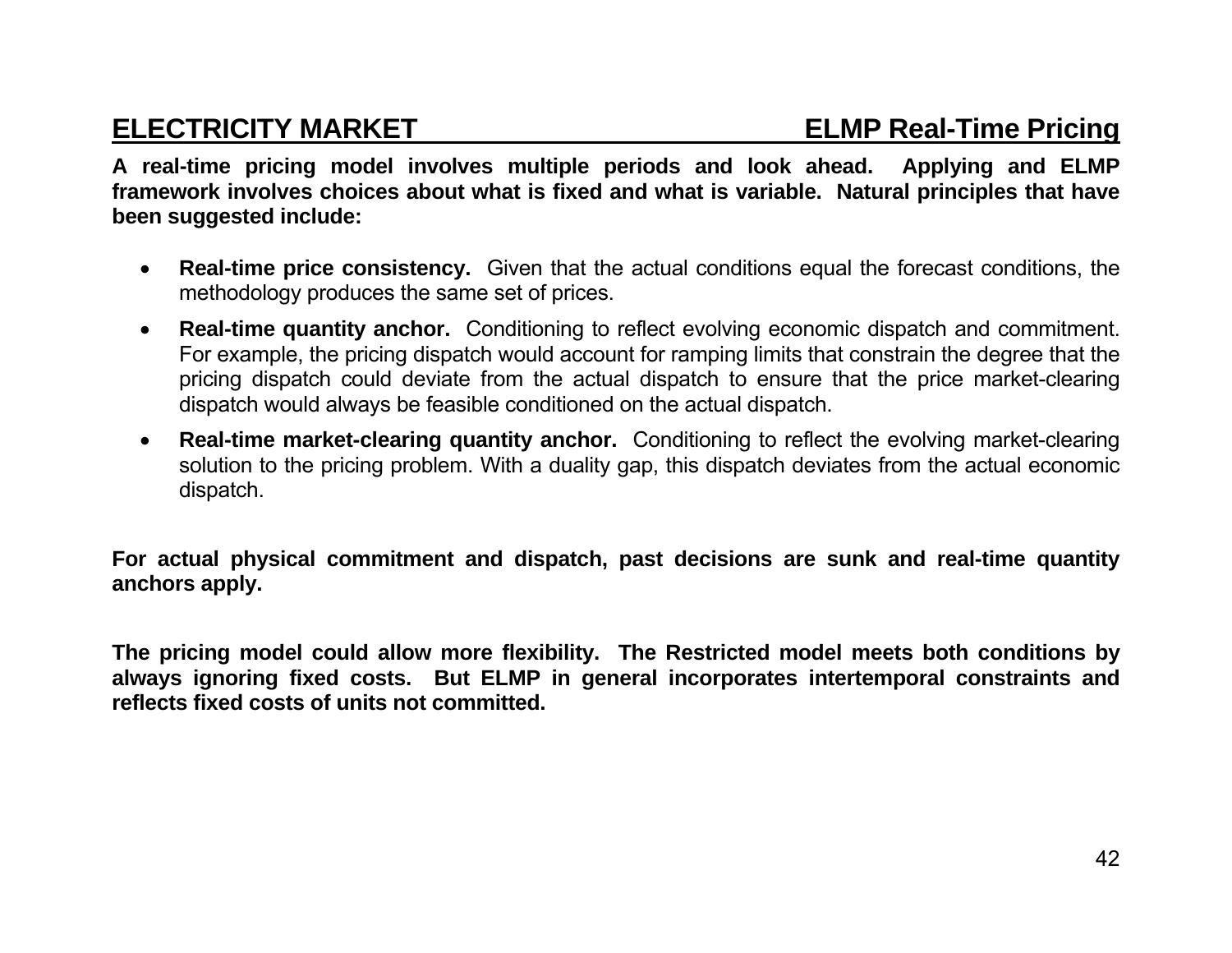## ELECTRICITY MARKET — ELMP Real-Time Pricing

**A real-time pricing model involves multiple periods and look ahead. Applying and ELMP framework involves choices about what is fixed and what is variable. Natural principles that have been suggested include:**

- **Real-time price consistency.** Given that the actual conditions equal the forecast conditions, the methodology produces the same set of prices.
- **Real-time quantity anchor.** Conditioning to reflect evolving economic dispatch and commitment. For example, the pricing dispatch would account for ramping limits that constrain the degree that the pricing dispatch could deviate from the actual dispatch to ensure that the price market-clearing dispatch would always be feasible conditioned on the actual dispatch.
- **Real-time market-clearing quantity anchor.** Conditioning to reflect the evolving market-clearing solution to the pricing problem. With a duality gap, this dispatch deviates from the actual economic dispatch.

**For actual physical commitment and dispatch, past decisions are sunk and real-time quantity anchors apply.**

**The pricing model could allow more flexibility. The Restricted model meets both conditions by always ignoring fixed costs. But ELMP in general incorporates intertemporal constraints and reflects fixed costs of units not committed.**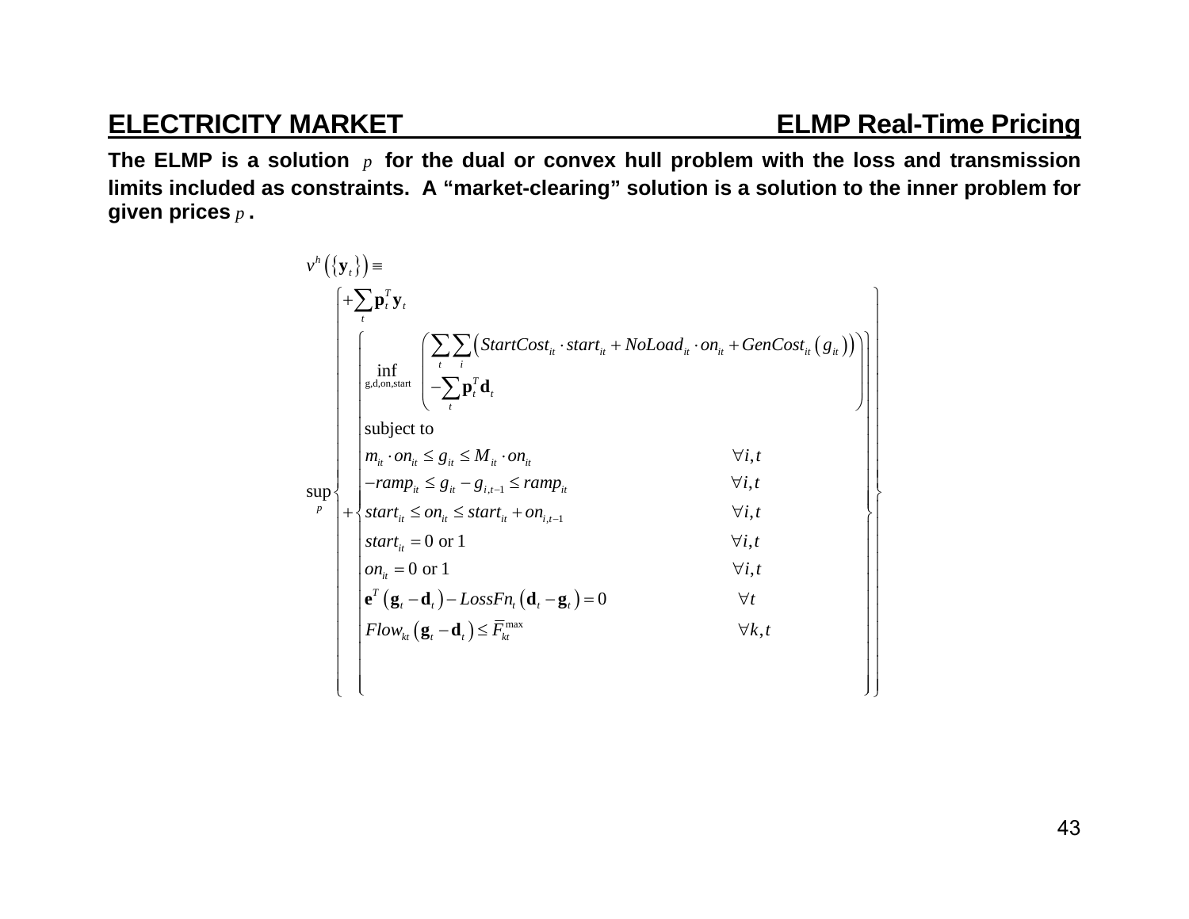## ELECTRICITY MARKET — ELMP Real-Time Pricing

**The ELMP is a solution $p$ for the dual or convex hull problem with the loss and transmission limits included as constraints. A "market-clearing" solution is a solution to the inner problem for given prices $p$.**

$$
v^h\left(\{\mathbf{y}_t\}\right) \equiv
$$

$$
\sup_p \left\{
\begin{array}{l}
+\sum_t \mathbf{p}_t^T \mathbf{y}_t \\[1em]
+\left\{
\begin{array}{ll}
\inf\limits_{\text{g,d,on,start}} \left( \begin{array}{l} \sum_t \sum_i \left( StartCost_{it} \cdot start_{it} + NoLoad_{it} \cdot on_{it} + GenCost_{it}\left(g_{it}\right)\right) \\ -\sum_t \mathbf{p}_t^T \mathbf{d}_t \end{array} \right) & \\[1em]
\text{subject to} & \\
m_{it} \cdot on_{it} \le g_{it} \le M_{it} \cdot on_{it} & \forall i,t \\
-ramp_{it} \le g_{it} - g_{i,t-1} \le ramp_{it} & \forall i,t \\
start_{it} \le on_{it} \le start_{it} + on_{i,t-1} & \forall i,t \\
start_{it} = 0 \text{ or } 1 & \forall i,t \\
on_{it} = 0 \text{ or } 1 & \forall i,t \\
\mathbf{e}^T\left(\mathbf{g}_t - \mathbf{d}_t\right) - LossFn_t\left(\mathbf{d}_t - \mathbf{g}_t\right) = 0 & \forall t \\
Flow_{kt}\left(\mathbf{g}_t - \mathbf{d}_t\right) \le \overline{F}_{kt}^{\max} & \forall k,t
\end{array}
\right.
\end{array}
\right\}
$$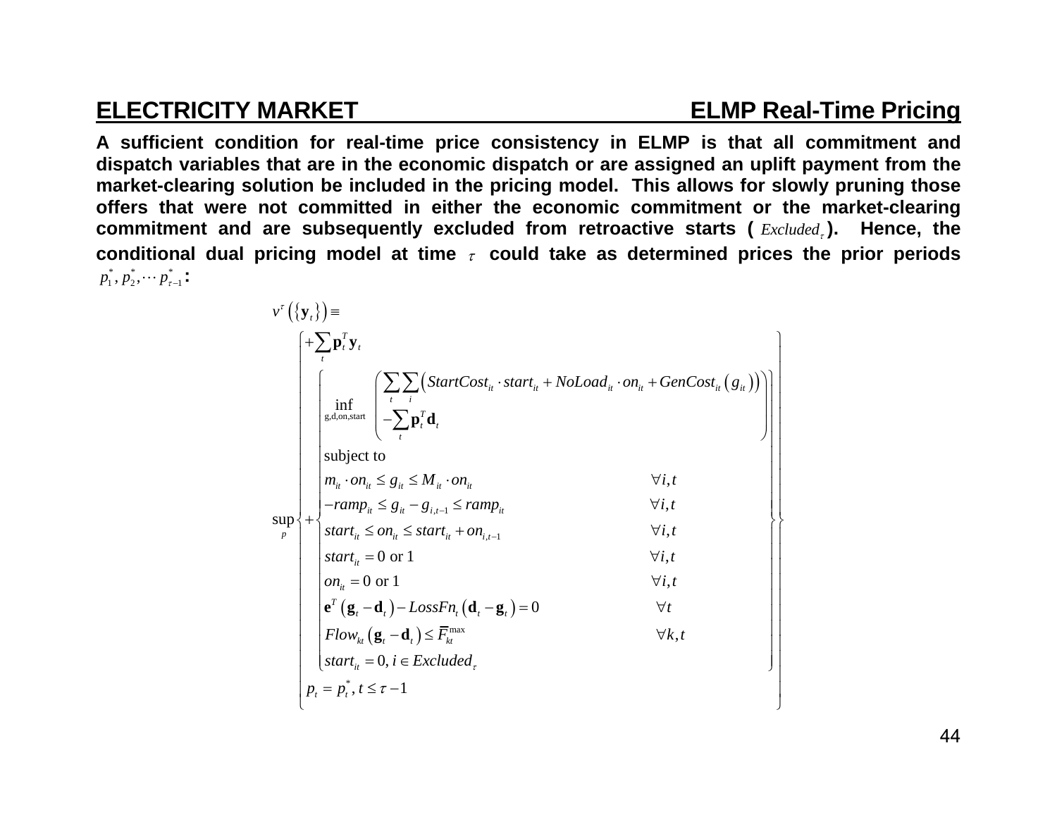## ELECTRICITY MARKET ELMP Real-Time Pricing

**A sufficient condition for real-time price consistency in ELMP is that all commitment and dispatch variables that are in the economic dispatch or are assigned an uplift payment from the market-clearing solution be included in the pricing model. This allows for slowly pruning those offers that were not committed in either the economic commitment or the market-clearing commitment and are subsequently excluded from retroactive starts ($Excluded_\tau$). Hence, the conditional dual pricing model at time $\tau$ could take as determined prices the prior periods $p_1^*, p_2^*, \cdots p_{\tau-1}^*$:**

$$
v^\tau\left(\{\mathbf{y}_t\}\right) \equiv
\sup_p \left\{ \begin{array}{l}
+\sum_t \mathbf{p}_t^T \mathbf{y}_t \\
+\left\{ \begin{array}{ll}
\inf\limits_{\mathrm{g,d,on,start}} \left( \begin{array}{l} \sum_t \sum_i \left( StartCost_{it} \cdot start_{it} + NoLoad_{it} \cdot on_{it} + GenCost_{it}\left(g_{it}\right)\right) \\ -\sum_t \mathbf{p}_t^T \mathbf{d}_t \end{array} \right) & \\
\text{subject to} & \\
m_{it} \cdot on_{it} \le g_{it} \le M_{it} \cdot on_{it} & \forall i,t \\
-ramp_{it} \le g_{it} - g_{i,t-1} \le ramp_{it} & \forall i,t \\
start_{it} \le on_{it} \le start_{it} + on_{i,t-1} & \forall i,t \\
start_{it} = 0 \text{ or } 1 & \forall i,t \\
on_{it} = 0 \text{ or } 1 & \forall i,t \\
\mathbf{e}^T\left(\mathbf{g}_t - \mathbf{d}_t\right) - LossFn_t\left(\mathbf{d}_t - \mathbf{g}_t\right) = 0 & \forall t \\
Flow_{kt}\left(\mathbf{g}_t - \mathbf{d}_t\right) \le \overline{F}_{kt}^{\max} & \forall k,t \\
start_{it} = 0,\ i \in Excluded_\tau &
\end{array} \right. \\
p_t = p_t^*,\ t \le \tau - 1
\end{array} \right\}
$$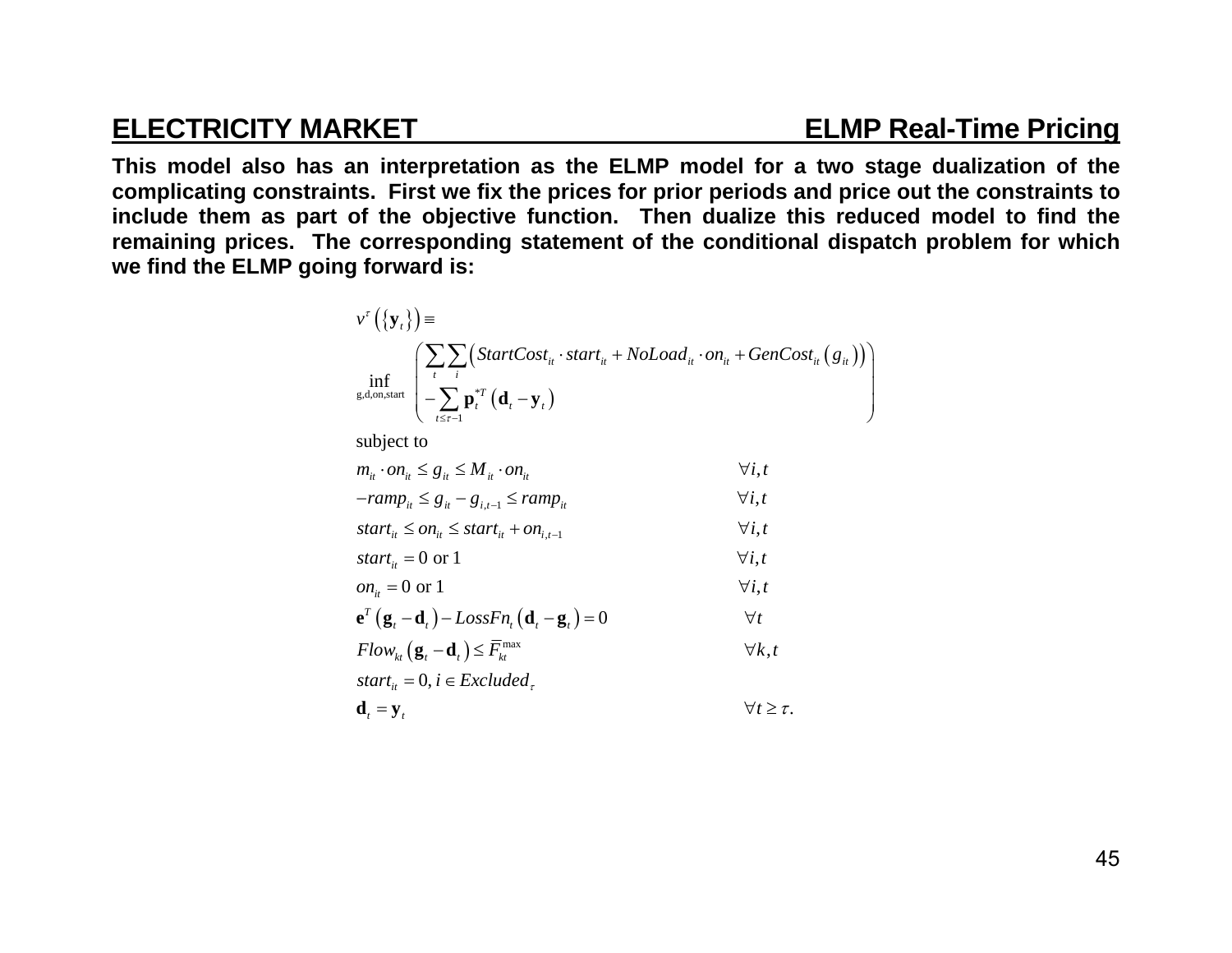## ELECTRICITY MARKET — ELMP Real-Time Pricing

**This model also has an interpretation as the ELMP model for a two stage dualization of the complicating constraints. First we fix the prices for prior periods and price out the constraints to include them as part of the objective function. Then dualize this reduced model to find the remaining prices. The corresponding statement of the conditional dispatch problem for which we find the ELMP going forward is:**

$$
\begin{aligned}
& v^{\tau}\left(\left\{\mathbf{y}_t\right\}\right) \equiv \\
& \inf_{\text{g,d,on,start}} \left( \begin{array}{l} \sum_t \sum_i \left( StartCost_{it} \cdot start_{it} + NoLoad_{it} \cdot on_{it} + GenCost_{it}\left(g_{it}\right)\right) \\ - \sum_{t \le \tau - 1} \mathbf{p}_t^{*T}\left(\mathbf{d}_t - \mathbf{y}_t\right) \end{array} \right) \\
& \text{subject to} \\
& m_{it} \cdot on_{it} \le g_{it} \le M_{it} \cdot on_{it} && \forall i,t \\
& -ramp_{it} \le g_{it} - g_{i,t-1} \le ramp_{it} && \forall i,t \\
& start_{it} \le on_{it} \le start_{it} + on_{i,t-1} && \forall i,t \\
& start_{it} = 0 \text{ or } 1 && \forall i,t \\
& on_{it} = 0 \text{ or } 1 && \forall i,t \\
& \mathbf{e}^T\left(\mathbf{g}_t - \mathbf{d}_t\right) - LossFn_t\left(\mathbf{d}_t - \mathbf{g}_t\right) = 0 && \forall t \\
& Flow_{kt}\left(\mathbf{g}_t - \mathbf{d}_t\right) \le \overline{F}_{kt}^{\max} && \forall k,t \\
& start_{it} = 0, \; i \in Excluded_{\tau} \\
& \mathbf{d}_t = \mathbf{y}_t && \forall t \ge \tau.
\end{aligned}
$$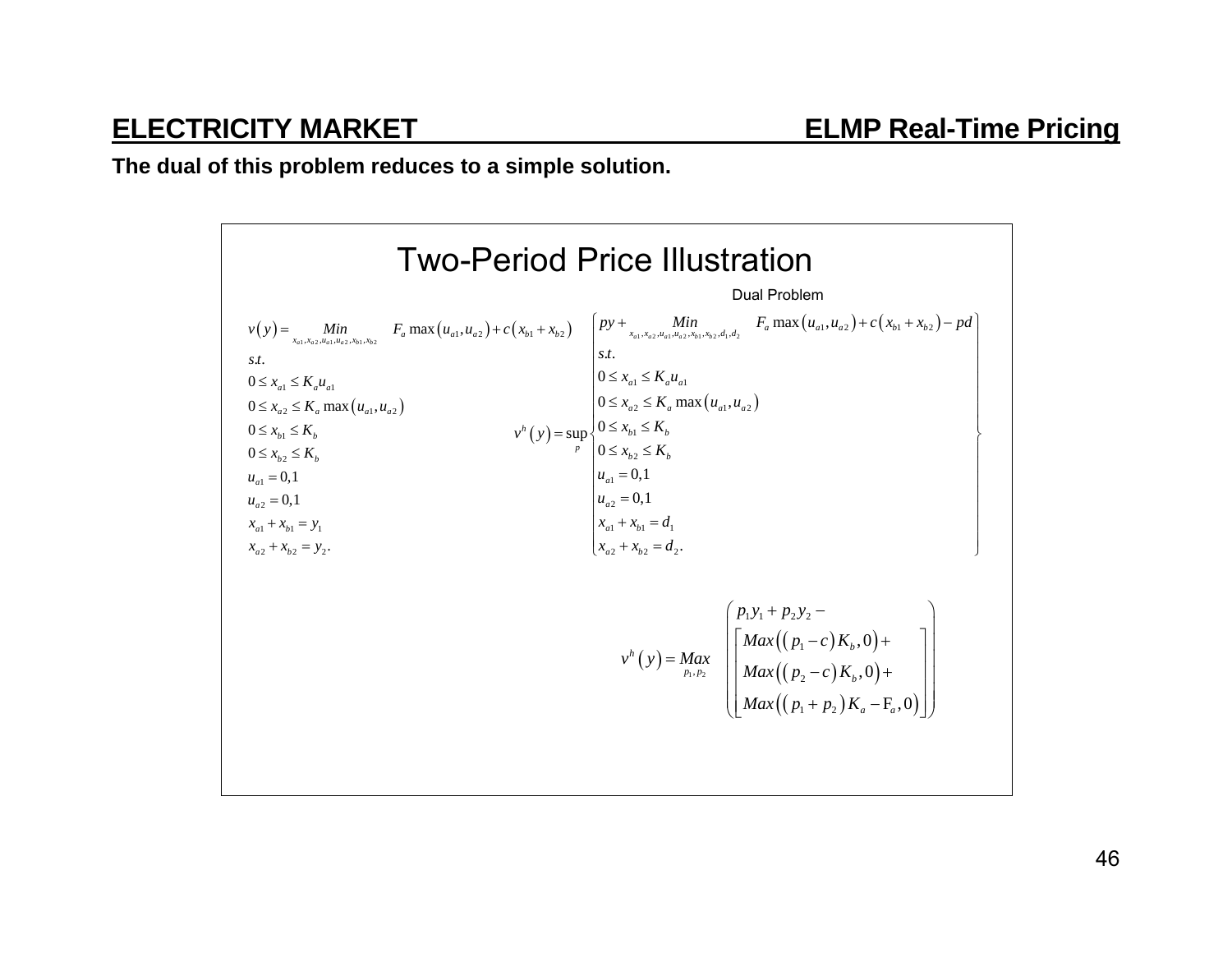The dual of this problem reduces to a simple solution.

## Two-Period Price Illustration

$$
\begin{aligned}
v(y) = \underset{x_{a1},x_{a2},u_{a1},u_{a2},x_{b1},x_{b2}}{Min} \quad & F_a \max(u_{a1},u_{a2}) + c(x_{b1}+x_{b2}) \\
s.t. \quad & \\
& 0 \le x_{a1} \le K_a u_{a1} \\
& 0 \le x_{a2} \le K_a \max(u_{a1},u_{a2}) \\
& 0 \le x_{b1} \le K_b \\
& 0 \le x_{b2} \le K_b \\
& u_{a1} = 0,1 \\
& u_{a2} = 0,1 \\
& x_{a1} + x_{b1} = y_1 \\
& x_{a2} + x_{b2} = y_2.
\end{aligned}
$$

Dual Problem

$$
v^h(y) = \sup_p \left\{
\begin{aligned}
& py + \underset{x_{a1},x_{a2},u_{a1},u_{a2},x_{b1},x_{b2},d_1,d_2}{Min} \quad F_a \max(u_{a1},u_{a2}) + c(x_{b1}+x_{b2}) - pd \\
& s.t. \\
& 0 \le x_{a1} \le K_a u_{a1} \\
& 0 \le x_{a2} \le K_a \max(u_{a1},u_{a2}) \\
& 0 \le x_{b1} \le K_b \\
& 0 \le x_{b2} \le K_b \\
& u_{a1} = 0,1 \\
& u_{a2} = 0,1 \\
& x_{a1} + x_{b1} = d_1 \\
& x_{a2} + x_{b2} = d_2.
\end{aligned}
\right\}
$$

$$
v^h(y) = \underset{p_1,p_2}{Max} \left(
\begin{aligned}
& p_1 y_1 + p_2 y_2 - \\
& \left[
\begin{aligned}
& Max\left((p_1 - c)K_b, 0\right) + \\
& Max\left((p_2 - c)K_b, 0\right) + \\
& Max\left((p_1 + p_2)K_a - F_a, 0\right)
\end{aligned}
\right]
\end{aligned}
\right)
$$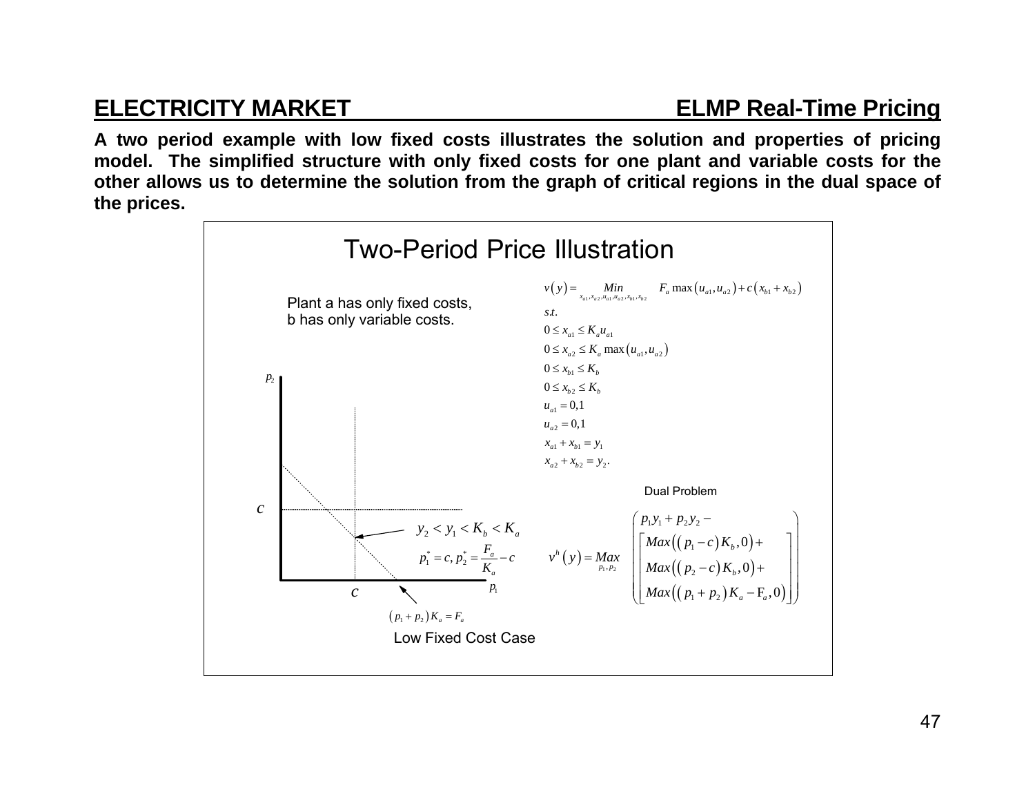## ELECTRICITY MARKET — ELMP Real-Time Pricing

**A two period example with low fixed costs illustrates the solution and properties of pricing model. The simplified structure with only fixed costs for one plant and variable costs for the other allows us to determine the solution from the graph of critical regions in the dual space of the prices.**

### Two-Period Price Illustration

Plant a has only fixed costs, b has only variable costs.

$$
\begin{aligned}
v(y) = & \underset{x_{a1}, x_{a2}, u_{a1}, u_{a2}, x_{b1}, x_{b2}}{Min} \quad F_a \max(u_{a1}, u_{a2}) + c(x_{b1} + x_{b2}) \\
s.t. & \\
& 0 \le x_{a1} \le K_a u_{a1} \\
& 0 \le x_{a2} \le K_a \max(u_{a1}, u_{a2}) \\
& 0 \le x_{b1} \le K_b \\
& 0 \le x_{b2} \le K_b \\
& u_{a1} = 0,1 \\
& u_{a2} = 0,1 \\
& x_{a1} + x_{b1} = y_1 \\
& x_{a2} + x_{b2} = y_2.
\end{aligned}
$$

Dual Problem

$$
v^h(y) = \underset{p_1, p_2}{Max} \left( \begin{array}{l} p_1 y_1 + p_2 y_2 - \\ \left[ \begin{array}{l} Max\left((p_1 - c) K_b, 0\right) + \\ Max\left((p_2 - c) K_b, 0\right) + \\ Max\left((p_1 + p_2) K_a - F_a, 0\right) \end{array} \right] \end{array} \right)
$$

Graph labels: axes $p_1$, $p_2$; $c$ marked on both axes.

$y_2 < y_1 < K_b < K_a$

$p_1^* = c, \; p_2^* = \dfrac{F_a}{K_a} - c$

$(p_1 + p_2) K_a = F_a$

Low Fixed Cost Case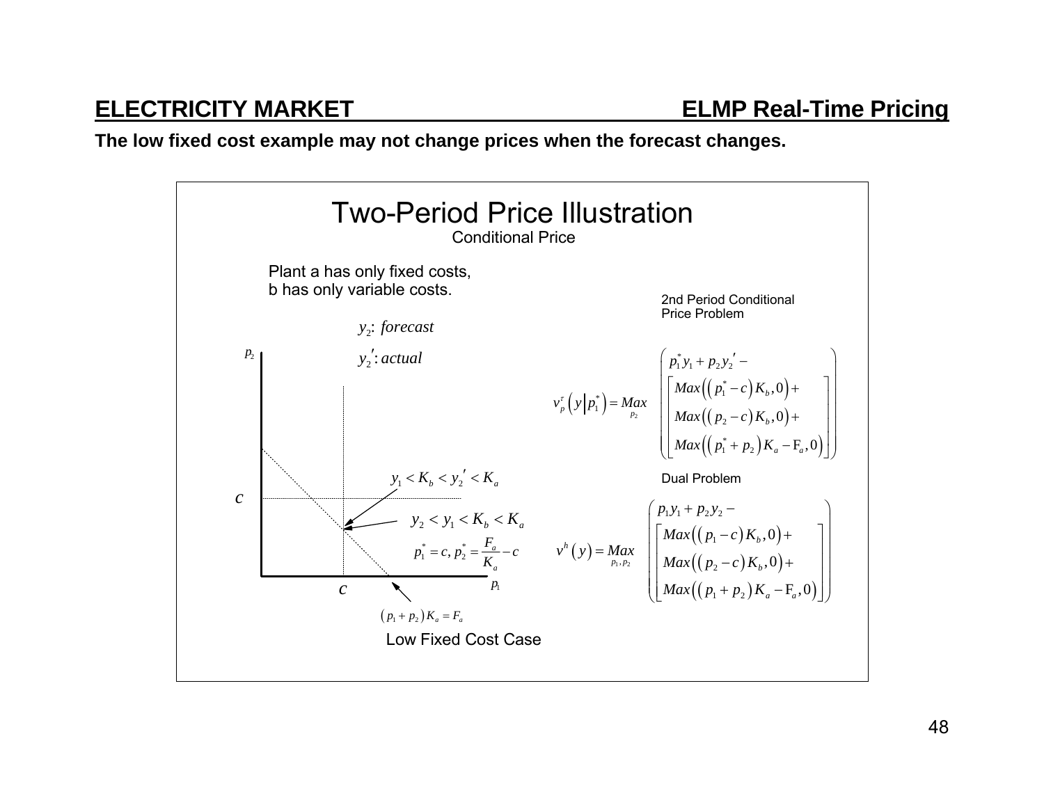## ELECTRICITY MARKET — ELMP Real-Time Pricing

**The low fixed cost example may not change prices when the forecast changes.**

# Two-Period Price Illustration

Conditional Price

Plant a has only fixed costs, b has only variable costs.

$y_2$: *forecast*

$y_2'$: *actual*

$y_1 < K_b < y_2' < K_a$

$y_2 < y_1 < K_b < K_a$

$$p_1^* = c,\ p_2^* = \frac{F_a}{K_a} - c$$

$$(p_1 + p_2) K_a = F_a$$

Low Fixed Cost Case

2nd Period Conditional Price Problem

$$v_p^{\tau}\left(y \mid p_1^*\right) = \underset{p_2}{Max} \left( \begin{array}{l} p_1^* y_1 + p_2 y_2' - \\ \left[ \begin{array}{l} Max\left( \left( p_1^* - c \right) K_b, 0 \right) + \\ Max\left( \left( p_2 - c \right) K_b, 0 \right) + \\ Max\left( \left( p_1^* + p_2 \right) K_a - F_a, 0 \right) \end{array} \right] \end{array} \right)$$

Dual Problem

$$v^h\left(y\right) = \underset{p_1, p_2}{Max} \left( \begin{array}{l} p_1 y_1 + p_2 y_2 - \\ \left[ \begin{array}{l} Max\left( \left( p_1 - c \right) K_b, 0 \right) + \\ Max\left( \left( p_2 - c \right) K_b, 0 \right) + \\ Max\left( \left( p_1 + p_2 \right) K_a - F_a, 0 \right) \end{array} \right] \end{array} \right)$$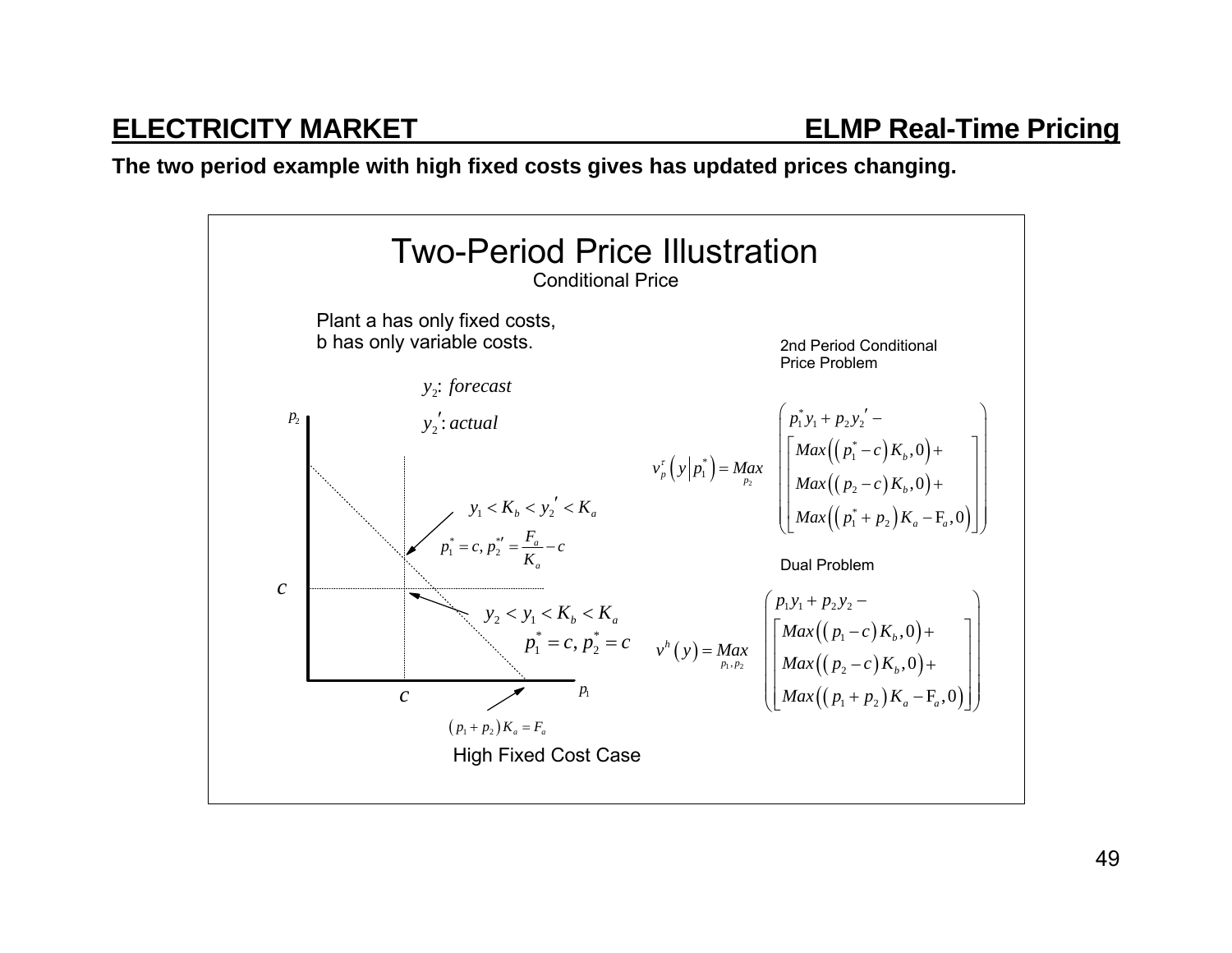**The two period example with high fixed costs gives has updated prices changing.**

## Two-Period Price Illustration

Conditional Price

Plant a has only fixed costs,
b has only variable costs.

$y_2$: *forecast*

$y_2'$: *actual*

$y_1 < K_b < y_2' < K_a$

$p_1^* = c,\ p_2^{*\prime} = \dfrac{F_a}{K_a} - c$

$y_2 < y_1 < K_b < K_a$

$p_1^* = c,\ p_2^* = c$

$(p_1 + p_2) K_a = F_a$

High Fixed Cost Case

2nd Period Conditional Price Problem

$$v_p^r\left(y \middle| p_1^*\right) = \underset{p_2}{Max} \begin{pmatrix} p_1^* y_1 + p_2 y_2' - \\ \begin{bmatrix} Max\left(\left(p_1^* - c\right) K_b, 0\right) + \\ Max\left(\left(p_2 - c\right) K_b, 0\right) + \\ Max\left(\left(p_1^* + p_2\right) K_a - F_a, 0\right) \end{bmatrix} \end{pmatrix}$$

Dual Problem

$$v^h(y) = \underset{p_1, p_2}{Max} \begin{pmatrix} p_1 y_1 + p_2 y_2 - \\ \begin{bmatrix} Max\left(\left(p_1 - c\right) K_b, 0\right) + \\ Max\left(\left(p_2 - c\right) K_b, 0\right) + \\ Max\left(\left(p_1 + p_2\right) K_a - F_a, 0\right) \end{bmatrix} \end{pmatrix}$$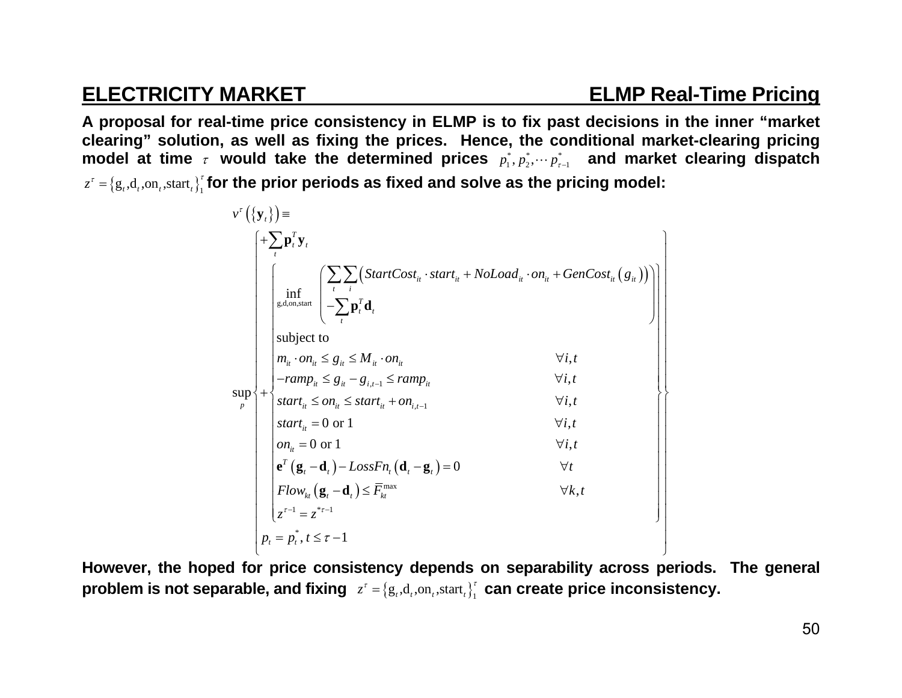## ELECTRICITY MARKET — ELMP Real-Time Pricing

**A proposal for real-time price consistency in ELMP is to fix past decisions in the inner "market clearing" solution, as well as fixing the prices. Hence, the conditional market-clearing pricing model at time $\tau$ would take the determined prices $p_1^*, p_2^*, \cdots p_{\tau-1}^*$ and market clearing dispatch $z^\tau = \{\mathrm{g}_t, \mathrm{d}_t, \mathrm{on}_t, \mathrm{start}_t\}_1^\tau$ for the prior periods as fixed and solve as the pricing model:**

$$
v^\tau\left(\{\mathbf{y}_t\}\right) \equiv
\sup_{p}
\left\{
\begin{array}{l}
+\sum_t \mathbf{p}_t^T \mathbf{y}_t \\
+\left\{
\begin{array}{ll}
\inf\limits_{\mathrm{g,d,on,start}} \left(
\begin{array}{l}
\sum_t \sum_i \left( StartCost_{it} \cdot start_{it} + NoLoad_{it} \cdot on_{it} + GenCost_{it}\left(g_{it}\right)\right) \\
-\sum_t \mathbf{p}_t^T \mathbf{d}_t
\end{array}
\right) & \\
\text{subject to} & \\
m_{it} \cdot on_{it} \le g_{it} \le M_{it} \cdot on_{it} & \forall i,t \\
-ramp_{it} \le g_{it} - g_{i,t-1} \le ramp_{it} & \forall i,t \\
start_{it} \le on_{it} \le start_{it} + on_{i,t-1} & \forall i,t \\
start_{it} = 0 \text{ or } 1 & \forall i,t \\
on_{it} = 0 \text{ or } 1 & \forall i,t \\
\mathbf{e}^T\left(\mathbf{g}_t - \mathbf{d}_t\right) - LossFn_t\left(\mathbf{d}_t - \mathbf{g}_t\right) = 0 & \forall t \\
Flow_{kt}\left(\mathbf{g}_t - \mathbf{d}_t\right) \le \bar{F}_{kt}^{\max} & \forall k,t \\
z^{\tau-1} = z^{*\tau-1} &
\end{array}
\right. \\
p_t = p_t^*,\ t \le \tau - 1
\end{array}
\right\}
$$

**However, the hoped for price consistency depends on separability across periods. The general problem is not separable, and fixing $z^\tau = \{\mathrm{g}_t, \mathrm{d}_t, \mathrm{on}_t, \mathrm{start}_t\}_1^\tau$ can create price inconsistency.**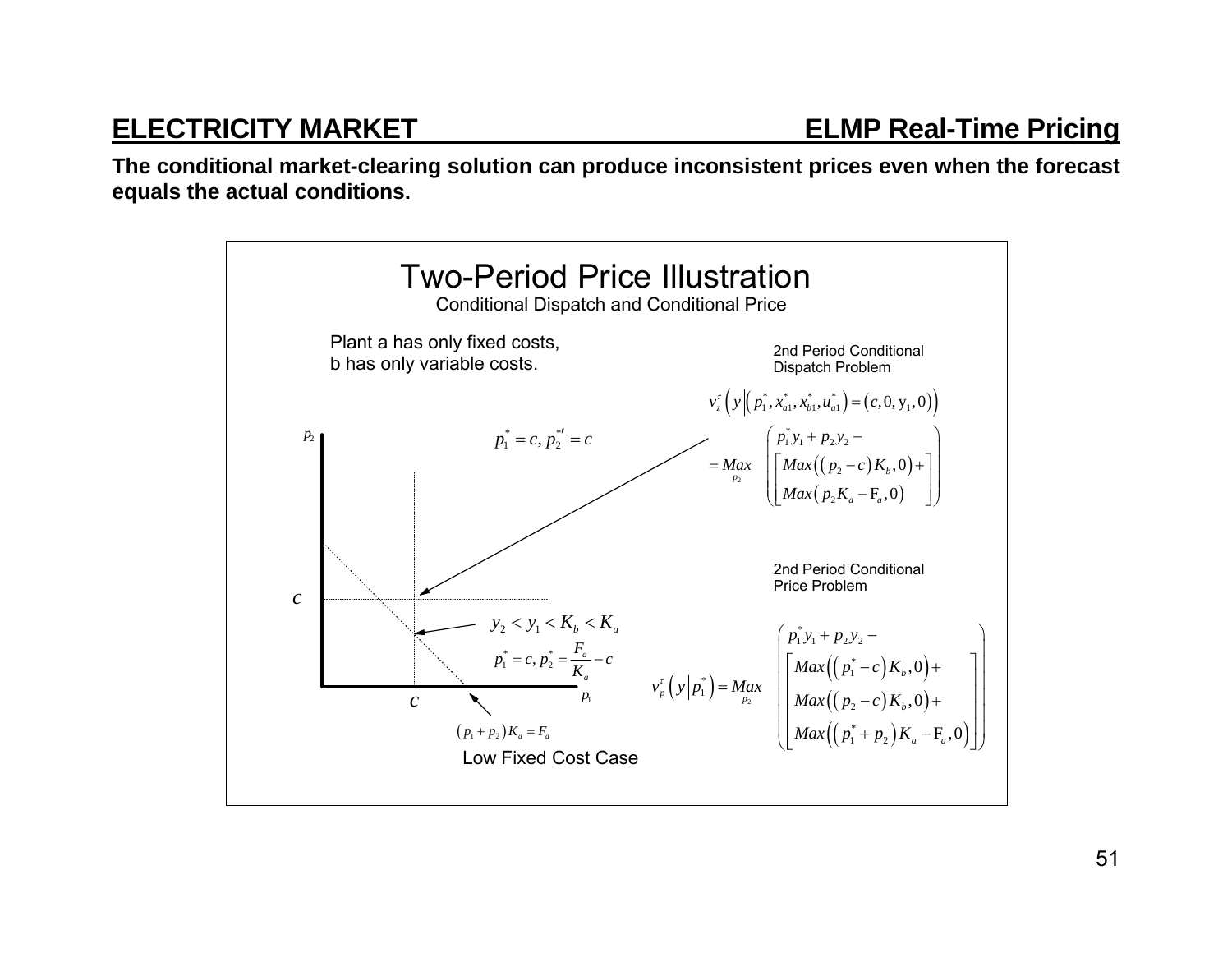## ELECTRICITY MARKET — ELMP Real-Time Pricing

**The conditional market-clearing solution can produce inconsistent prices even when the forecast equals the actual conditions.**

### Two-Period Price Illustration

Conditional Dispatch and Conditional Price

Plant a has only fixed costs, b has only variable costs.

2nd Period Conditional Dispatch Problem

$$v_z^r\left(y\left|\left(p_1^*, x_{a1}^*, x_{b1}^*, u_{a1}^*\right)=\left(c,0,\mathrm{y}_1,0\right)\right.\right)$$

$$= \underset{p_2}{Max}\begin{pmatrix} p_1^* y_1 + p_2 y_2 - \\ \left[ Max\left(\left(p_2 - c\right)K_b, 0\right) + \right] \\ Max\left(p_2 K_a - \mathrm{F}_a, 0\right) \end{pmatrix}$$

$p_1^* = c,\ p_2^{*\prime} = c$

$y_2 < y_1 < K_b < K_a$

$p_1^* = c,\ p_2^* = \dfrac{F_a}{K_a} - c$

$\left(p_1 + p_2\right)K_a = F_a$

Low Fixed Cost Case

2nd Period Conditional Price Problem

$$v_p^r\left(y\left|p_1^*\right.\right) = \underset{p_2}{Max}\begin{pmatrix} p_1^* y_1 + p_2 y_2 - \\ \left[\begin{array}{l} Max\left(\left(p_1^* - c\right)K_b, 0\right) + \\ Max\left(\left(p_2 - c\right)K_b, 0\right) + \\ Max\left(\left(p_1^* + p_2\right)K_a - \mathrm{F}_a, 0\right) \end{array}\right] \end{pmatrix}$$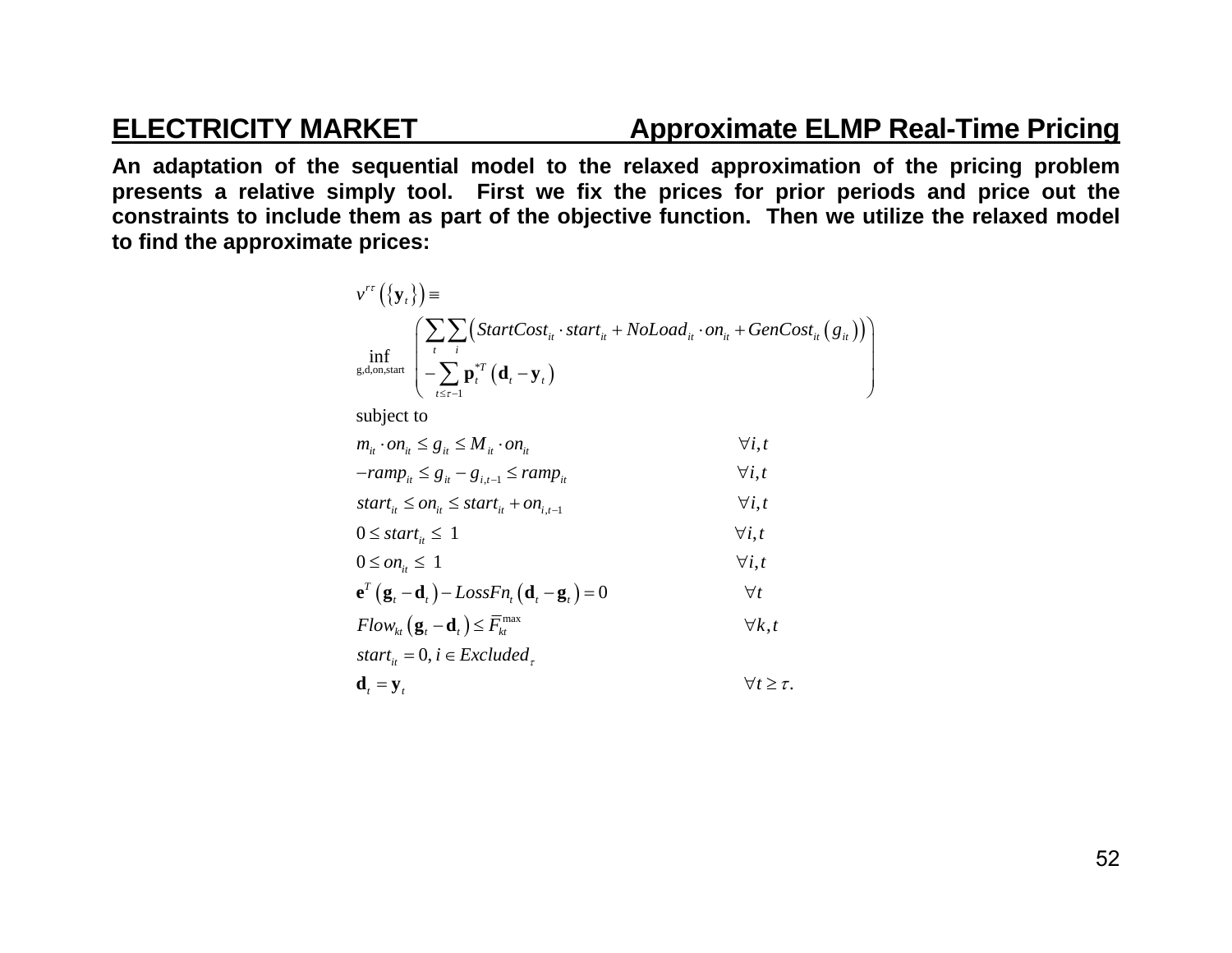## ELECTRICITY MARKET — Approximate ELMP Real-Time Pricing

**An adaptation of the sequential model to the relaxed approximation of the pricing problem presents a relative simply tool. First we fix the prices for prior periods and price out the constraints to include them as part of the objective function. Then we utilize the relaxed model to find the approximate prices:**

$$
\begin{aligned}
& v^{r\tau}\left(\{\mathbf{y}_t\}\right) \equiv \\
& \inf_{\text{g,d,on,start}} \left( \begin{array}{l} \sum_t \sum_i \left( StartCost_{it} \cdot start_{it} + NoLoad_{it} \cdot on_{it} + GenCost_{it}\left(g_{it}\right)\right) \\ - \sum_{t \le \tau - 1} \mathbf{p}_t^{*T}\left(\mathbf{d}_t - \mathbf{y}_t\right) \end{array} \right) \\
& \text{subject to} \\
& m_{it} \cdot on_{it} \le g_{it} \le M_{it} \cdot on_{it} && \forall i,t \\
& -ramp_{it} \le g_{it} - g_{i,t-1} \le ramp_{it} && \forall i,t \\
& start_{it} \le on_{it} \le start_{it} + on_{i,t-1} && \forall i,t \\
& 0 \le start_{it} \le 1 && \forall i,t \\
& 0 \le on_{it} \le 1 && \forall i,t \\
& \mathbf{e}^T\left(\mathbf{g}_t - \mathbf{d}_t\right) - LossFn_t\left(\mathbf{d}_t - \mathbf{g}_t\right) = 0 && \forall t \\
& Flow_{kt}\left(\mathbf{g}_t - \mathbf{d}_t\right) \le \overline{F}_{kt}^{\max} && \forall k,t \\
& start_{it} = 0,\ i \in Excluded_\tau \\
& \mathbf{d}_t = \mathbf{y}_t && \forall t \ge \tau.
\end{aligned}
$$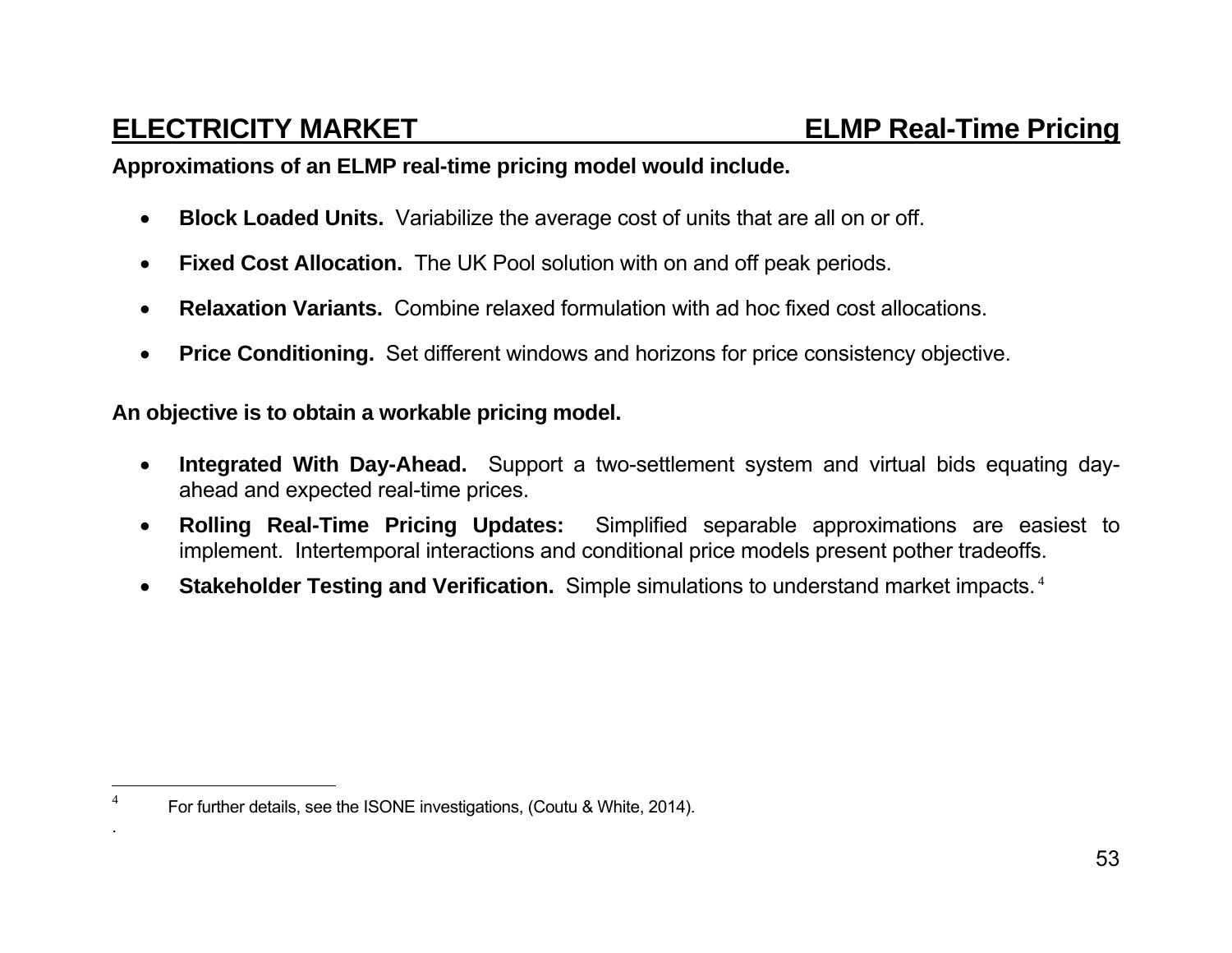## ELECTRICITY MARKET — ELMP Real-Time Pricing

**Approximations of an ELMP real-time pricing model would include.**

- **Block Loaded Units.** Variabilize the average cost of units that are all on or off.
- **Fixed Cost Allocation.** The UK Pool solution with on and off peak periods.
- **Relaxation Variants.** Combine relaxed formulation with ad hoc fixed cost allocations.
- **Price Conditioning.** Set different windows and horizons for price consistency objective.

**An objective is to obtain a workable pricing model.**

- **Integrated With Day-Ahead.** Support a two-settlement system and virtual bids equating day-ahead and expected real-time prices.
- **Rolling Real-Time Pricing Updates:** Simplified separable approximations are easiest to implement. Intertemporal interactions and conditional price models present pother tradeoffs.
- **Stakeholder Testing and Verification.** Simple simulations to understand market impacts.[4]

---

[4] For further details, see the ISONE investigations, (Coutu & White, 2014).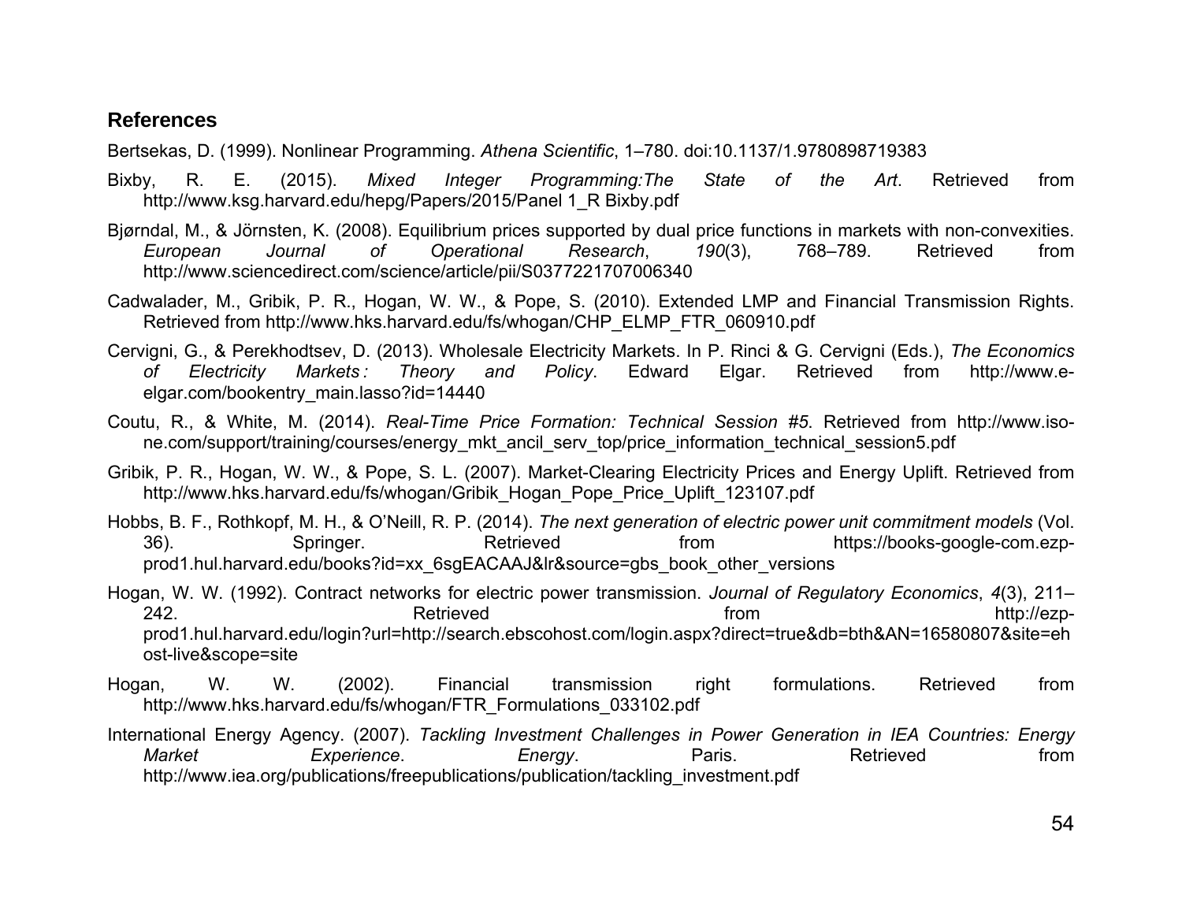## References

Bertsekas, D. (1999). Nonlinear Programming. *Athena Scientific*, 1–780. doi:10.1137/1.9780898719383

Bixby, R. E. (2015). *Mixed Integer Programming:The State of the Art*. Retrieved from http://www.ksg.harvard.edu/hepg/Papers/2015/Panel 1_R Bixby.pdf

Bjørndal, M., & Jörnsten, K. (2008). Equilibrium prices supported by dual price functions in markets with non-convexities. *European Journal of Operational Research*, *190*(3), 768–789. Retrieved from http://www.sciencedirect.com/science/article/pii/S0377221707006340

Cadwalader, M., Gribik, P. R., Hogan, W. W., & Pope, S. (2010). Extended LMP and Financial Transmission Rights. Retrieved from http://www.hks.harvard.edu/fs/whogan/CHP_ELMP_FTR_060910.pdf

Cervigni, G., & Perekhodtsev, D. (2013). Wholesale Electricity Markets. In P. Rinci & G. Cervigni (Eds.), *The Economics of Electricity Markets : Theory and Policy*. Edward Elgar. Retrieved from http://www.e-elgar.com/bookentry_main.lasso?id=14440

Coutu, R., & White, M. (2014). *Real-Time Price Formation: Technical Session #5*. Retrieved from http://www.iso-ne.com/support/training/courses/energy_mkt_ancil_serv_top/price_information_technical_session5.pdf

Gribik, P. R., Hogan, W. W., & Pope, S. L. (2007). Market-Clearing Electricity Prices and Energy Uplift. Retrieved from http://www.hks.harvard.edu/fs/whogan/Gribik_Hogan_Pope_Price_Uplift_123107.pdf

Hobbs, B. F., Rothkopf, M. H., & O'Neill, R. P. (2014). *The next generation of electric power unit commitment models* (Vol. 36). Springer. Retrieved from https://books-google-com.ezp-prod1.hul.harvard.edu/books?id=xx_6sgEACAAJ&lr&source=gbs_book_other_versions

Hogan, W. W. (1992). Contract networks for electric power transmission. *Journal of Regulatory Economics*, *4*(3), 211–242. Retrieved from http://ezp-prod1.hul.harvard.edu/login?url=http://search.ebscohost.com/login.aspx?direct=true&db=bth&AN=16580807&site=ehost-live&scope=site

Hogan, W. W. (2002). Financial transmission right formulations. Retrieved from http://www.hks.harvard.edu/fs/whogan/FTR_Formulations_033102.pdf

International Energy Agency. (2007). *Tackling Investment Challenges in Power Generation in IEA Countries: Energy Market Experience*. *Energy*. Paris. Retrieved from http://www.iea.org/publications/freepublications/publication/tackling_investment.pdf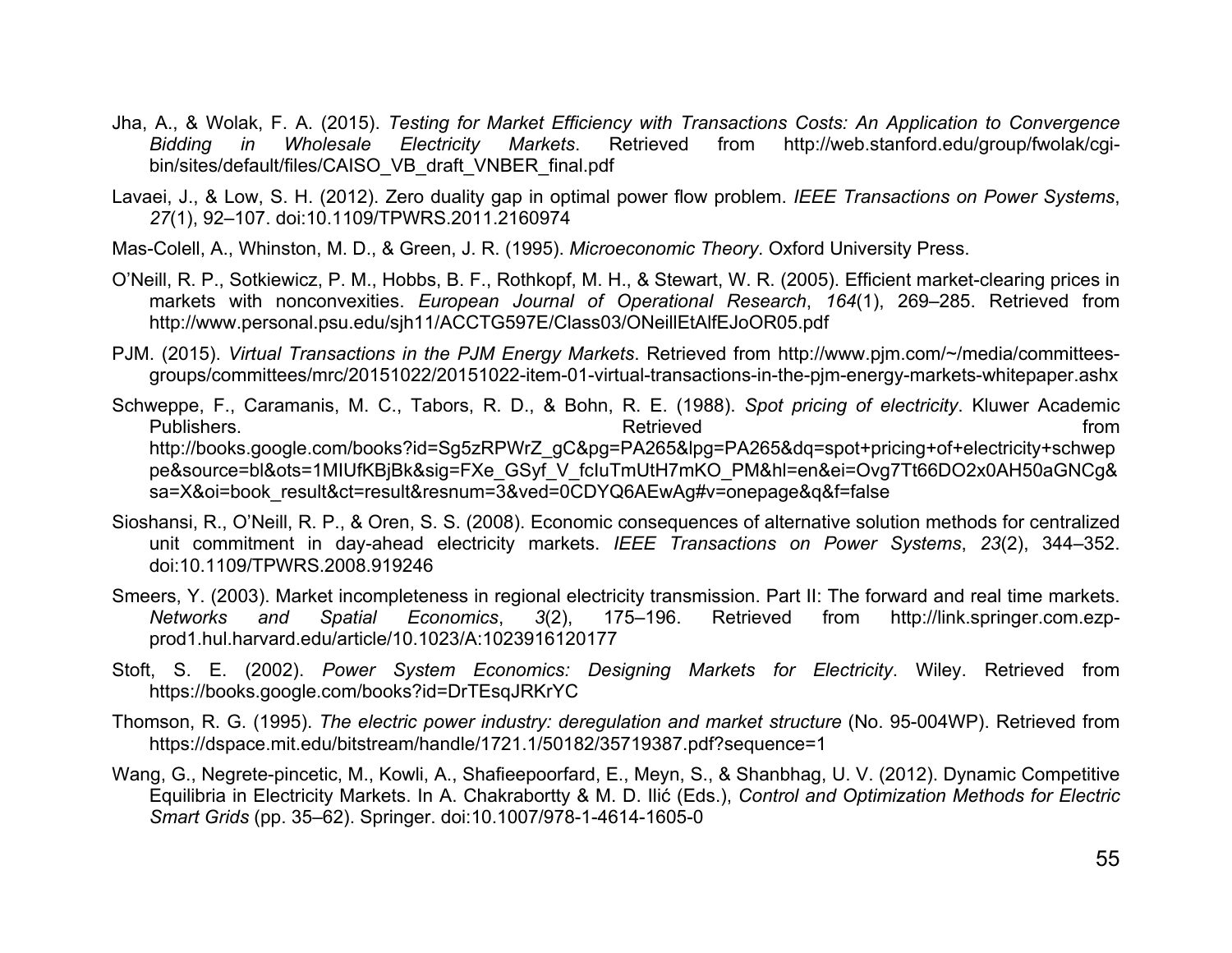Jha, A., & Wolak, F. A. (2015). *Testing for Market Efficiency with Transactions Costs: An Application to Convergence Bidding in Wholesale Electricity Markets*. Retrieved from http://web.stanford.edu/group/fwolak/cgi-bin/sites/default/files/CAISO_VB_draft_VNBER_final.pdf

Lavaei, J., & Low, S. H. (2012). Zero duality gap in optimal power flow problem. *IEEE Transactions on Power Systems*, *27*(1), 92–107. doi:10.1109/TPWRS.2011.2160974

Mas-Colell, A., Whinston, M. D., & Green, J. R. (1995). *Microeconomic Theory*. Oxford University Press.

O'Neill, R. P., Sotkiewicz, P. M., Hobbs, B. F., Rothkopf, M. H., & Stewart, W. R. (2005). Efficient market-clearing prices in markets with nonconvexities. *European Journal of Operational Research*, *164*(1), 269–285. Retrieved from http://www.personal.psu.edu/sjh11/ACCTG597E/Class03/ONeillEtAlfEJoOR05.pdf

PJM. (2015). *Virtual Transactions in the PJM Energy Markets*. Retrieved from http://www.pjm.com/~/media/committees-groups/committees/mrc/20151022/20151022-item-01-virtual-transactions-in-the-pjm-energy-markets-whitepaper.ashx

Schweppe, F., Caramanis, M. C., Tabors, R. D., & Bohn, R. E. (1988). *Spot pricing of electricity*. Kluwer Academic Publishers. Retrieved from http://books.google.com/books?id=Sg5zRPWrZ_gC&pg=PA265&lpg=PA265&dq=spot+pricing+of+electricity+schweppe&source=bl&ots=1MIUfKBjBk&sig=FXe_GSyf_V_fcIuTmUtH7mKO_PM&hl=en&ei=Ovg7Tt66DO2x0AH50aGNCg&sa=X&oi=book_result&ct=result&resnum=3&ved=0CDYQ6AEwAg#v=onepage&q&f=false

Sioshansi, R., O'Neill, R. P., & Oren, S. S. (2008). Economic consequences of alternative solution methods for centralized unit commitment in day-ahead electricity markets. *IEEE Transactions on Power Systems*, *23*(2), 344–352. doi:10.1109/TPWRS.2008.919246

Smeers, Y. (2003). Market incompleteness in regional electricity transmission. Part II: The forward and real time markets. *Networks and Spatial Economics*, *3*(2), 175–196. Retrieved from http://link.springer.com.ezp-prod1.hul.harvard.edu/article/10.1023/A:1023916120177

Stoft, S. E. (2002). *Power System Economics: Designing Markets for Electricity*. Wiley. Retrieved from https://books.google.com/books?id=DrTEsqJRKrYC

Thomson, R. G. (1995). *The electric power industry: deregulation and market structure* (No. 95-004WP). Retrieved from https://dspace.mit.edu/bitstream/handle/1721.1/50182/35719387.pdf?sequence=1

Wang, G., Negrete-pincetic, M., Kowli, A., Shafieepoorfard, E., Meyn, S., & Shanbhag, U. V. (2012). Dynamic Competitive Equilibria in Electricity Markets. In A. Chakrabortty & M. D. Ilić (Eds.), *Control and Optimization Methods for Electric Smart Grids* (pp. 35–62). Springer. doi:10.1007/978-1-4614-1605-0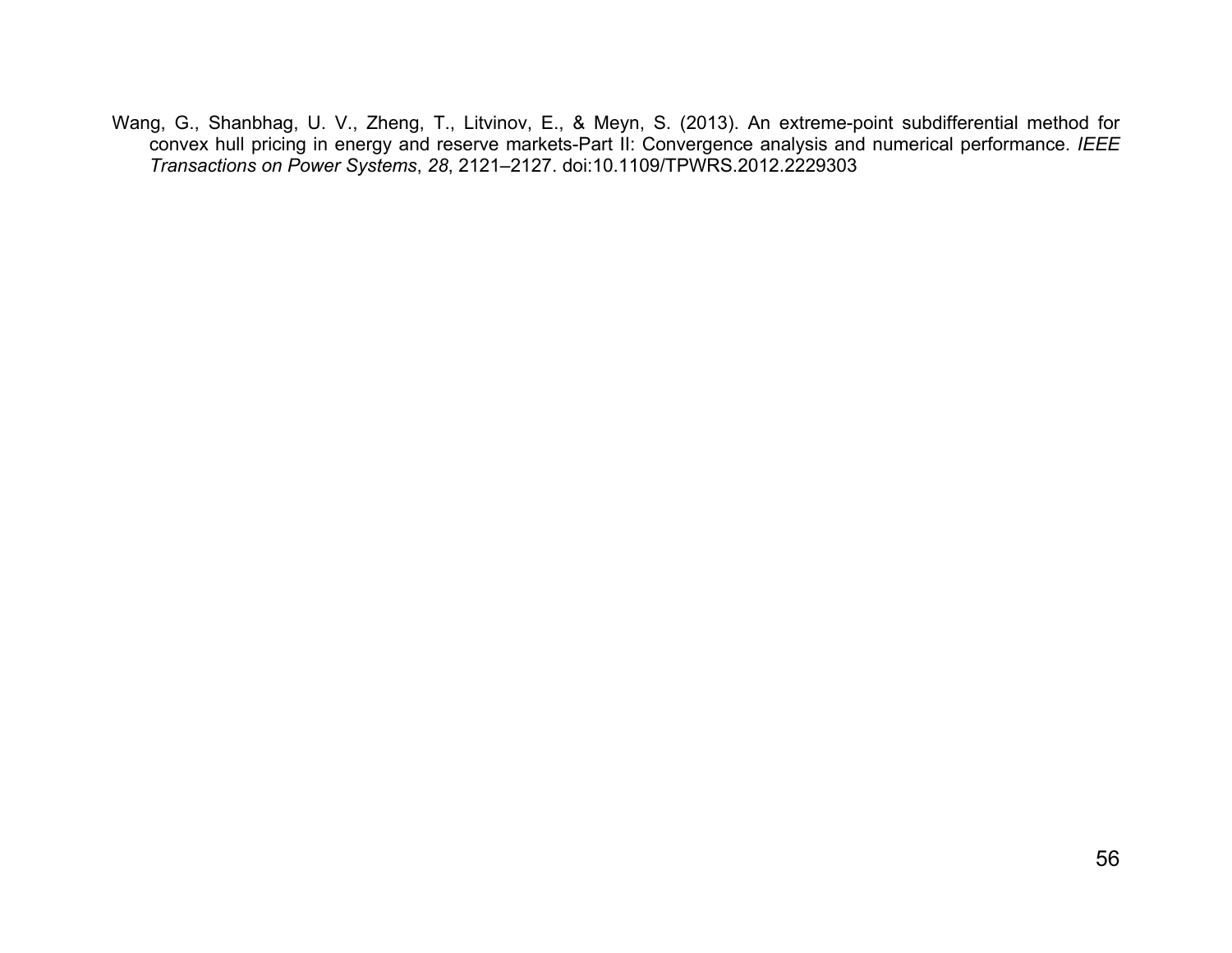Wang, G., Shanbhag, U. V., Zheng, T., Litvinov, E., & Meyn, S. (2013). An extreme-point subdifferential method for convex hull pricing in energy and reserve markets-Part II: Convergence analysis and numerical performance. *IEEE Transactions on Power Systems*, *28*, 2121–2127. doi:10.1109/TPWRS.2012.2229303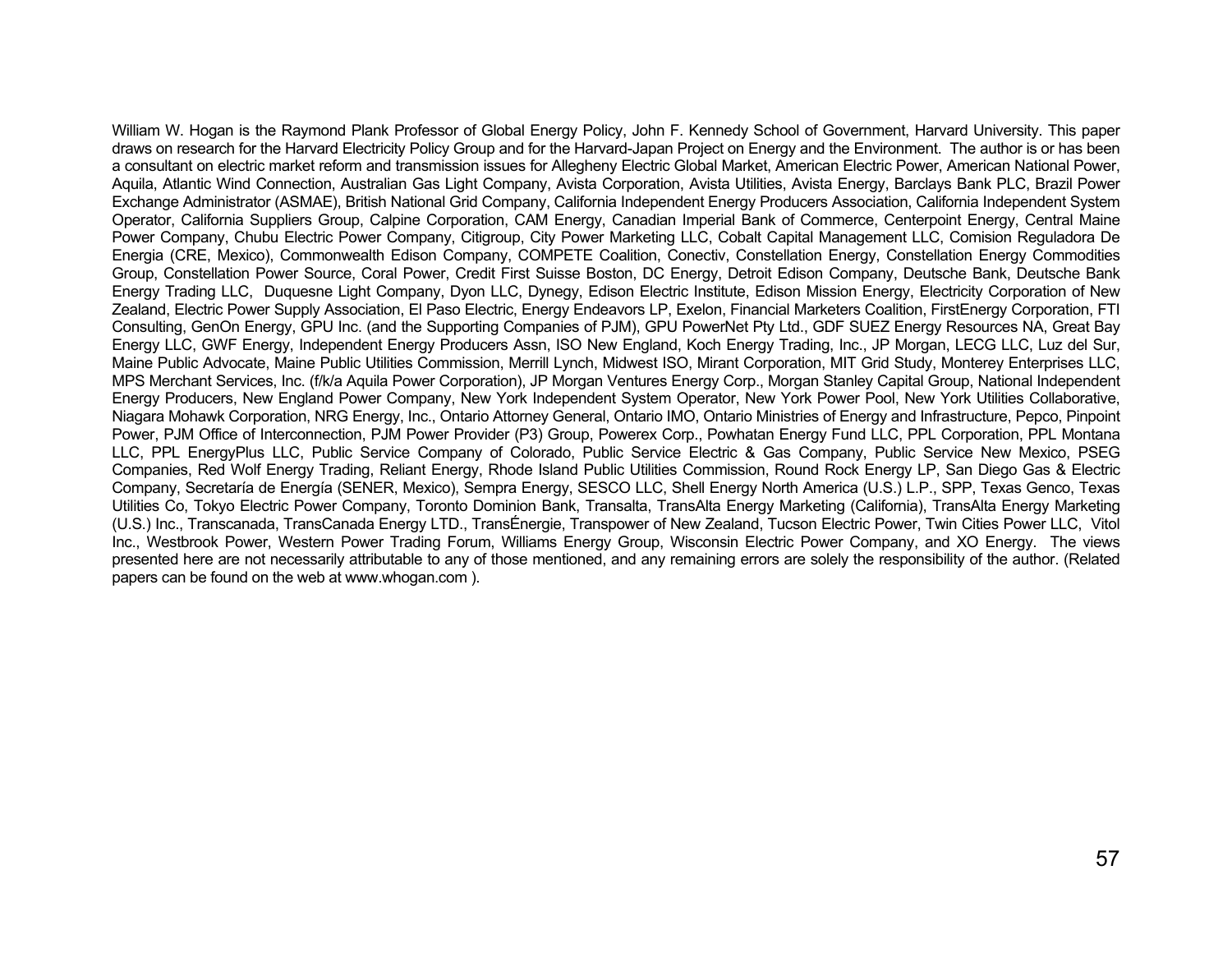William W. Hogan is the Raymond Plank Professor of Global Energy Policy, John F. Kennedy School of Government, Harvard University. This paper draws on research for the Harvard Electricity Policy Group and for the Harvard-Japan Project on Energy and the Environment. The author is or has been a consultant on electric market reform and transmission issues for Allegheny Electric Global Market, American Electric Power, American National Power, Aquila, Atlantic Wind Connection, Australian Gas Light Company, Avista Corporation, Avista Utilities, Avista Energy, Barclays Bank PLC, Brazil Power Exchange Administrator (ASMAE), British National Grid Company, California Independent Energy Producers Association, California Independent System Operator, California Suppliers Group, Calpine Corporation, CAM Energy, Canadian Imperial Bank of Commerce, Centerpoint Energy, Central Maine Power Company, Chubu Electric Power Company, Citigroup, City Power Marketing LLC, Cobalt Capital Management LLC, Comision Reguladora De Energia (CRE, Mexico), Commonwealth Edison Company, COMPETE Coalition, Conectiv, Constellation Energy, Constellation Energy Commodities Group, Constellation Power Source, Coral Power, Credit First Suisse Boston, DC Energy, Detroit Edison Company, Deutsche Bank, Deutsche Bank Energy Trading LLC, Duquesne Light Company, Dyon LLC, Dynegy, Edison Electric Institute, Edison Mission Energy, Electricity Corporation of New Zealand, Electric Power Supply Association, El Paso Electric, Energy Endeavors LP, Exelon, Financial Marketers Coalition, FirstEnergy Corporation, FTI Consulting, GenOn Energy, GPU Inc. (and the Supporting Companies of PJM), GPU PowerNet Pty Ltd., GDF SUEZ Energy Resources NA, Great Bay Energy LLC, GWF Energy, Independent Energy Producers Assn, ISO New England, Koch Energy Trading, Inc., JP Morgan, LECG LLC, Luz del Sur, Maine Public Advocate, Maine Public Utilities Commission, Merrill Lynch, Midwest ISO, Mirant Corporation, MIT Grid Study, Monterey Enterprises LLC, MPS Merchant Services, Inc. (f/k/a Aquila Power Corporation), JP Morgan Ventures Energy Corp., Morgan Stanley Capital Group, National Independent Energy Producers, New England Power Company, New York Independent System Operator, New York Power Pool, New York Utilities Collaborative, Niagara Mohawk Corporation, NRG Energy, Inc., Ontario Attorney General, Ontario IMO, Ontario Ministries of Energy and Infrastructure, Pepco, Pinpoint Power, PJM Office of Interconnection, PJM Power Provider (P3) Group, Powerex Corp., Powhatan Energy Fund LLC, PPL Corporation, PPL Montana LLC, PPL EnergyPlus LLC, Public Service Company of Colorado, Public Service Electric & Gas Company, Public Service New Mexico, PSEG Companies, Red Wolf Energy Trading, Reliant Energy, Rhode Island Public Utilities Commission, Round Rock Energy LP, San Diego Gas & Electric Company, Secretaría de Energía (SENER, Mexico), Sempra Energy, SESCO LLC, Shell Energy North America (U.S.) L.P., SPP, Texas Genco, Texas Utilities Co, Tokyo Electric Power Company, Toronto Dominion Bank, Transalta, TransAlta Energy Marketing (California), TransAlta Energy Marketing (U.S.) Inc., Transcanada, TransCanada Energy LTD., TransÉnergie, Transpower of New Zealand, Tucson Electric Power, Twin Cities Power LLC, Vitol Inc., Westbrook Power, Western Power Trading Forum, Williams Energy Group, Wisconsin Electric Power Company, and XO Energy. The views presented here are not necessarily attributable to any of those mentioned, and any remaining errors are solely the responsibility of the author. (Related papers can be found on the web at www.whogan.com ).